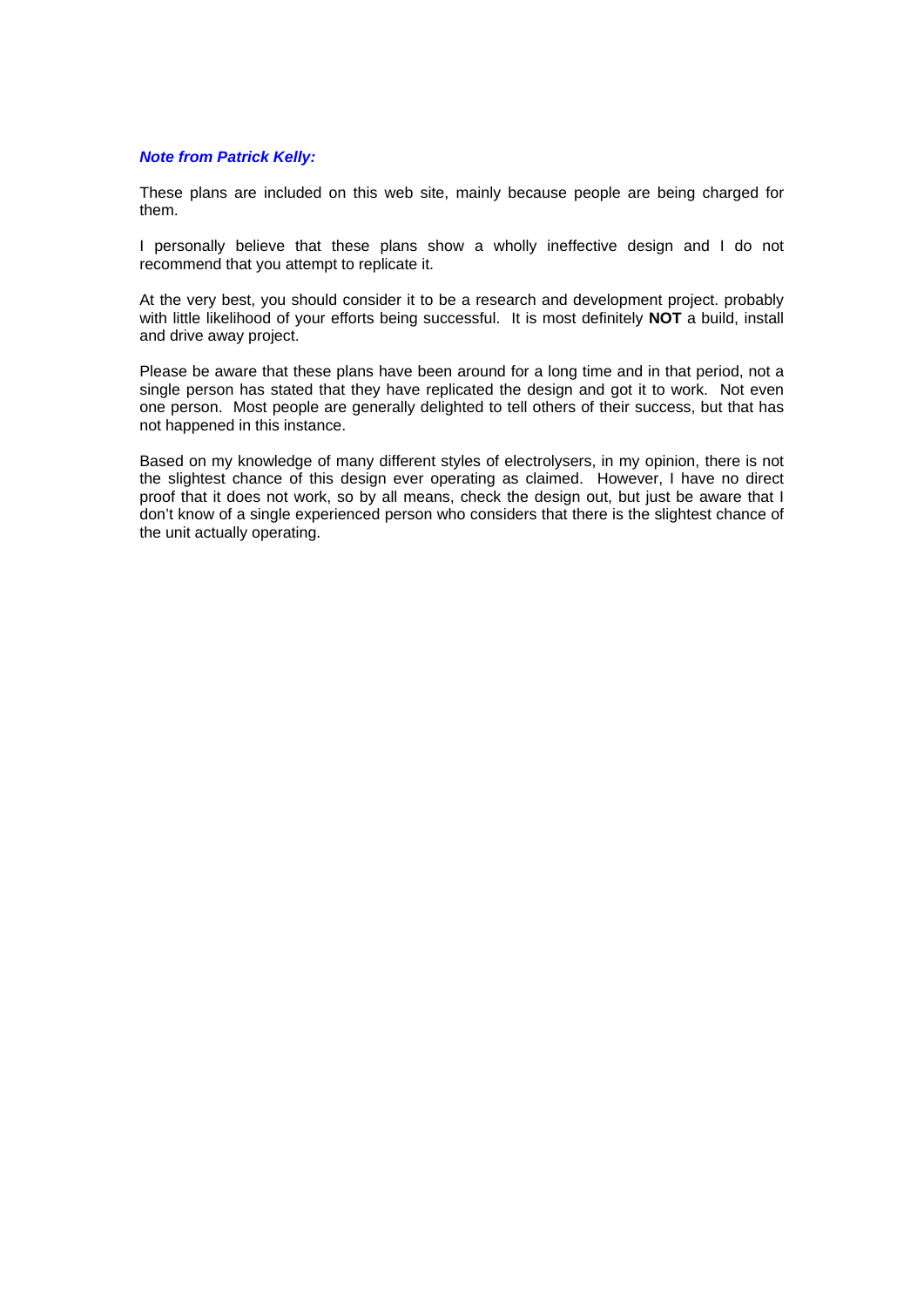***Note from Patrick Kelly:***

These plans are included on this web site, mainly because people are being charged for them.

I personally believe that these plans show a wholly ineffective design and I do not recommend that you attempt to replicate it.

At the very best, you should consider it to be a research and development project. probably with little likelihood of your efforts being successful. It is most definitely **NOT** a build, install and drive away project.

Please be aware that these plans have been around for a long time and in that period, not a single person has stated that they have replicated the design and got it to work. Not even one person. Most people are generally delighted to tell others of their success, but that has not happened in this instance.

Based on my knowledge of many different styles of electrolysers, in my opinion, there is not the slightest chance of this design ever operating as claimed. However, I have no direct proof that it does not work, so by all means, check the design out, but just be aware that I don't know of a single experienced person who considers that there is the slightest chance of the unit actually operating.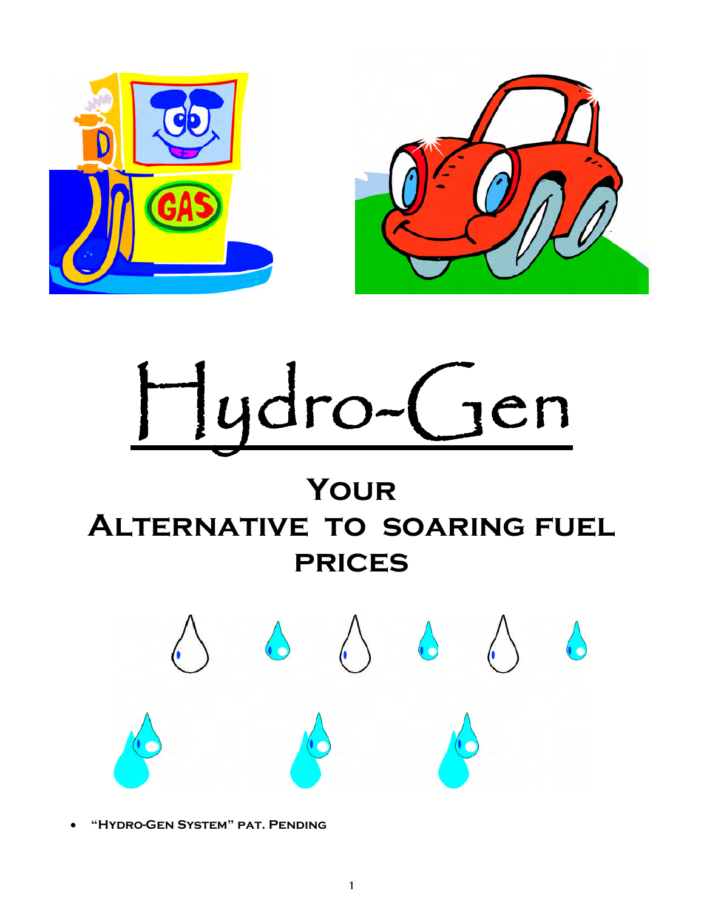# Hydro-Gen

## Your Alternative to soaring fuel prices

- **"Hydro-Gen System" pat. Pending**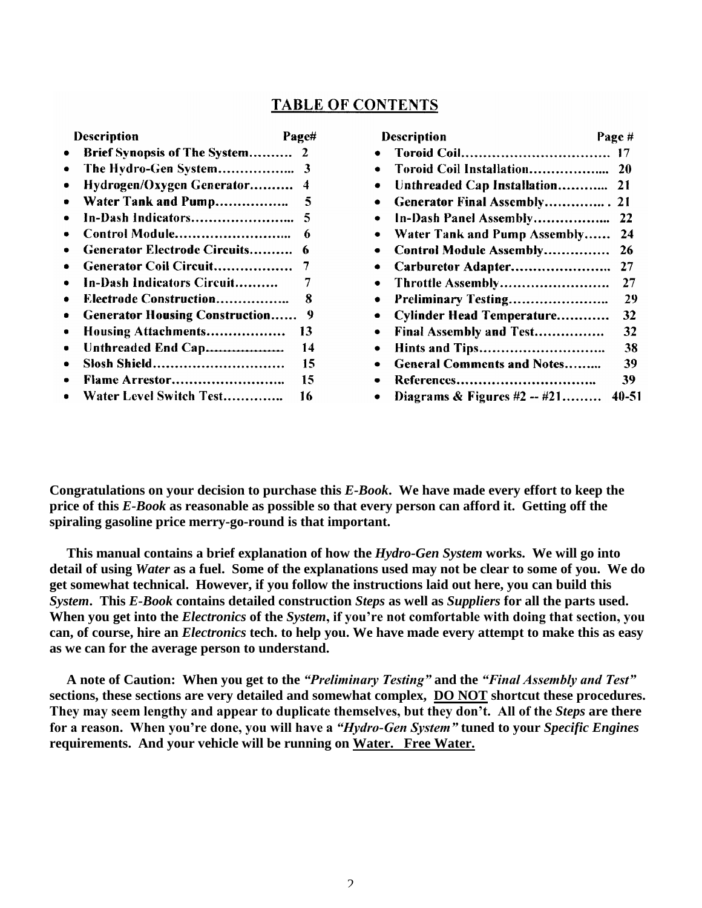## TABLE OF CONTENTS

| Description | Page# | Description | Page # |
|---|---|---|---|
| • Brief Synopsis of The System………. | 2 | • Toroid Coil……………………………. | 17 |
| • The Hydro-Gen System…………….. | 3 | • Toroid Coil Installation…………….. | 20 |
| • Hydrogen/Oxygen Generator………. | 4 | • Unthreaded Cap Installation……….. | 21 |
| • Water Tank and Pump…………….. | 5 | • Generator Final Assembly………….. | 21 |
| • In-Dash Indicators………………….. | 5 | • In-Dash Panel Assembly…………….. | 22 |
| • Control Module…………………….. | 6 | • Water Tank and Pump Assembly…… | 24 |
| • Generator Electrode Circuits………. | 6 | • Control Module Assembly…………… | 26 |
| • Generator Coil Circuit……………… | 7 | • Carburetor Adapter………………….. | 27 |
| • In-Dash Indicators Circuit………. | 7 | • Throttle Assembly……………………. | 27 |
| • Electrode Construction…………….. | 8 | • Preliminary Testing………………….. | 29 |
| • Generator Housing Construction…… | 9 | • Cylinder Head Temperature………… | 32 |
| • Housing Attachments……………… | 13 | • Final Assembly and Test……………. | 32 |
| • Unthreaded End Cap……………… | 14 | • Hints and Tips……………………….. | 38 |
| • Slosh Shield………………………… | 15 | • General Comments and Notes……... | 39 |
| • Flame Arrestor…………………….. | 15 | • References………………………….. | 39 |
| • Water Level Switch Test………….. | 16 | • Diagrams & Figures #2 -- #21……… | 40-51 |

**Congratulations on your decision to purchase this *E-Book*. We have made every effort to keep the price of this *E-Book* as reasonable as possible so that every person can afford it. Getting off the spiraling gasoline price merry-go-round is that important.**

**This manual contains a brief explanation of how the *Hydro-Gen System* works. We will go into detail of using *Water* as a fuel. Some of the explanations used may not be clear to some of you. We do get somewhat technical. However, if you follow the instructions laid out here, you can build this *System*. This *E-Book* contains detailed construction *Steps* as well as *Suppliers* for all the parts used. When you get into the *Electronics* of the *System*, if you're not comfortable with doing that section, you can, of course, hire an *Electronics* tech. to help you. We have made every attempt to make this as easy as we can for the average person to understand.**

**A note of Caution: When you get to the *"Preliminary Testing"* and the *"Final Assembly and Test"* sections, these sections are very detailed and somewhat complex, <u>DO NOT</u> shortcut these procedures. They may seem lengthy and appear to duplicate themselves, but they don't. All of the *Steps* are there for a reason. When you're done, you will have a *"Hydro-Gen System"* tuned to your *Specific Engines* requirements. And your vehicle will be running on <u>Water. Free Water.</u>**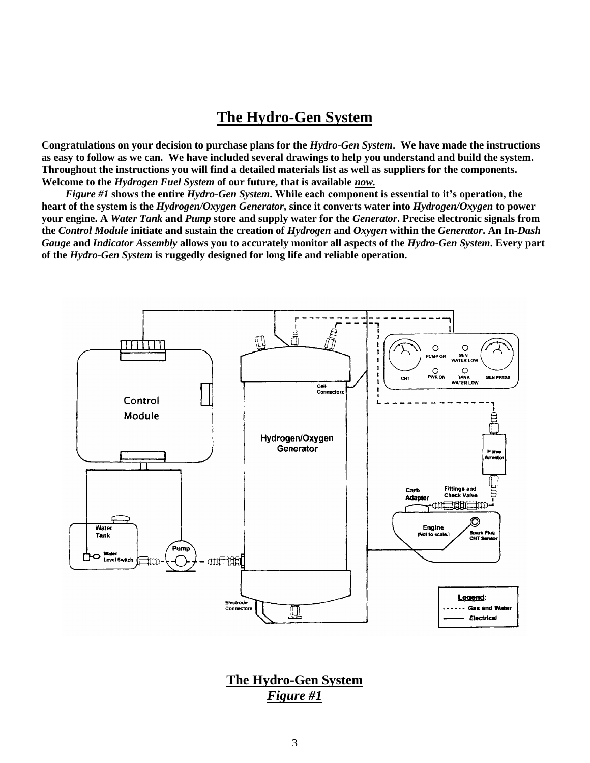# The Hydro-Gen System

**Congratulations on your decision to purchase plans for the *Hydro-Gen System*. We have made the instructions as easy to follow as we can. We have included several drawings to help you understand and build the system. Throughout the instructions you will find a detailed materials list as well as suppliers for the components. Welcome to the *Hydrogen Fuel System* of our future, that is available *now.***

***Figure #1* shows the entire *Hydro-Gen System*. While each component is essential to it's operation, the heart of the system is the *Hydrogen/Oxygen Generator*, since it converts water into *Hydrogen/Oxygen* to power your engine. A *Water Tank* and *Pump* store and supply water for the *Generator*. Precise electronic signals from the *Control Module* initiate and sustain the creation of *Hydrogen* and *Oxygen* within the *Generator*. An In-*Dash Gauge* and *Indicator Assembly* allows you to accurately monitor all aspects of the *Hydro-Gen System*. Every part of the *Hydro-Gen System* is ruggedly designed for long life and reliable operation.**

**The Hydro-Gen System**
***Figure #1***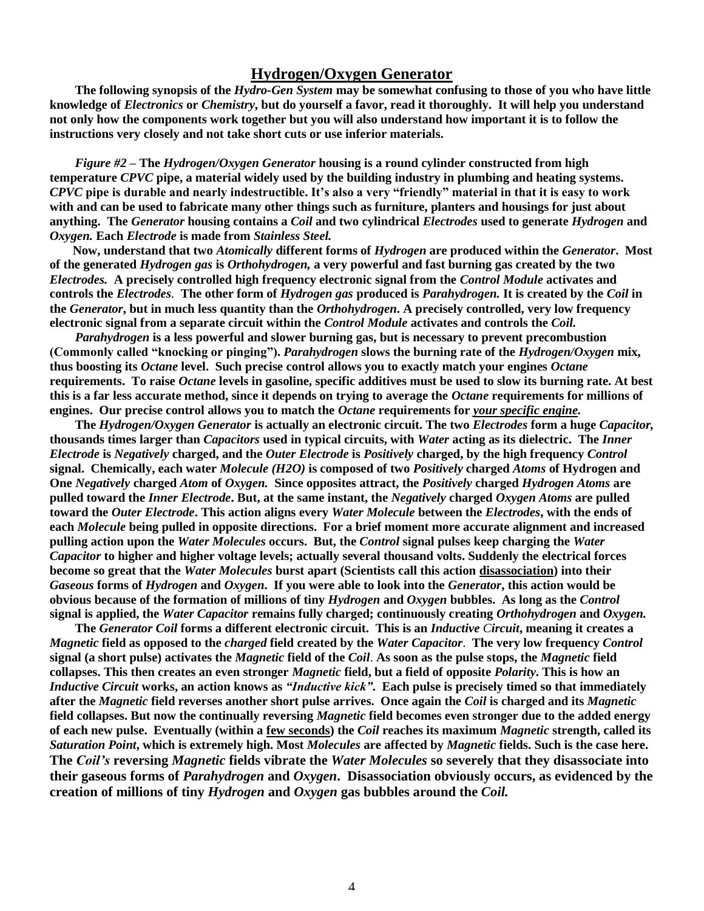## Hydrogen/Oxygen Generator

**The following synopsis of the *Hydro-Gen System* may be somewhat confusing to those of you who have little knowledge of *Electronics* or *Chemistry*, but do yourself a favor, read it thoroughly. It will help you understand not only how the components work together but you will also understand how important it is to follow the instructions very closely and not take short cuts or use inferior materials.**

***Figure #2* – The *Hydrogen/Oxygen Generator* housing is a round cylinder constructed from high temperature *CPVC* pipe, a material widely used by the building industry in plumbing and heating systems. *CPVC* pipe is durable and nearly indestructible. It's also a very "friendly" material in that it is easy to work with and can be used to fabricate many other things such as furniture, planters and housings for just about anything. The *Generator* housing contains a *Coil* and two cylindrical *Electrodes* used to generate *Hydrogen* and *Oxygen.* Each *Electrode* is made from *Stainless Steel.***

**Now, understand that two *Atomically* different forms of *Hydrogen* are produced within the *Generator*. Most of the generated *Hydrogen gas* is *Orthohydrogen,* a very powerful and fast burning gas created by the two *Electrodes.* A precisely controlled high frequency electronic signal from the *Control Module* activates and controls the *Electrodes*. The other form of *Hydrogen gas* produced is *Parahydrogen.* It is created by the *Coil* in the *Generator*, but in much less quantity than the *Orthohydrogen*. A precisely controlled, very low frequency electronic signal from a separate circuit within the *Control Module* activates and controls the *Coil.***

***Parahydrogen* is a less powerful and slower burning gas, but is necessary to prevent precombustion (Commonly called "knocking or pinging"). *Parahydrogen* slows the burning rate of the *Hydrogen/Oxygen* mix, thus boosting its *Octane* level. Such precise control allows you to exactly match your engines *Octane* requirements. To raise *Octane* levels in gasoline, specific additives must be used to slow its burning rate. At best this is a far less accurate method, since it depends on trying to average the *Octane* requirements for millions of engines. Our precise control allows you to match the *Octane* requirements for *<u>your specific engine</u>.***

**The *Hydrogen/Oxygen Generator* is actually an electronic circuit. The two *Electrodes* form a huge *Capacitor,* thousands times larger than *Capacitors* used in typical circuits, with *Water* acting as its dielectric. The *Inner Electrode* is *Negatively* charged, and the *Outer Electrode* is *Positively* charged, by the high frequency *Control* signal. Chemically, each water *Molecule (H2O)* is composed of two *Positively* charged *Atoms* of Hydrogen and One *Negatively* charged *Atom* of *Oxygen.* Since opposites attract, the *Positively* charged *Hydrogen Atoms* are pulled toward the *Inner Electrode*. But, at the same instant, the *Negatively* charged *Oxygen Atoms* are pulled toward the *Outer Electrode*. This action aligns every *Water Molecule* between the *Electrodes*, with the ends of each *Molecule* being pulled in opposite directions. For a brief moment more accurate alignment and increased pulling action upon the *Water Molecules* occurs. But, the *Control* signal pulses keep charging the *Water Capacitor* to higher and higher voltage levels; actually several thousand volts. Suddenly the electrical forces become so great that the *Water Molecules* burst apart (Scientists call this action <u>disassociation</u>) into their *Gaseous* forms of *Hydrogen* and *Oxygen*. If you were able to look into the *Generator*, this action would be obvious because of the formation of millions of tiny *Hydrogen* and *Oxygen* bubbles. As long as the *Control* signal is applied, the *Water Capacitor* remains fully charged; continuously creating *Orthohydrogen* and *Oxygen.***

**The *Generator Coil* forms a different electronic circuit. This is an *Inductive Circuit*, meaning it creates a *Magnetic* field as opposed to the *charged* field created by the *Water Capacitor*. The very low frequency *Control* signal (a short pulse) activates the *Magnetic* field of the *Coil*. As soon as the pulse stops, the *Magnetic* field collapses. This then creates an even stronger *Magnetic* field, but a field of opposite *Polarity*. This is how an *Inductive Circuit* works, an action knows as *"Inductive kick".* Each pulse is precisely timed so that immediately after the *Magnetic* field reverses another short pulse arrives. Once again the *Coil* is charged and its *Magnetic* field collapses. But now the continually reversing *Magnetic* field becomes even stronger due to the added energy of each new pulse. Eventually (within a <u>few seconds</u>) the *Coil* reaches its maximum *Magnetic* strength, called its *Saturation Point*, which is extremely high. Most *Molecules* are affected by *Magnetic* fields. Such is the case here. The *Coil's* reversing *Magnetic* fields vibrate the *Water Molecules* so severely that they disassociate into their gaseous forms of *Parahydrogen* and *Oxygen*. Disassociation obviously occurs, as evidenced by the creation of millions of tiny *Hydrogen* and *Oxygen* gas bubbles around the *Coil.***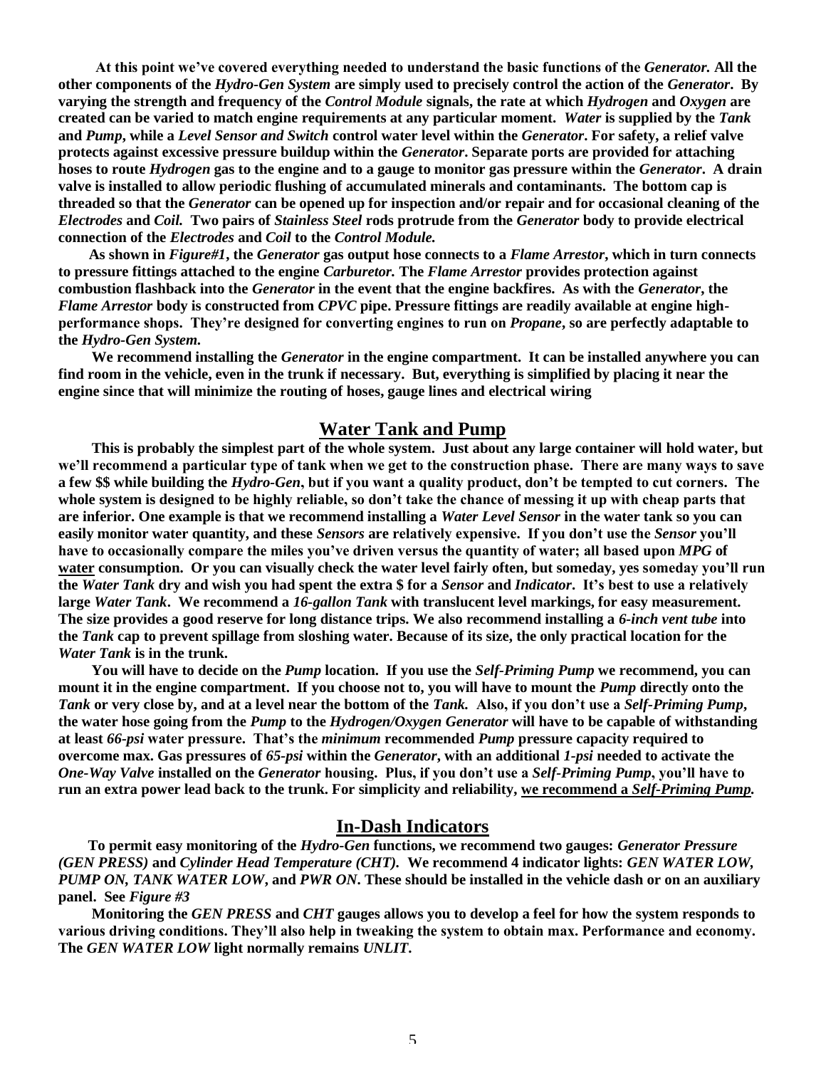**At this point we've covered everything needed to understand the basic functions of the *Generator.* All the other components of the *Hydro-Gen System* are simply used to precisely control the action of the *Generator*. By varying the strength and frequency of the *Control Module* signals, the rate at which *Hydrogen* and *Oxygen* are created can be varied to match engine requirements at any particular moment. *Water* is supplied by the *Tank* and *Pump*, while a *Level Sensor and Switch* control water level within the *Generator*. For safety, a relief valve protects against excessive pressure buildup within the *Generator*. Separate ports are provided for attaching hoses to route *Hydrogen* gas to the engine and to a gauge to monitor gas pressure within the *Generator*. A drain valve is installed to allow periodic flushing of accumulated minerals and contaminants. The bottom cap is threaded so that the *Generator* can be opened up for inspection and/or repair and for occasional cleaning of the *Electrodes* and *Coil.* Two pairs of *Stainless Steel* rods protrude from the *Generator* body to provide electrical connection of the *Electrodes* and *Coil* to the *Control Module.***

**As shown in *Figure#1*, the *Generator* gas output hose connects to a *Flame Arrestor*, which in turn connects to pressure fittings attached to the engine *Carburetor.* The *Flame Arrestor* provides protection against combustion flashback into the *Generator* in the event that the engine backfires. As with the *Generator*, the *Flame Arrestor* body is constructed from *CPVC* pipe. Pressure fittings are readily available at engine high-performance shops. They're designed for converting engines to run on *Propane*, so are perfectly adaptable to the *Hydro-Gen System.***

**We recommend installing the *Generator* in the engine compartment. It can be installed anywhere you can find room in the vehicle, even in the trunk if necessary. But, everything is simplified by placing it near the engine since that will minimize the routing of hoses, gauge lines and electrical wiring**

## Water Tank and Pump

**This is probably the simplest part of the whole system. Just about any large container will hold water, but we'll recommend a particular type of tank when we get to the construction phase. There are many ways to save a few $$ while building the *Hydro-Gen*, but if you want a quality product, don't be tempted to cut corners. The whole system is designed to be highly reliable, so don't take the chance of messing it up with cheap parts that are inferior. One example is that we recommend installing a *Water Level Sensor* in the water tank so you can easily monitor water quantity, and these *Sensors* are relatively expensive. If you don't use the *Sensor* you'll have to occasionally compare the miles you've driven versus the quantity of water; all based upon *MPG* of <u>water</u> consumption. Or you can visually check the water level fairly often, but someday, yes someday you'll run the *Water Tank* dry and wish you had spent the extra $ for a *Sensor* and *Indicator*. It's best to use a relatively large *Water Tank*. We recommend a *16-gallon Tank* with translucent level markings, for easy measurement. The size provides a good reserve for long distance trips. We also recommend installing a *6-inch vent tube* into the *Tank* cap to prevent spillage from sloshing water. Because of its size, the only practical location for the *Water Tank* is in the trunk.**

**You will have to decide on the *Pump* location. If you use the *Self-Priming Pump* we recommend, you can mount it in the engine compartment. If you choose not to, you will have to mount the *Pump* directly onto the *Tank* or very close by, and at a level near the bottom of the *Tank.* Also, if you don't use a *Self-Priming Pump*, the water hose going from the *Pump* to the *Hydrogen/Oxygen Generator* will have to be capable of withstanding at least *66-psi* water pressure. That's the *minimum* recommended *Pump* pressure capacity required to overcome max. Gas pressures of *65-psi* within the *Generator*, with an additional *1-psi* needed to activate the *One-Way Valve* installed on the *Generator* housing. Plus, if you don't use a *Self-Priming Pump*, you'll have to run an extra power lead back to the trunk. For simplicity and reliability, <u>we recommend a *Self-Priming Pump.*</u>**

## In-Dash Indicators

**To permit easy monitoring of the *Hydro-Gen* functions, we recommend two gauges: *Generator Pressure (GEN PRESS)* and *Cylinder Head Temperature (CHT)*. We recommend 4 indicator lights: *GEN WATER LOW, PUMP ON, TANK WATER LOW*, and *PWR ON*. These should be installed in the vehicle dash or on an auxiliary panel. See *Figure #3***

**Monitoring the *GEN PRESS* and *CHT* gauges allows you to develop a feel for how the system responds to various driving conditions. They'll also help in tweaking the system to obtain max. Performance and economy. The *GEN WATER LOW* light normally remains *UNLIT*.**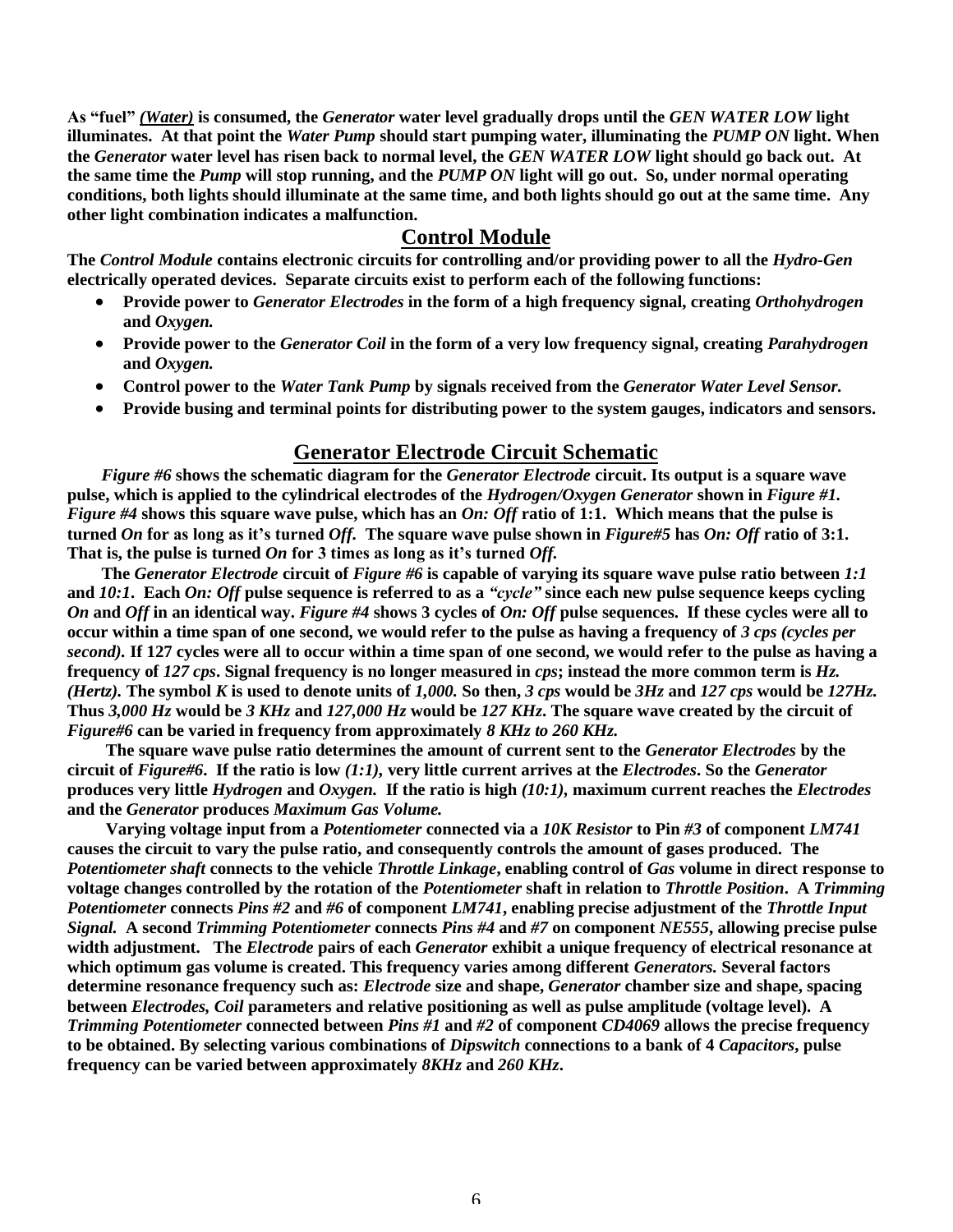**As "fuel"** ***(Water)*** **is consumed, the** ***Generator*** **water level gradually drops until the** ***GEN WATER LOW*** **light illuminates. At that point the** ***Water Pump*** **should start pumping water, illuminating the** ***PUMP ON*** **light. When the** ***Generator*** **water level has risen back to normal level, the** ***GEN WATER LOW*** **light should go back out. At the same time the** ***Pump*** **will stop running, and the** ***PUMP ON*** **light will go out. So, under normal operating conditions, both lights should illuminate at the same time, and both lights should go out at the same time. Any other light combination indicates a malfunction.**

## Control Module

**The** ***Control Module*** **contains electronic circuits for controlling and/or providing power to all the** ***Hydro-Gen*** **electrically operated devices. Separate circuits exist to perform each of the following functions:**

- **Provide power to** ***Generator Electrodes*** **in the form of a high frequency signal, creating** ***Orthohydrogen*** **and** ***Oxygen.***
- **Provide power to the** ***Generator Coil*** **in the form of a very low frequency signal, creating** ***Parahydrogen*** **and** ***Oxygen.***
- **Control power to the** ***Water Tank Pump*** **by signals received from the** ***Generator Water Level Sensor.***
- **Provide busing and terminal points for distributing power to the system gauges, indicators and sensors.**

## Generator Electrode Circuit Schematic

***Figure #6*** **shows the schematic diagram for the** ***Generator Electrode*** **circuit. Its output is a square wave pulse, which is applied to the cylindrical electrodes of the** ***Hydrogen/Oxygen Generator*** **shown in** ***Figure #1. Figure #4*** **shows this square wave pulse, which has an** ***On: Off*** **ratio of 1:1. Which means that the pulse is turned** ***On*** **for as long as it's turned** ***Off.*** **The square wave pulse shown in** ***Figure#5*** **has** ***On: Off*** **ratio of 3:1. That is, the pulse is turned** ***On*** **for 3 times as long as it's turned** ***Off.***

**The** ***Generator Electrode*** **circuit of** ***Figure #6*** **is capable of varying its square wave pulse ratio between** ***1:1*** **and** ***10:1***. **Each** ***On: Off*** **pulse sequence is referred to as a** ***"cycle"*** **since each new pulse sequence keeps cycling** ***On*** **and** ***Off*** **in an identical way.** ***Figure #4*** **shows 3 cycles of** ***On: Off*** **pulse sequences. If these cycles were all to occur within a time span of one second, we would refer to the pulse as having a frequency of** ***3 cps (cycles per second).*** **If 127 cycles were all to occur within a time span of one second, we would refer to the pulse as having a frequency of** ***127 cps***. **Signal frequency is no longer measured in** ***cps***; **instead the more common term is** ***Hz. (Hertz).*** **The symbol** ***K*** **is used to denote units of** ***1,000.*** **So then,** ***3 cps*** **would be** ***3Hz*** **and** ***127 cps*** **would be** ***127Hz.*** **Thus** ***3,000 Hz*** **would be** ***3 KHz*** **and** ***127,000 Hz*** **would be** ***127 KHz.*** **The square wave created by the circuit of** ***Figure#6*** **can be varied in frequency from approximately** ***8 KHz to 260 KHz.***

**The square wave pulse ratio determines the amount of current sent to the** ***Generator Electrodes*** **by the circuit of** ***Figure#6***. **If the ratio is low** ***(1:1),*** **very little current arrives at the** ***Electrodes***. **So the** ***Generator*** **produces very little** ***Hydrogen*** **and** ***Oxygen.*** **If the ratio is high** ***(10:1),*** **maximum current reaches the** ***Electrodes*** **and the** ***Generator*** **produces** ***Maximum Gas Volume.***

**Varying voltage input from a** ***Potentiometer*** **connected via a** ***10K Resistor*** **to Pin** ***#3*** **of component** ***LM741*** **causes the circuit to vary the pulse ratio, and consequently controls the amount of gases produced. The** ***Potentiometer shaft*** **connects to the vehicle** ***Throttle Linkage***, **enabling control of** ***Gas*** **volume in direct response to voltage changes controlled by the rotation of the** ***Potentiometer*** **shaft in relation to** ***Throttle Position***. **A** ***Trimming Potentiometer*** **connects** ***Pins #2*** **and** ***#6*** **of component** ***LM741***, **enabling precise adjustment of the** ***Throttle Input Signal.*** **A second** ***Trimming Potentiometer*** **connects** ***Pins #4*** **and** ***#7*** **on component** ***NE555***, **allowing precise pulse width adjustment. The** ***Electrode*** **pairs of each** ***Generator*** **exhibit a unique frequency of electrical resonance at which optimum gas volume is created. This frequency varies among different** ***Generators.*** **Several factors determine resonance frequency such as:** ***Electrode*** **size and shape,** ***Generator*** **chamber size and shape, spacing between** ***Electrodes, Coil*** **parameters and relative positioning as well as pulse amplitude (voltage level). A** ***Trimming Potentiometer*** **connected between** ***Pins #1*** **and** ***#2*** **of component** ***CD4069*** **allows the precise frequency to be obtained. By selecting various combinations of** ***Dipswitch*** **connections to a bank of 4** ***Capacitors***, **pulse frequency can be varied between approximately** ***8KHz*** **and** ***260 KHz***.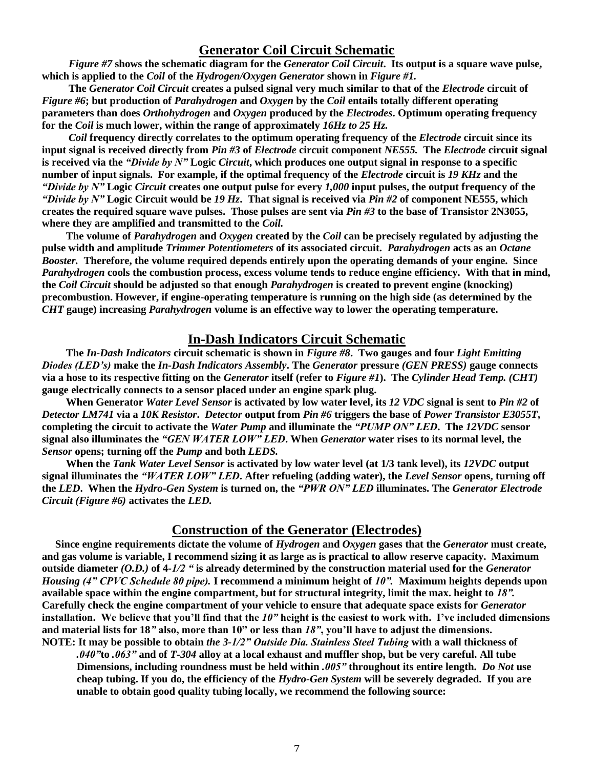## Generator Coil Circuit Schematic

***Figure #7*** **shows the schematic diagram for the** ***Generator Coil Circuit*****. Its output is a square wave pulse, which is applied to the** ***Coil*** **of the** ***Hydrogen/Oxygen Generator*** **shown in** ***Figure #1.***

**The** ***Generator Coil Circuit*** **creates a pulsed signal very much similar to that of the** ***Electrode*** **circuit of** ***Figure #6*****; but production of** ***Parahydrogen*** **and** ***Oxygen*** **by the** ***Coil*** **entails totally different operating parameters than does** ***Orthohydrogen*** **and** ***Oxygen*** **produced by the** ***Electrodes*****. Optimum operating frequency for the** ***Coil*** **is much lower, within the range of approximately** ***16Hz to 25 Hz.***

***Coil*** **frequency directly correlates to the optimum operating frequency of the** ***Electrode*** **circuit since its input signal is received directly from** ***Pin #3*** **of** ***Electrode*** **circuit component** ***NE555.*** **The** ***Electrode*** **circuit signal is received via the** ***"Divide by N"*** **Logic** ***Circuit*****, which produces one output signal in response to a specific number of input signals. For example, if the optimal frequency of the** ***Electrode*** **circuit is** ***19 KHz*** **and the** ***"Divide by N"*** **Logic** ***Circuit*** **creates one output pulse for every** ***1,000*** **input pulses, the output frequency of the** ***"Divide by N"*** **Logic Circuit would be** ***19 Hz*****. That signal is received via** ***Pin #2*** **of component NE555, which creates the required square wave pulses. Those pulses are sent via** ***Pin #3*** **to the base of Transistor 2N3055, where they are amplified and transmitted to the** ***Coil.***

**The volume of** ***Parahydrogen*** **and** ***Oxygen*** **created by the** ***Coil*** **can be precisely regulated by adjusting the pulse width and amplitude** ***Trimmer Potentiometers*** **of its associated circuit.** ***Parahydrogen*** **acts as an** ***Octane Booster.*** **Therefore, the volume required depends entirely upon the operating demands of your engine. Since** ***Parahydrogen*** **cools the combustion process, excess volume tends to reduce engine efficiency. With that in mind, the** ***Coil Circuit*** **should be adjusted so that enough** ***Parahydrogen*** **is created to prevent engine (knocking) precombustion. However, if engine-operating temperature is running on the high side (as determined by the** ***CHT*** **gauge) increasing** ***Parahydrogen*** **volume is an effective way to lower the operating temperature.**

## In-Dash Indicators Circuit Schematic

**The** ***In-Dash Indicators*** **circuit schematic is shown in** ***Figure #8*****. Two gauges and four** ***Light Emitting Diodes (LED's)*** **make the** ***In-Dash Indicators Assembly*****. The** ***Generator*** **pressure** ***(GEN PRESS)*** **gauge connects via a hose to its respective fitting on the** ***Generator*** **itself (refer to** ***Figure #1*****). The** ***Cylinder Head Temp. (CHT)*** **gauge electrically connects to a sensor placed under an engine spark plug.**

**When Generator** ***Water Level Sensor*** **is activated by low water level, its** ***12 VDC*** **signal is sent to** ***Pin #2*** **of** ***Detector LM741*** **via a** ***10K Resistor*****.** ***Detector*** **output from** ***Pin #6*** **triggers the base of** ***Power Transistor E3055T*****, completing the circuit to activate the** ***Water Pump*** **and illuminate the** ***"PUMP ON" LED*****. The** ***12VDC*** **sensor signal also illuminates the** ***"GEN WATER LOW" LED*****. When** ***Generator*** **water rises to its normal level, the** ***Sensor*** **opens; turning off the** ***Pump*** **and both** ***LEDS.***

**When the** ***Tank Water Level Sensor*** **is activated by low water level (at 1/3 tank level), its** ***12VDC*** **output signal illuminates the** ***"WATER LOW" LED*****. After refueling (adding water), the** ***Level Sensor*** **opens, turning off the** ***LED*****. When the** ***Hydro-Gen System*** **is turned on, the** ***"PWR ON" LED*** **illuminates. The** ***Generator Electrode Circuit (Figure #6)*** **activates the** ***LED.***

## Construction of the Generator (Electrodes)

**Since engine requirements dictate the volume of** ***Hydrogen*** **and** ***Oxygen*** **gases that the** ***Generator*** **must create, and gas volume is variable, I recommend sizing it as large as is practical to allow reserve capacity. Maximum outside diameter** ***(O.D.)*** **of 4-*1/2* " is already determined by the construction material used for the** ***Generator Housing (4" CPVC Schedule 80 pipe).*** **I recommend a minimum height of** ***10".*** **Maximum heights depends upon available space within the engine compartment, but for structural integrity, limit the max. height to** ***18".*** **Carefully check the engine compartment of your vehicle to ensure that adequate space exists for** ***Generator*** **installation. We believe that you'll find that the** ***10"*** **height is the easiest to work with. I've included dimensions and material lists for 18*"* also, more than 10" or less than** ***18"*****, you'll have to adjust the dimensions.**

**NOTE: It may be possible to obtain** ***the 3-1/2" Outside Dia. Stainless Steel Tubing*** **with a wall thickness of** ***.040"*to** ***.063"*** **and of** ***T-304*** **alloy at a local exhaust and muffler shop, but be very careful. All tube Dimensions, including roundness must be held within** ***.005"*** **throughout its entire length.** ***Do Not*** **use cheap tubing. If you do, the efficiency of the** ***Hydro-Gen System*** **will be severely degraded. If you are unable to obtain good quality tubing locally, we recommend the following source:**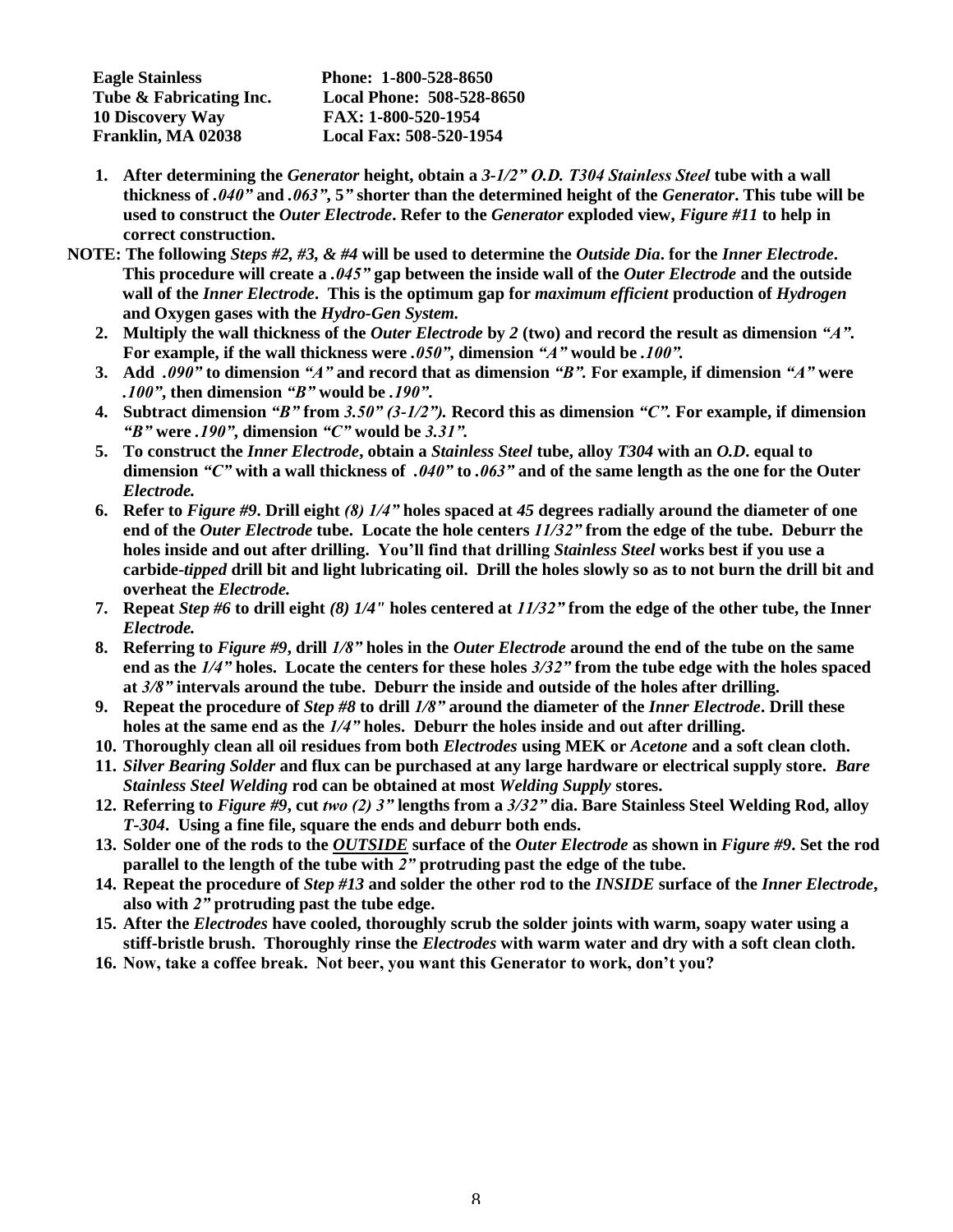**Eagle Stainless** **Phone: 1-800-528-8650**
**Tube & Fabricating Inc.** **Local Phone: 508-528-8650**
**10 Discovery Way** **FAX: 1-800-520-1954**
**Franklin, MA 02038** **Local Fax: 508-520-1954**

1. **After determining the *Generator* height, obtain a *3-1/2" O.D. T304 Stainless Steel* tube with a wall thickness of *.040"* and *.063"*, 5" shorter than the determined height of the *Generator*. This tube will be used to construct the *Outer Electrode*. Refer to the *Generator* exploded view, *Figure #11* to help in correct construction.**

**NOTE: The following *Steps #2, #3, & #4* will be used to determine the *Outside Dia*. for the *Inner Electrode*. This procedure will create a *.045"* gap between the inside wall of the *Outer Electrode* and the outside wall of the *Inner Electrode*. This is the optimum gap for *maximum efficient* production of *Hydrogen* and Oxygen gases with the *Hydro-Gen System*.**

2. **Multiply the wall thickness of the *Outer Electrode* by *2* (two) and record the result as dimension *"A"*. For example, if the wall thickness were *.050"*, dimension *"A"* would be *.100"*.**
3. **Add *.090"* to dimension *"A"* and record that as dimension *"B"*. For example, if dimension *"A"* were *.100"*, then dimension *"B"* would be *.190"*.**
4. **Subtract dimension *"B"* from *3.50" (3-1/2")*. Record this as dimension *"C"*. For example, if dimension *"B"* were *.190"*, dimension *"C"* would be *3.31"*.**
5. **To construct the *Inner Electrode*, obtain a *Stainless Steel* tube, alloy *T304* with an *O.D.* equal to dimension *"C"* with a wall thickness of *.040"* to *.063"* and of the same length as the one for the Outer *Electrode*.**
6. **Refer to *Figure #9*. Drill eight *(8) 1/4"* holes spaced at *45* degrees radially around the diameter of one end of the *Outer Electrode* tube. Locate the hole centers *11/32"* from the edge of the tube. Deburr the holes inside and out after drilling. You'll find that drilling *Stainless Steel* works best if you use a carbide-*tipped* drill bit and light lubricating oil. Drill the holes slowly so as to not burn the drill bit and overheat the *Electrode*.**
7. **Repeat *Step #6* to drill eight *(8) 1/4"* holes centered at *11/32"* from the edge of the other tube, the Inner *Electrode*.**
8. **Referring to *Figure #9*, drill *1/8"* holes in the *Outer Electrode* around the end of the tube on the same end as the *1/4"* holes. Locate the centers for these holes *3/32"* from the tube edge with the holes spaced at *3/8"* intervals around the tube. Deburr the inside and outside of the holes after drilling.**
9. **Repeat the procedure of *Step #8* to drill *1/8"* around the diameter of the *Inner Electrode*. Drill these holes at the same end as the *1/4"* holes. Deburr the holes inside and out after drilling.**
10. **Thoroughly clean all oil residues from both *Electrodes* using MEK or *Acetone* and a soft clean cloth.**
11. ***Silver Bearing Solder* and flux can be purchased at any large hardware or electrical supply store. *Bare Stainless Steel Welding* rod can be obtained at most *Welding Supply* stores.**
12. **Referring to *Figure #9*, cut *two (2) 3"* lengths from a *3/32"* dia. Bare Stainless Steel Welding Rod, alloy *T-304*. Using a fine file, square the ends and deburr both ends.**
13. **Solder one of the rods to the *OUTSIDE* surface of the *Outer Electrode* as shown in *Figure #9*. Set the rod parallel to the length of the tube with *2"* protruding past the edge of the tube.**
14. **Repeat the procedure of *Step #13* and solder the other rod to the *INSIDE* surface of the *Inner Electrode*, also with *2"* protruding past the tube edge.**
15. **After the *Electrodes* have cooled, thoroughly scrub the solder joints with warm, soapy water using a stiff-bristle brush. Thoroughly rinse the *Electrodes* with warm water and dry with a soft clean cloth.**
16. **Now, take a coffee break. Not beer, you want this Generator to work, don't you?**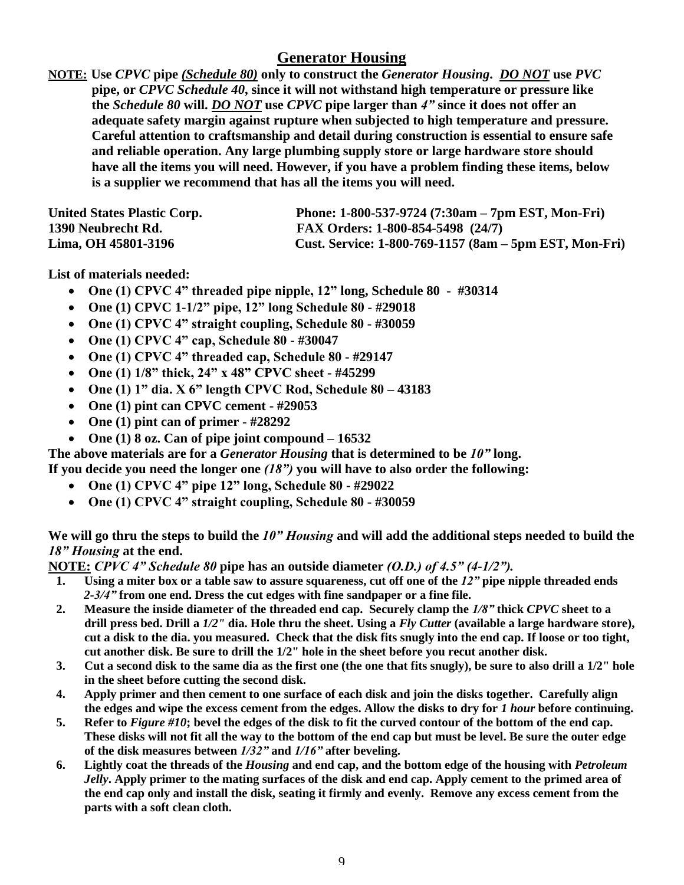## Generator Housing

**<u>NOTE:</u> Use *CPVC* pipe *<u>(Schedule 80)</u>* only to construct the *Generator Housing*. *<u>DO NOT</u>* use *PVC* pipe, or *CPVC Schedule 40*, since it will not withstand high temperature or pressure like the *Schedule 80* will. *<u>DO NOT</u>* use *CPVC* pipe larger than *4"* since it does not offer an adequate safety margin against rupture when subjected to high temperature and pressure. Careful attention to craftsmanship and detail during construction is essential to ensure safe and reliable operation. Any large plumbing supply store or large hardware store should have all the items you will need. However, if you have a problem finding these items, below is a supplier we recommend that has all the items you will need.**

**United States Plastic Corp.**
**1390 Neubrecht Rd.**
**Lima, OH 45801-3196**

**Phone: 1-800-537-9724 (7:30am – 7pm EST, Mon-Fri)**
**FAX Orders: 1-800-854-5498 (24/7)**
**Cust. Service: 1-800-769-1157 (8am – 5pm EST, Mon-Fri)**

**List of materials needed:**

- **One (1) CPVC 4" threaded pipe nipple, 12" long, Schedule 80 - #30314**
- **One (1) CPVC 1-1/2" pipe, 12" long Schedule 80 - #29018**
- **One (1) CPVC 4" straight coupling, Schedule 80 - #30059**
- **One (1) CPVC 4" cap, Schedule 80 - #30047**
- **One (1) CPVC 4" threaded cap, Schedule 80 - #29147**
- **One (1) 1/8" thick, 24" x 48" CPVC sheet - #45299**
- **One (1) 1" dia. X 6" length CPVC Rod, Schedule 80 – 43183**
- **One (1) pint can CPVC cement - #29053**
- **One (1) pint can of primer - #28292**
- **One (1) 8 oz. Can of pipe joint compound – 16532**

**The above materials are for a *Generator Housing* that is determined to be *10"* long.**
**If you decide you need the longer one *(18")* you will have to also order the following:**

- **One (1) CPVC 4" pipe 12" long, Schedule 80 - #29022**
- **One (1) CPVC 4" straight coupling, Schedule 80 - #30059**

**We will go thru the steps to build the *10" Housing* and will add the additional steps needed to build the *18" Housing* at the end.**

**<u>NOTE:</u> *CPVC 4" Schedule 80* pipe has an outside diameter *(O.D.) of 4.5" (4-1/2")*.**

1. **Using a miter box or a table saw to assure squareness, cut off one of the *12"* pipe nipple threaded ends *2-3/4"* from one end. Dress the cut edges with fine sandpaper or a fine file.**
2. **Measure the inside diameter of the threaded end cap. Securely clamp the *1/8"* thick *CPVC* sheet to a drill press bed. Drill a *1/2"* dia. Hole thru the sheet. Using a *Fly Cutter* (available a large hardware store), cut a disk to the dia. you measured. Check that the disk fits snugly into the end cap. If loose or too tight, cut another disk. Be sure to drill the 1/2" hole in the sheet before you recut another disk.**
3. **Cut a second disk to the same dia as the first one (the one that fits snugly), be sure to also drill a 1/2" hole in the sheet before cutting the second disk.**
4. **Apply primer and then cement to one surface of each disk and join the disks together. Carefully align the edges and wipe the excess cement from the edges. Allow the disks to dry for *1 hour* before continuing.**
5. **Refer to *Figure #10*; bevel the edges of the disk to fit the curved contour of the bottom of the end cap. These disks will not fit all the way to the bottom of the end cap but must be level. Be sure the outer edge of the disk measures between *1/32"* and *1/16"* after beveling.**
6. **Lightly coat the threads of the *Housing* and end cap, and the bottom edge of the housing with *Petroleum Jelly*. Apply primer to the mating surfaces of the disk and end cap. Apply cement to the primed area of the end cap only and install the disk, seating it firmly and evenly. Remove any excess cement from the parts with a soft clean cloth.**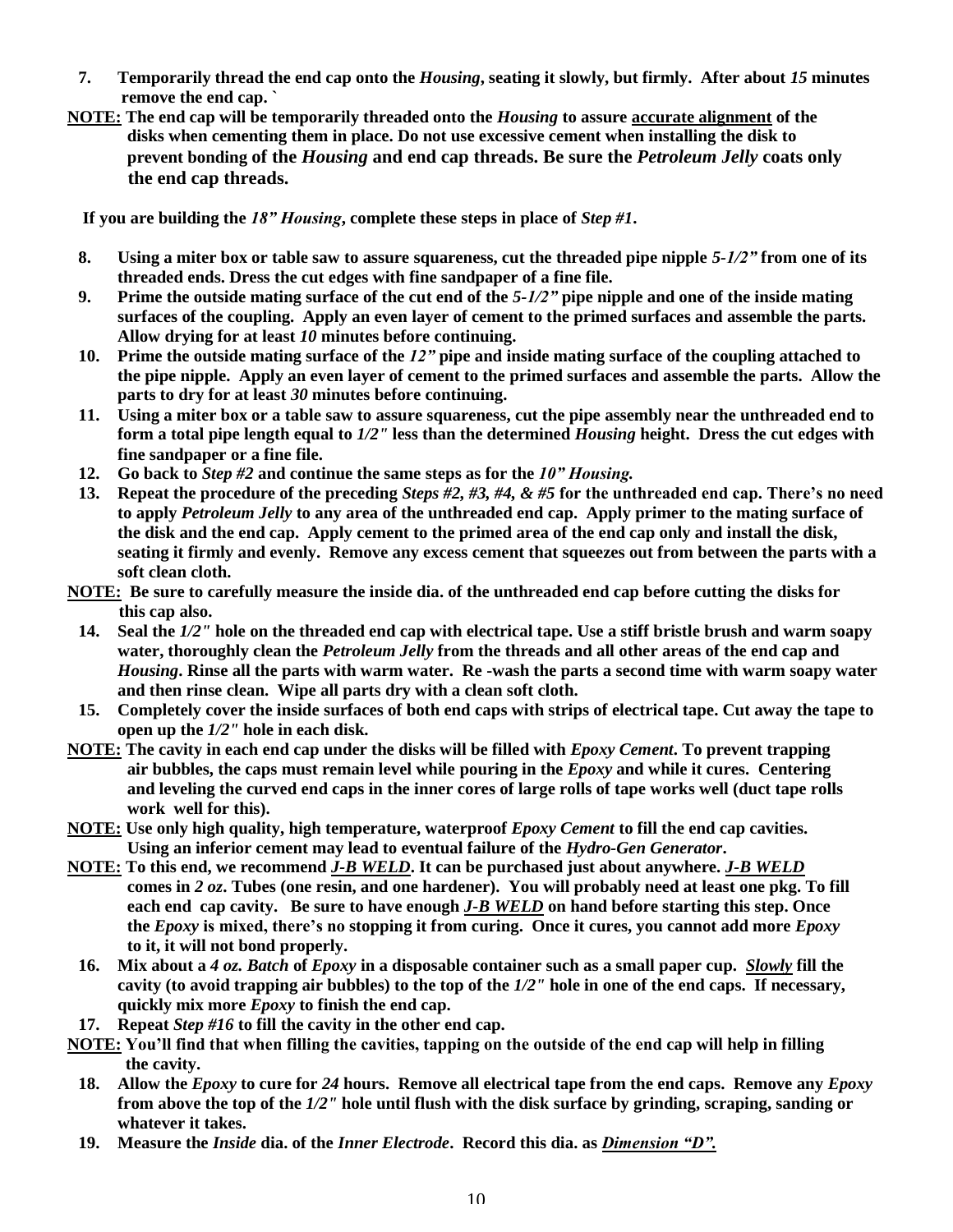**7. Temporarily thread the end cap onto the *Housing*, seating it slowly, but firmly. After about *15* minutes remove the end cap. `**

**<u>NOTE:</u> The end cap will be temporarily threaded onto the *Housing* to assure <u>accurate alignment</u> of the disks when cementing them in place. Do not use excessive cement when installing the disk to prevent bonding of the *Housing* and end cap threads. Be sure the *Petroleum Jelly* coats only the end cap threads.**

**If you are building the *18" Housing*, complete these steps in place of *Step #1*.**

**8. Using a miter box or table saw to assure squareness, cut the threaded pipe nipple *5-1/2"* from one of its threaded ends. Dress the cut edges with fine sandpaper of a fine file.**

**9. Prime the outside mating surface of the cut end of the *5-1/2"* pipe nipple and one of the inside mating surfaces of the coupling. Apply an even layer of cement to the primed surfaces and assemble the parts. Allow drying for at least *10* minutes before continuing.**

**10. Prime the outside mating surface of the *12"* pipe and inside mating surface of the coupling attached to the pipe nipple. Apply an even layer of cement to the primed surfaces and assemble the parts. Allow the parts to dry for at least *30* minutes before continuing.**

**11. Using a miter box or a table saw to assure squareness, cut the pipe assembly near the unthreaded end to form a total pipe length equal to *1/2"* less than the determined *Housing* height. Dress the cut edges with fine sandpaper or a fine file.**

**12. Go back to *Step #2* and continue the same steps as for the *10" Housing.***

**13. Repeat the procedure of the preceding *Steps #2, #3, #4, & #5* for the unthreaded end cap. There's no need to apply *Petroleum Jelly* to any area of the unthreaded end cap. Apply primer to the mating surface of the disk and the end cap. Apply cement to the primed area of the end cap only and install the disk, seating it firmly and evenly. Remove any excess cement that squeezes out from between the parts with a soft clean cloth.**

**<u>NOTE:</u> Be sure to carefully measure the inside dia. of the unthreaded end cap before cutting the disks for this cap also.**

**14. Seal the *1/2"* hole on the threaded end cap with electrical tape. Use a stiff bristle brush and warm soapy water, thoroughly clean the *Petroleum Jelly* from the threads and all other areas of the end cap and *Housing*. Rinse all the parts with warm water. Re -wash the parts a second time with warm soapy water and then rinse clean. Wipe all parts dry with a clean soft cloth.**

**15. Completely cover the inside surfaces of both end caps with strips of electrical tape. Cut away the tape to open up the *1/2"* hole in each disk.**

**<u>NOTE:</u> The cavity in each end cap under the disks will be filled with *Epoxy Cement*. To prevent trapping air bubbles, the caps must remain level while pouring in the *Epoxy* and while it cures. Centering and leveling the curved end caps in the inner cores of large rolls of tape works well (duct tape rolls work well for this).**

**<u>NOTE:</u> Use only high quality, high temperature, waterproof *Epoxy Cement* to fill the end cap cavities. Using an inferior cement may lead to eventual failure of the *Hydro-Gen Generator*.**

**<u>NOTE:</u> To this end, we recommend <u>*J-B WELD*</u>. It can be purchased just about anywhere. <u>*J-B WELD*</u> comes in *2 oz*. Tubes (one resin, and one hardener). You will probably need at least one pkg. To fill each end cap cavity. Be sure to have enough <u>*J-B WELD*</u> on hand before starting this step. Once the *Epoxy* is mixed, there's no stopping it from curing. Once it cures, you cannot add more *Epoxy* to it, it will not bond properly.**

**16. Mix about a *4 oz. Batch* of *Epoxy* in a disposable container such as a small paper cup. <u>*Slowly*</u> fill the cavity (to avoid trapping air bubbles) to the top of the *1/2"* hole in one of the end caps. If necessary, quickly mix more *Epoxy* to finish the end cap.**

**17. Repeat *Step #16* to fill the cavity in the other end cap.**

**<u>NOTE:</u> You'll find that when filling the cavities, tapping on the outside of the end cap will help in filling the cavity.**

**18. Allow the *Epoxy* to cure for *24* hours. Remove all electrical tape from the end caps. Remove any *Epoxy* from above the top of the *1/2"* hole until flush with the disk surface by grinding, scraping, sanding or whatever it takes.**

**19. Measure the *Inside* dia. of the *Inner Electrode*. Record this dia. as <u>*Dimension "D".*</u>**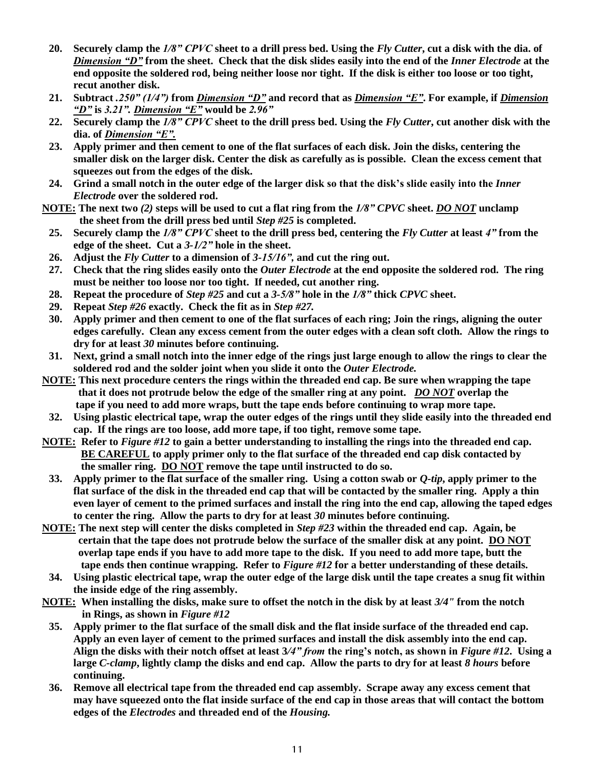20. **Securely clamp the *1/8" CPVC* sheet to a drill press bed. Using the *Fly Cutter*, cut a disk with the dia. of *Dimension "D"* from the sheet. Check that the disk slides easily into the end of the *Inner Electrode* at the end opposite the soldered rod, being neither loose nor tight. If the disk is either too loose or too tight, recut another disk.**
21. **Subtract *.250" (1/4")* from *Dimension "D"* and record that as *Dimension "E"*. For example, if *Dimension "D"* is *3.21". Dimension "E"* would be *2.96"***
22. **Securely clamp the *1/8" CPVC* sheet to the drill press bed. Using the *Fly Cutter*, cut another disk with the dia. of *Dimension "E".***
23. **Apply primer and then cement to one of the flat surfaces of each disk. Join the disks, centering the smaller disk on the larger disk. Center the disk as carefully as is possible. Clean the excess cement that squeezes out from the edges of the disk.**
24. **Grind a small notch in the outer edge of the larger disk so that the disk's slide easily into the *Inner Electrode* over the soldered rod.**

**NOTE: The next two *(2)* steps will be used to cut a flat ring from the *1/8" CPVC* sheet. *DO NOT* unclamp the sheet from the drill press bed until *Step #25* is completed.**

25. **Securely clamp the *1/8" CPVC* sheet to the drill press bed, centering the *Fly Cutter* at least *4"* from the edge of the sheet. Cut a *3-1/2"* hole in the sheet.**
26. **Adjust the *Fly Cutter* to a dimension of *3-15/16"*, and cut the ring out.**
27. **Check that the ring slides easily onto the *Outer Electrode* at the end opposite the soldered rod. The ring must be neither too loose nor too tight. If needed, cut another ring.**
28. **Repeat the procedure of *Step #25* and cut a *3-5/8"* hole in the *1/8"* thick *CPVC* sheet.**
29. **Repeat *Step #26* exactly. Check the fit as in *Step #27.***
30. **Apply primer and then cement to one of the flat surfaces of each ring; Join the rings, aligning the outer edges carefully. Clean any excess cement from the outer edges with a clean soft cloth. Allow the rings to dry for at least *30* minutes before continuing.**
31. **Next, grind a small notch into the inner edge of the rings just large enough to allow the rings to clear the soldered rod and the solder joint when you slide it onto the *Outer Electrode.***

**NOTE: This next procedure centers the rings within the threaded end cap. Be sure when wrapping the tape that it does not protrude below the edge of the smaller ring at any point. *DO NOT* overlap the tape if you need to add more wraps, butt the tape ends before continuing to wrap more tape.**

32. **Using plastic electrical tape, wrap the outer edges of the rings until they slide easily into the threaded end cap. If the rings are too loose, add more tape, if too tight, remove some tape.**

**NOTE: Refer to *Figure #12* to gain a better understanding to installing the rings into the threaded end cap. BE CAREFUL to apply primer only to the flat surface of the threaded end cap disk contacted by the smaller ring. DO NOT remove the tape until instructed to do so.**

33. **Apply primer to the flat surface of the smaller ring. Using a cotton swab or *Q-tip*, apply primer to the flat surface of the disk in the threaded end cap that will be contacted by the smaller ring. Apply a thin even layer of cement to the primed surfaces and install the ring into the end cap, allowing the taped edges to center the ring. Allow the parts to dry for at least *30* minutes before continuing.**

**NOTE: The next step will center the disks completed in *Step #23* within the threaded end cap. Again, be certain that the tape does not protrude below the surface of the smaller disk at any point. DO NOT overlap tape ends if you have to add more tape to the disk. If you need to add more tape, butt the tape ends then continue wrapping. Refer to *Figure #12* for a better understanding of these details.**

34. **Using plastic electrical tape, wrap the outer edge of the large disk until the tape creates a snug fit within the inside edge of the ring assembly.**

**NOTE: When installing the disks, make sure to offset the notch in the disk by at least *3/4"* from the notch in Rings, as shown in *Figure #12***

35. **Apply primer to the flat surface of the small disk and the flat inside surface of the threaded end cap. Apply an even layer of cement to the primed surfaces and install the disk assembly into the end cap. Align the disks with their notch offset at least 3*/4" from* the ring's notch, as shown in *Figure #12*. Using a large *C-clamp*, lightly clamp the disks and end cap. Allow the parts to dry for at least *8 hours* before continuing.**
36. **Remove all electrical tape from the threaded end cap assembly. Scrape away any excess cement that may have squeezed onto the flat inside surface of the end cap in those areas that will contact the bottom edges of the *Electrodes* and threaded end of the *Housing.***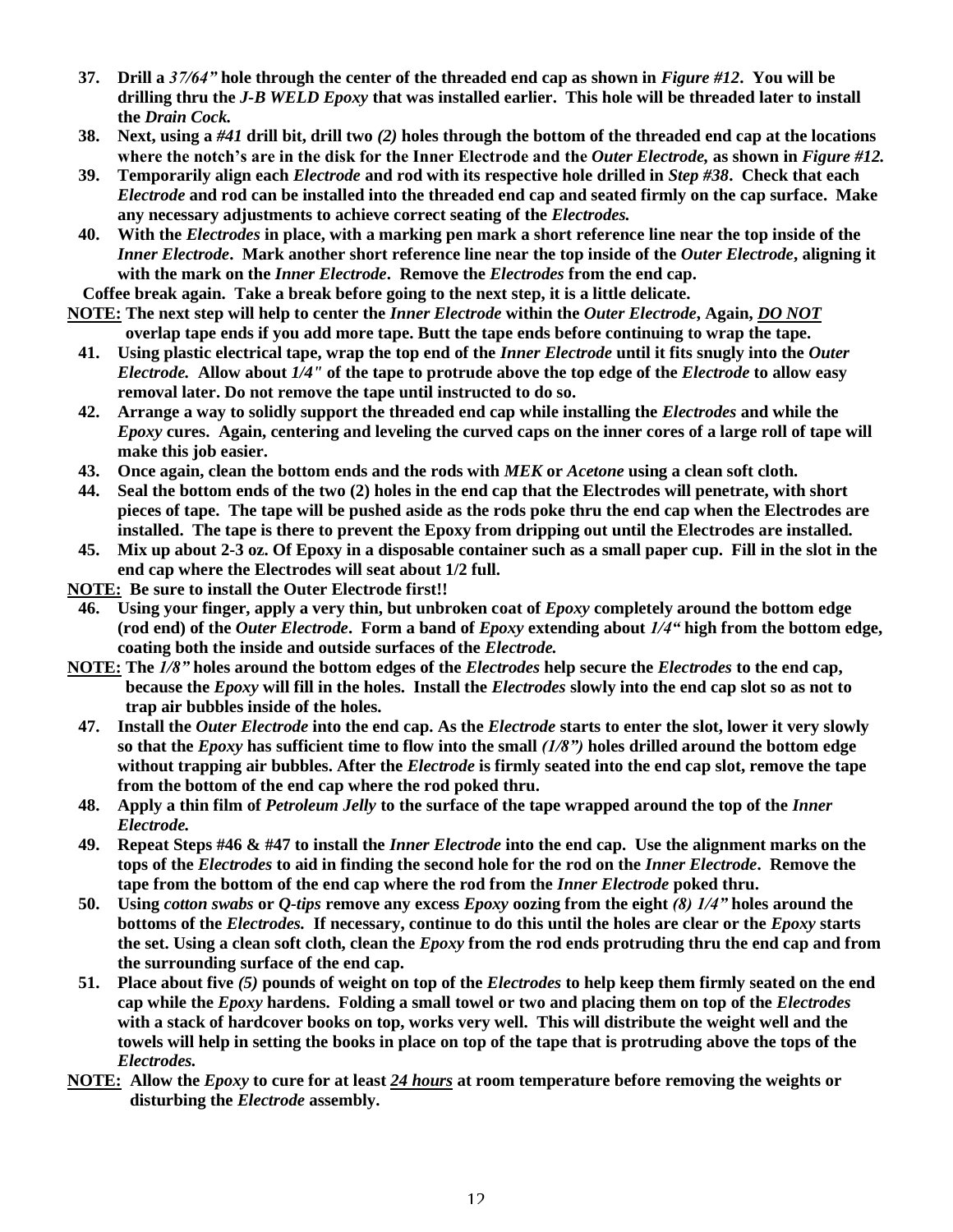37. **Drill a *37/64"* hole through the center of the threaded end cap as shown in *Figure #12*. You will be drilling thru the *J-B WELD Epoxy* that was installed earlier. This hole will be threaded later to install the *Drain Cock.***
38. **Next, using a *#41* drill bit, drill two *(2)* holes through the bottom of the threaded end cap at the locations where the notch's are in the disk for the Inner Electrode and the *Outer Electrode,* as shown in *Figure #12.***
39. **Temporarily align each *Electrode* and rod with its respective hole drilled in *Step #38*. Check that each *Electrode* and rod can be installed into the threaded end cap and seated firmly on the cap surface. Make any necessary adjustments to achieve correct seating of the *Electrodes.***
40. **With the *Electrodes* in place, with a marking pen mark a short reference line near the top inside of the *Inner Electrode*. Mark another short reference line near the top inside of the *Outer Electrode*, aligning it with the mark on the *Inner Electrode*. Remove the *Electrodes* from the end cap.**

**Coffee break again. Take a break before going to the next step, it is a little delicate.**

**<u>NOTE:</u> The next step will help to center the *Inner Electrode* within the *Outer Electrode*, Again, <u>*DO NOT*</u> overlap tape ends if you add more tape. Butt the tape ends before continuing to wrap the tape.**

41. **Using plastic electrical tape, wrap the top end of the *Inner Electrode* until it fits snugly into the *Outer Electrode.* Allow about *1/4"* of the tape to protrude above the top edge of the *Electrode* to allow easy removal later. Do not remove the tape until instructed to do so.**
42. **Arrange a way to solidly support the threaded end cap while installing the *Electrodes* and while the *Epoxy* cures. Again, centering and leveling the curved caps on the inner cores of a large roll of tape will make this job easier.**
43. **Once again, clean the bottom ends and the rods with *MEK* or *Acetone* using a clean soft cloth.**
44. **Seal the bottom ends of the two (2) holes in the end cap that the Electrodes will penetrate, with short pieces of tape. The tape will be pushed aside as the rods poke thru the end cap when the Electrodes are installed. The tape is there to prevent the Epoxy from dripping out until the Electrodes are installed.**
45. **Mix up about 2-3 oz. Of Epoxy in a disposable container such as a small paper cup. Fill in the slot in the end cap where the Electrodes will seat about 1/2 full.**

**<u>NOTE:</u> Be sure to install the Outer Electrode first!!**

46. **Using your finger, apply a very thin, but unbroken coat of *Epoxy* completely around the bottom edge (rod end) of the *Outer Electrode*. Form a band of *Epoxy* extending about *1/4"* high from the bottom edge, coating both the inside and outside surfaces of the *Electrode.***

**<u>NOTE:</u> The *1/8"* holes around the bottom edges of the *Electrodes* help secure the *Electrodes* to the end cap, because the *Epoxy* will fill in the holes. Install the *Electrodes* slowly into the end cap slot so as not to trap air bubbles inside of the holes.**

47. **Install the *Outer Electrode* into the end cap. As the *Electrode* starts to enter the slot, lower it very slowly so that the *Epoxy* has sufficient time to flow into the small *(1/8")* holes drilled around the bottom edge without trapping air bubbles. After the *Electrode* is firmly seated into the end cap slot, remove the tape from the bottom of the end cap where the rod poked thru.**
48. **Apply a thin film of *Petroleum Jelly* to the surface of the tape wrapped around the top of the *Inner Electrode.***
49. **Repeat Steps #46 & #47 to install the *Inner Electrode* into the end cap. Use the alignment marks on the tops of the *Electrodes* to aid in finding the second hole for the rod on the *Inner Electrode*. Remove the tape from the bottom of the end cap where the rod from the *Inner Electrode* poked thru.**
50. **Using *cotton swabs* or *Q-tips* remove any excess *Epoxy* oozing from the eight *(8) 1/4"* holes around the bottoms of the *Electrodes.* If necessary, continue to do this until the holes are clear or the *Epoxy* starts the set. Using a clean soft cloth, clean the *Epoxy* from the rod ends protruding thru the end cap and from the surrounding surface of the end cap.**
51. **Place about five *(5)* pounds of weight on top of the *Electrodes* to help keep them firmly seated on the end cap while the *Epoxy* hardens. Folding a small towel or two and placing them on top of the *Electrodes* with a stack of hardcover books on top, works very well. This will distribute the weight well and the towels will help in setting the books in place on top of the tape that is protruding above the tops of the *Electrodes.***

**<u>NOTE:</u> Allow the *Epoxy* to cure for at least <u>*24 hours*</u> at room temperature before removing the weights or disturbing the *Electrode* assembly.**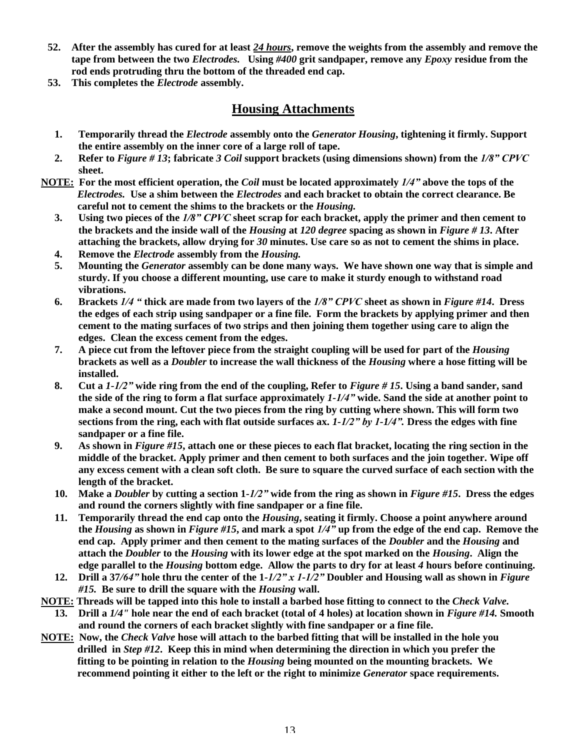**52. After the assembly has cured for at least <u>*24 hours*</u>, remove the weights from the assembly and remove the tape from between the two *Electrodes.* Using *#400* grit sandpaper, remove any *Epoxy* residue from the rod ends protruding thru the bottom of the threaded end cap.**

**53. This completes the *Electrode* assembly.**

## <u>Housing Attachments</u>

**1. Temporarily thread the *Electrode* assembly onto the *Generator Housing*, tightening it firmly. Support the entire assembly on the inner core of a large roll of tape.**

**2. Refer to *Figure # 13*; fabricate *3 Coil* support brackets (using dimensions shown) from the *1/8" CPVC* sheet.**

**<u>NOTE:</u> For the most efficient operation, the *Coil* must be located approximately *1/4"* above the tops of the *Electrodes.* Use a shim between the *Electrodes* and each bracket to obtain the correct clearance. Be careful not to cement the shims to the brackets or the *Housing.***

**3. Using two pieces of the *1/8" CPVC* sheet scrap for each bracket, apply the primer and then cement to the brackets and the inside wall of the *Housing* at *120 degree* spacing as shown in *Figure # 13*. After attaching the brackets, allow drying for *30* minutes. Use care so as not to cement the shims in place.**

**4. Remove the *Electrode* assembly from the *Housing.***

**5. Mounting the *Generator* assembly can be done many ways. We have shown one way that is simple and sturdy. If you choose a different mounting, use care to make it sturdy enough to withstand road vibrations.**

**6. Brackets *1/4 "* thick are made from two layers of the *1/8" CPVC* sheet as shown in *Figure #14*. Dress the edges of each strip using sandpaper or a fine file. Form the brackets by applying primer and then cement to the mating surfaces of two strips and then joining them together using care to align the edges. Clean the excess cement from the edges.**

**7. A piece cut from the leftover piece from the straight coupling will be used for part of the *Housing* brackets as well as a *Doubler* to increase the wall thickness of the *Housing* where a hose fitting will be installed.**

**8. Cut a *1-1/2"* wide ring from the end of the coupling, Refer to *Figure # 15*. Using a band sander, sand the side of the ring to form a flat surface approximately *1-1/4"* wide. Sand the side at another point to make a second mount. Cut the two pieces from the ring by cutting where shown. This will form two sections from the ring, each with flat outside surfaces ax. *1-1/2" by 1-1/4".* Dress the edges with fine sandpaper or a fine file.**

**9. As shown in *Figure #15*, attach one or these pieces to each flat bracket, locating the ring section in the middle of the bracket. Apply primer and then cement to both surfaces and the join together. Wipe off any excess cement with a clean soft cloth. Be sure to square the curved surface of each section with the length of the bracket.**

**10. Make a *Doubler* by cutting a section 1-*1/2"* wide from the ring as shown in *Figure #15*. Dress the edges and round the corners slightly with fine sandpaper or a fine file.**

**11. Temporarily thread the end cap onto the *Housing*, seating it firmly. Choose a point anywhere around the *Housing* as shown in *Figure #15*, and mark a spot *1/4"* up from the edge of the end cap. Remove the end cap. Apply primer and then cement to the mating surfaces of the *Doubler* and the *Housing* and attach the *Doubler* to the *Housing* with its lower edge at the spot marked on the *Housing*. Align the edge parallel to the *Housing* bottom edge. Allow the parts to dry for at least *4* hours before continuing.**

**12. Drill a 37*/64"* hole thru the center of the 1-*1/2" x 1-1/2"* Doubler and Housing wall as shown in *Figure #15.* Be sure to drill the square with the *Housing* wall.**

**<u>NOTE:</u> Threads will be tapped into this hole to install a barbed hose fitting to connect to the *Check Valve.***

**13. Drill a *1/4"* hole near the end of each bracket (total of 4 holes) at location shown in *Figure #14.* Smooth and round the corners of each bracket slightly with fine sandpaper or a fine file.**

**<u>NOTE:</u> Now, the *Check Valve* hose will attach to the barbed fitting that will be installed in the hole you drilled in *Step #12*. Keep this in mind when determining the direction in which you prefer the fitting to be pointing in relation to the *Housing* being mounted on the mounting brackets. We recommend pointing it either to the left or the right to minimize *Generator* space requirements.**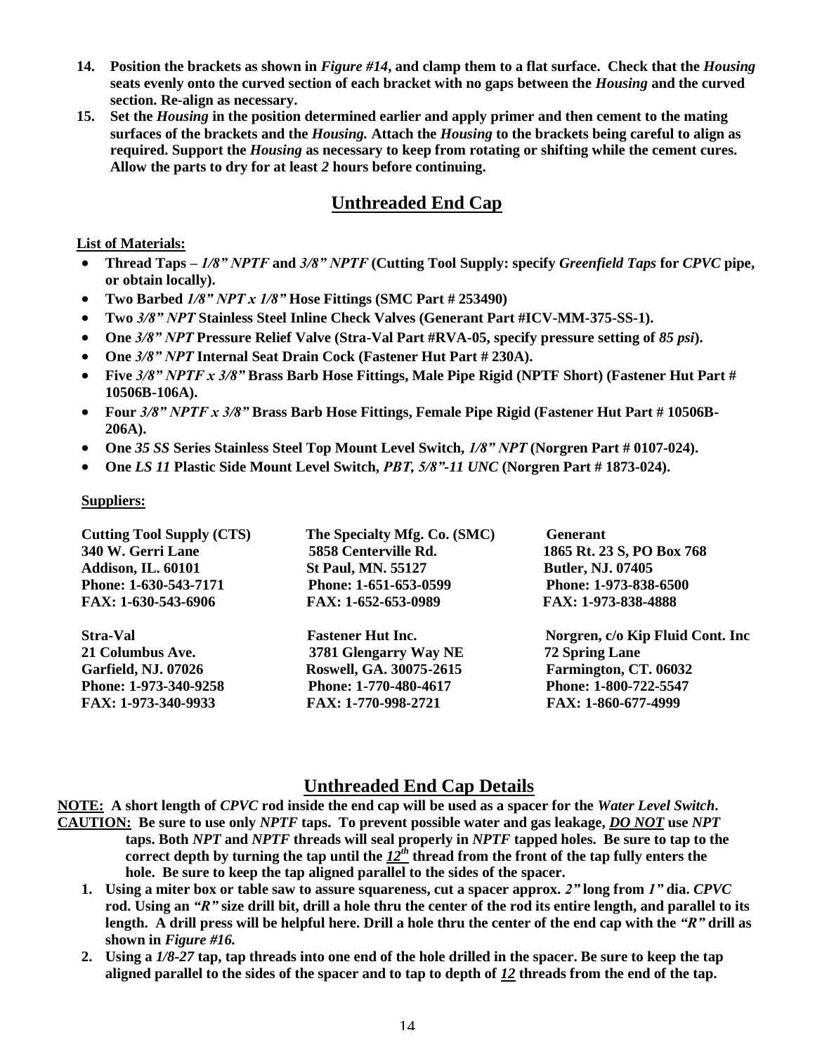14. **Position the brackets as shown in *Figure #14*, and clamp them to a flat surface. Check that the *Housing* seats evenly onto the curved section of each bracket with no gaps between the *Housing* and the curved section. Re-align as necessary.**
15. **Set the *Housing* in the position determined earlier and apply primer and then cement to the mating surfaces of the brackets and the *Housing.* Attach the *Housing* to the brackets being careful to align as required. Support the *Housing* as necessary to keep from rotating or shifting while the cement cures. Allow the parts to dry for at least *2* hours before continuing.**

## Unthreaded End Cap

**List of Materials:**

- **Thread Taps – *1/8" NPTF* and *3/8" NPTF* (Cutting Tool Supply: specify *Greenfield Taps* for *CPVC* pipe, or obtain locally).**
- **Two Barbed *1/8" NPT x 1/8"* Hose Fittings (SMC Part # 253490)**
- **Two *3/8" NPT* Stainless Steel Inline Check Valves (Generant Part #ICV-MM-375-SS-1).**
- **One *3/8" NPT* Pressure Relief Valve (Stra-Val Part #RVA-05, specify pressure setting of *85 psi*).**
- **One *3/8" NPT* Internal Seat Drain Cock (Fastener Hut Part # 230A).**
- **Five *3/8" NPTF x 3/8"* Brass Barb Hose Fittings, Male Pipe Rigid (NPTF Short) (Fastener Hut Part # 10506B-106A).**
- **Four *3/8" NPTF x 3/8"* Brass Barb Hose Fittings, Female Pipe Rigid (Fastener Hut Part # 10506B-206A).**
- **One *35 SS* Series Stainless Steel Top Mount Level Switch, *1/8" NPT* (Norgren Part # 0107-024).**
- **One *LS 11* Plastic Side Mount Level Switch, *PBT*, *5/8"-11 UNC* (Norgren Part # 1873-024).**

**Suppliers:**

**Cutting Tool Supply (CTS)**
**340 W. Gerri Lane**
**Addison, IL. 60101**
**Phone: 1-630-543-7171**
**FAX: 1-630-543-6906**

**The Specialty Mfg. Co. (SMC)**
**5858 Centerville Rd.**
**St Paul, MN. 55127**
**Phone: 1-651-653-0599**
**FAX: 1-652-653-0989**

**Generant**
**1865 Rt. 23 S, PO Box 768**
**Butler, NJ. 07405**
**Phone: 1-973-838-6500**
**FAX: 1-973-838-4888**

**Stra-Val**
**21 Columbus Ave.**
**Garfield, NJ. 07026**
**Phone: 1-973-340-9258**
**FAX: 1-973-340-9933**

**Fastener Hut Inc.**
**3781 Glengarry Way NE**
**Roswell, GA. 30075-2615**
**Phone: 1-770-480-4617**
**FAX: 1-770-998-2721**

**Norgren, c/o Kip Fluid Cont. Inc**
**72 Spring Lane**
**Farmington, CT. 06032**
**Phone: 1-800-722-5547**
**FAX: 1-860-677-4999**

## Unthreaded End Cap Details

**NOTE: A short length of *CPVC* rod inside the end cap will be used as a spacer for the *Water Level Switch*.**

**CAUTION: Be sure to use only *NPTF* taps. To prevent possible water and gas leakage, *DO NOT* use *NPT* taps. Both *NPT* and *NPTF* threads will seal properly in *NPTF* tapped holes. Be sure to tap to the correct depth by turning the tap until the *12th* thread from the front of the tap fully enters the hole. Be sure to keep the tap aligned parallel to the sides of the spacer.**

1. **Using a miter box or table saw to assure squareness, cut a spacer approx. *2"* long from *1"* dia. *CPVC* rod. Using an *"R"* size drill bit, drill a hole thru the center of the rod its entire length, and parallel to its length. A drill press will be helpful here. Drill a hole thru the center of the end cap with the *"R"* drill as shown in *Figure #16.***
2. **Using a *1/8-27* tap, tap threads into one end of the hole drilled in the spacer. Be sure to keep the tap aligned parallel to the sides of the spacer and to tap to depth of *12* threads from the end of the tap.**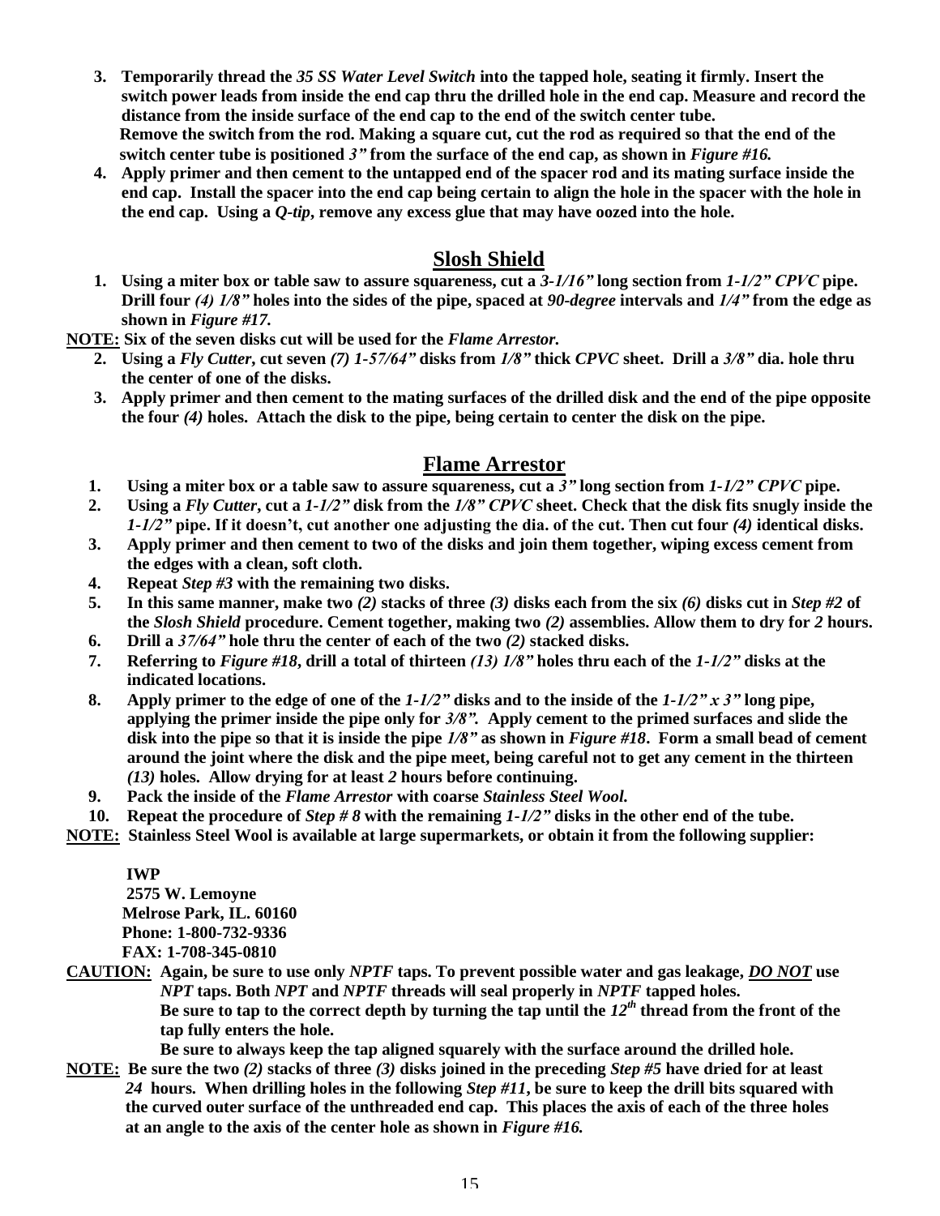3. **Temporarily thread the *35 SS Water Level Switch* into the tapped hole, seating it firmly. Insert the switch power leads from inside the end cap thru the drilled hole in the end cap. Measure and record the distance from the inside surface of the end cap to the end of the switch center tube. Remove the switch from the rod. Making a square cut, cut the rod as required so that the end of the switch center tube is positioned *3"* from the surface of the end cap, as shown in *Figure #16.***
4. **Apply primer and then cement to the untapped end of the spacer rod and its mating surface inside the end cap. Install the spacer into the end cap being certain to align the hole in the spacer with the hole in the end cap. Using a *Q-tip*, remove any excess glue that may have oozed into the hole.**

## Slosh Shield

1. **Using a miter box or table saw to assure squareness, cut a *3-1/16"* long section from *1-1/2" CPVC* pipe. Drill four *(4) 1/8"* holes into the sides of the pipe, spaced at *90-degree* intervals and *1/4"* from the edge as shown in *Figure #17.***

**NOTE: Six of the seven disks cut will be used for the *Flame Arrestor.***

2. **Using a *Fly Cutter*, cut seven *(7) 1-57/64"* disks from *1/8"* thick *CPVC* sheet. Drill a *3/8"* dia. hole thru the center of one of the disks.**
3. **Apply primer and then cement to the mating surfaces of the drilled disk and the end of the pipe opposite the four *(4)* holes. Attach the disk to the pipe, being certain to center the disk on the pipe.**

## Flame Arrestor

1. **Using a miter box or a table saw to assure squareness, cut a *3"* long section from *1-1/2" CPVC* pipe.**
2. **Using a *Fly Cutter*, cut a *1-1/2"* disk from the *1/8" CPVC* sheet. Check that the disk fits snugly inside the *1-1/2"* pipe. If it doesn't, cut another one adjusting the dia. of the cut. Then cut four *(4)* identical disks.**
3. **Apply primer and then cement to two of the disks and join them together, wiping excess cement from the edges with a clean, soft cloth.**
4. **Repeat *Step #3* with the remaining two disks.**
5. **In this same manner, make two *(2)* stacks of three *(3)* disks each from the six *(6)* disks cut in *Step #2* of the *Slosh Shield* procedure. Cement together, making two *(2)* assemblies. Allow them to dry for *2* hours.**
6. **Drill a *37/64"* hole thru the center of each of the two *(2)* stacked disks.**
7. **Referring to *Figure #18*, drill a total of thirteen *(13) 1/8"* holes thru each of the *1-1/2"* disks at the indicated locations.**
8. **Apply primer to the edge of one of the *1-1/2"* disks and to the inside of the *1-1/2" x 3"* long pipe, applying the primer inside the pipe only for *3/8".* Apply cement to the primed surfaces and slide the disk into the pipe so that it is inside the pipe *1/8"* as shown in *Figure #18*. Form a small bead of cement around the joint where the disk and the pipe meet, being careful not to get any cement in the thirteen *(13)* holes. Allow drying for at least *2* hours before continuing.**
9. **Pack the inside of the *Flame Arrestor* with coarse *Stainless Steel Wool.***
10. **Repeat the procedure of *Step # 8* with the remaining *1-1/2"* disks in the other end of the tube.**

**NOTE: Stainless Steel Wool is available at large supermarkets, or obtain it from the following supplier:**

**IWP**
**2575 W. Lemoyne**
**Melrose Park, IL. 60160**
**Phone: 1-800-732-9336**
**FAX: 1-708-345-0810**

**CAUTION: Again, be sure to use only *NPTF* taps. To prevent possible water and gas leakage, *DO NOT* use *NPT* taps. Both *NPT* and *NPTF* threads will seal properly in *NPTF* tapped holes.**
**Be sure to tap to the correct depth by turning the tap until the *12th* thread from the front of the tap fully enters the hole.**
**Be sure to always keep the tap aligned squarely with the surface around the drilled hole.**

**NOTE: Be sure the two *(2)* stacks of three *(3)* disks joined in the preceding *Step #5* have dried for at least *24* hours. When drilling holes in the following *Step #11*, be sure to keep the drill bits squared with the curved outer surface of the unthreaded end cap. This places the axis of each of the three holes at an angle to the axis of the center hole as shown in *Figure #16.***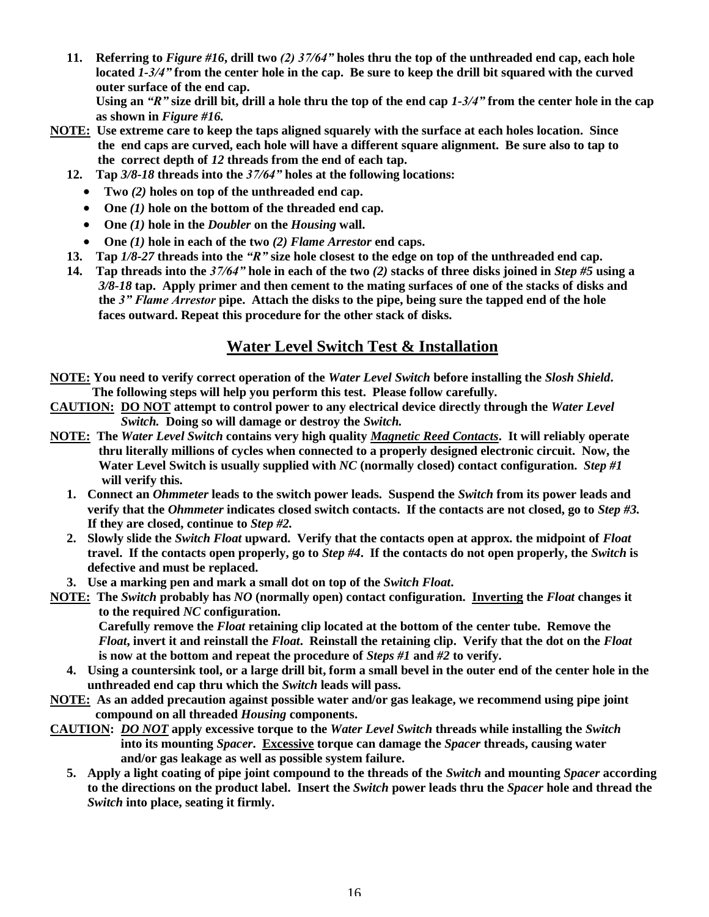11. **Referring to *Figure #16*, drill two *(2) 37/64"* holes thru the top of the unthreaded end cap, each hole located *1-3/4"* from the center hole in the cap. Be sure to keep the drill bit squared with the curved outer surface of the end cap.**
    **Using an *"R"* size drill bit, drill a hole thru the top of the end cap *1-3/4"* from the center hole in the cap as shown in *Figure #16.***

**<u>NOTE:</u> Use extreme care to keep the taps aligned squarely with the surface at each holes location. Since the end caps are curved, each hole will have a different square alignment. Be sure also to tap to the correct depth of *12* threads from the end of each tap.**

12. **Tap *3/8-18* threads into the *37/64"* holes at the following locations:**
    - **Two *(2)* holes on top of the unthreaded end cap.**
    - **One *(1)* hole on the bottom of the threaded end cap.**
    - **One *(1)* hole in the *Doubler* on the *Housing* wall.**
    - **One *(1)* hole in each of the two *(2) Flame Arrestor* end caps.**
13. **Tap *1/8-27* threads into the *"R"* size hole closest to the edge on top of the unthreaded end cap.**
14. **Tap threads into the *37/64"* hole in each of the two *(2)* stacks of three disks joined in *Step #5* using a *3/8-18* tap. Apply primer and then cement to the mating surfaces of one of the stacks of disks and the *3" Flame Arrestor* pipe. Attach the disks to the pipe, being sure the tapped end of the hole faces outward. Repeat this procedure for the other stack of disks.**

## <u>Water Level Switch Test & Installation</u>

**<u>NOTE:</u> You need to verify correct operation of the *Water Level Switch* before installing the *Slosh Shield*. The following steps will help you perform this test. Please follow carefully.**

**<u>CAUTION:</u> <u>DO NOT</u> attempt to control power to any electrical device directly through the *Water Level Switch.* Doing so will damage or destroy the *Switch.***

**<u>NOTE:</u> The *Water Level Switch* contains very high quality *<u>Magnetic Reed Contacts</u>*. It will reliably operate thru literally millions of cycles when connected to a properly designed electronic circuit. Now, the Water Level Switch is usually supplied with *NC* (normally closed) contact configuration. *Step #1* will verify this.**

1. **Connect an *Ohmmeter* leads to the switch power leads. Suspend the *Switch* from its power leads and verify that the *Ohmmeter* indicates closed switch contacts. If the contacts are not closed, go to *Step #3.* If they are closed, continue to *Step #2.***
2. **Slowly slide the *Switch Float* upward. Verify that the contacts open at approx. the midpoint of *Float* travel. If the contacts open properly, go to *Step #4*. If the contacts do not open properly, the *Switch* is defective and must be replaced.**
3. **Use a marking pen and mark a small dot on top of the *Switch Float*.**

**<u>NOTE:</u> The *Switch* probably has *NO* (normally open) contact configuration. <u>Inverting</u> the *Float* changes it to the required *NC* configuration.**
**Carefully remove the *Float* retaining clip located at the bottom of the center tube. Remove the *Float*, invert it and reinstall the *Float*. Reinstall the retaining clip. Verify that the dot on the *Float* is now at the bottom and repeat the procedure of *Steps #1* and *#2* to verify.**

4. **Using a countersink tool, or a large drill bit, form a small bevel in the outer end of the center hole in the unthreaded end cap thru which the *Switch* leads will pass.**

**<u>NOTE:</u> As an added precaution against possible water and/or gas leakage, we recommend using pipe joint compound on all threaded *Housing* components.**

**<u>CAUTION</u>: *<u>DO NOT</u>* apply excessive torque to the *Water Level Switch* threads while installing the *Switch* into its mounting *Spacer*. <u>Excessive</u> torque can damage the *Spacer* threads, causing water and/or gas leakage as well as possible system failure.**

5. **Apply a light coating of pipe joint compound to the threads of the *Switch* and mounting *Spacer* according to the directions on the product label. Insert the *Switch* power leads thru the *Spacer* hole and thread the *Switch* into place, seating it firmly.**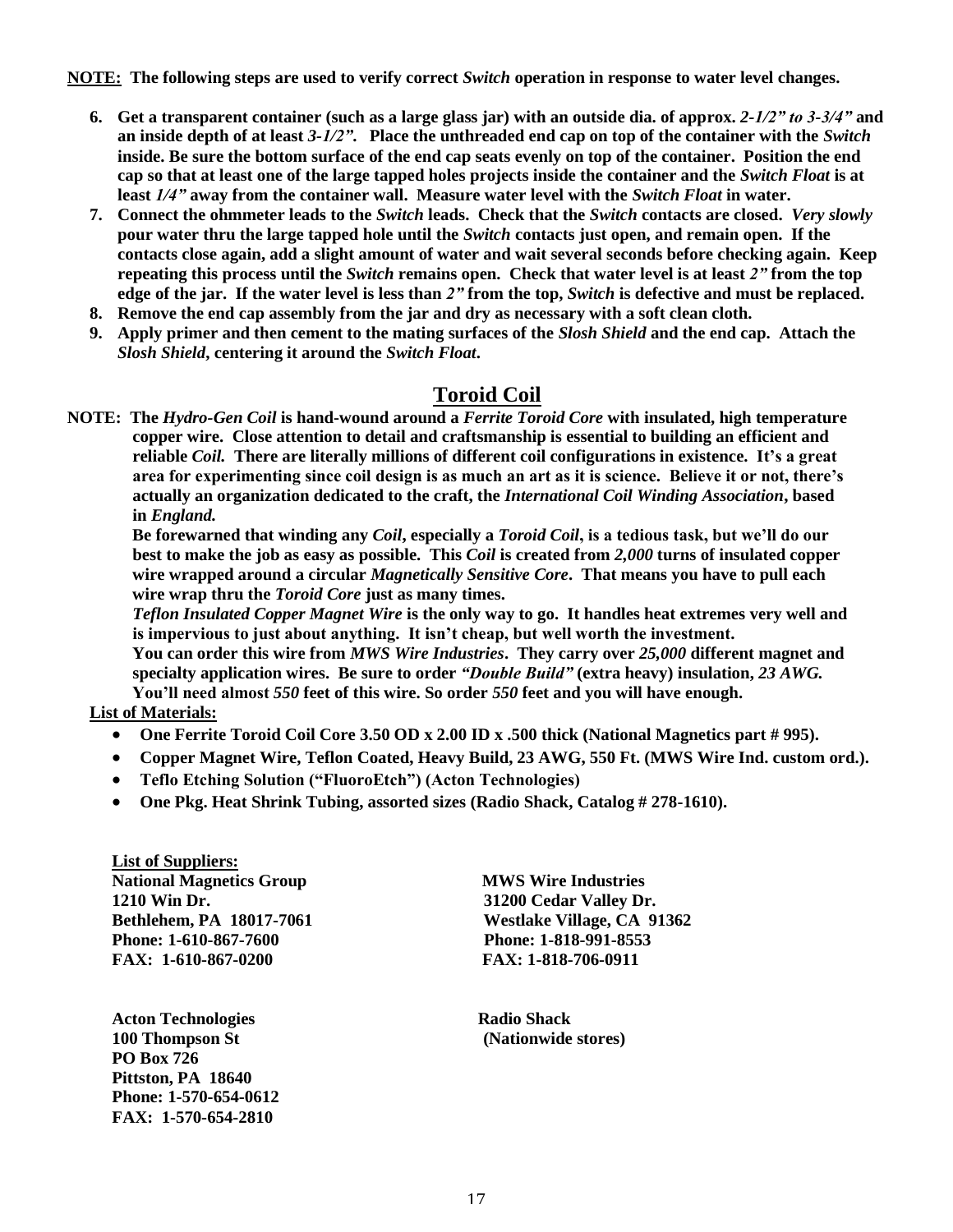**NOTE:** **The following steps are used to verify correct *Switch* operation in response to water level changes.**

6. **Get a transparent container (such as a large glass jar) with an outside dia. of approx. *2-1/2" to 3-3/4"* and an inside depth of at least *3-1/2"*. Place the unthreaded end cap on top of the container with the *Switch* inside. Be sure the bottom surface of the end cap seats evenly on top of the container. Position the end cap so that at least one of the large tapped holes projects inside the container and the *Switch Float* is at least *1/4"* away from the container wall. Measure water level with the *Switch Float* in water.**
7. **Connect the ohmmeter leads to the *Switch* leads. Check that the *Switch* contacts are closed. *Very slowly* pour water thru the large tapped hole until the *Switch* contacts just open, and remain open. If the contacts close again, add a slight amount of water and wait several seconds before checking again. Keep repeating this process until the *Switch* remains open. Check that water level is at least *2"* from the top edge of the jar. If the water level is less than *2"* from the top, *Switch* is defective and must be replaced.**
8. **Remove the end cap assembly from the jar and dry as necessary with a soft clean cloth.**
9. **Apply primer and then cement to the mating surfaces of the *Slosh Shield* and the end cap. Attach the *Slosh Shield*, centering it around the *Switch Float*.**

## Toroid Coil

**NOTE: The *Hydro-Gen Coil* is hand-wound around a *Ferrite Toroid Core* with insulated, high temperature copper wire. Close attention to detail and craftsmanship is essential to building an efficient and reliable *Coil.* There are literally millions of different coil configurations in existence. It's a great area for experimenting since coil design is as much an art as it is science. Believe it or not, there's actually an organization dedicated to the craft, the *International Coil Winding Association*, based in *England.***

**Be forewarned that winding any *Coil*, especially a *Toroid Coil*, is a tedious task, but we'll do our best to make the job as easy as possible. This *Coil* is created from *2,000* turns of insulated copper wire wrapped around a circular *Magnetically Sensitive Core*. That means you have to pull each wire wrap thru the *Toroid Core* just as many times.**

***Teflon Insulated Copper Magnet Wire* is the only way to go. It handles heat extremes very well and is impervious to just about anything. It isn't cheap, but well worth the investment.**

**You can order this wire from *MWS Wire Industries*. They carry over *25,000* different magnet and specialty application wires. Be sure to order *"Double Build"* (extra heavy) insulation, *23 AWG.* You'll need almost *550* feet of this wire. So order *550* feet and you will have enough.**

**List of Materials:**

- **One Ferrite Toroid Coil Core 3.50 OD x 2.00 ID x .500 thick (National Magnetics part # 995).**
- **Copper Magnet Wire, Teflon Coated, Heavy Build, 23 AWG, 550 Ft. (MWS Wire Ind. custom ord.).**
- **Teflo Etching Solution ("FluoroEtch") (Acton Technologies)**
- **One Pkg. Heat Shrink Tubing, assorted sizes (Radio Shack, Catalog # 278-1610).**

**List of Suppliers:**

**National Magnetics Group**
**1210 Win Dr.**
**Bethlehem, PA 18017-7061**
**Phone: 1-610-867-7600**
**FAX: 1-610-867-0200**

**MWS Wire Industries**
**31200 Cedar Valley Dr.**
**Westlake Village, CA 91362**
**Phone: 1-818-991-8553**
**FAX: 1-818-706-0911**

**Acton Technologies**
**100 Thompson St**
**PO Box 726**
**Pittston, PA 18640**
**Phone: 1-570-654-0612**
**FAX: 1-570-654-2810**

**Radio Shack**
**(Nationwide stores)**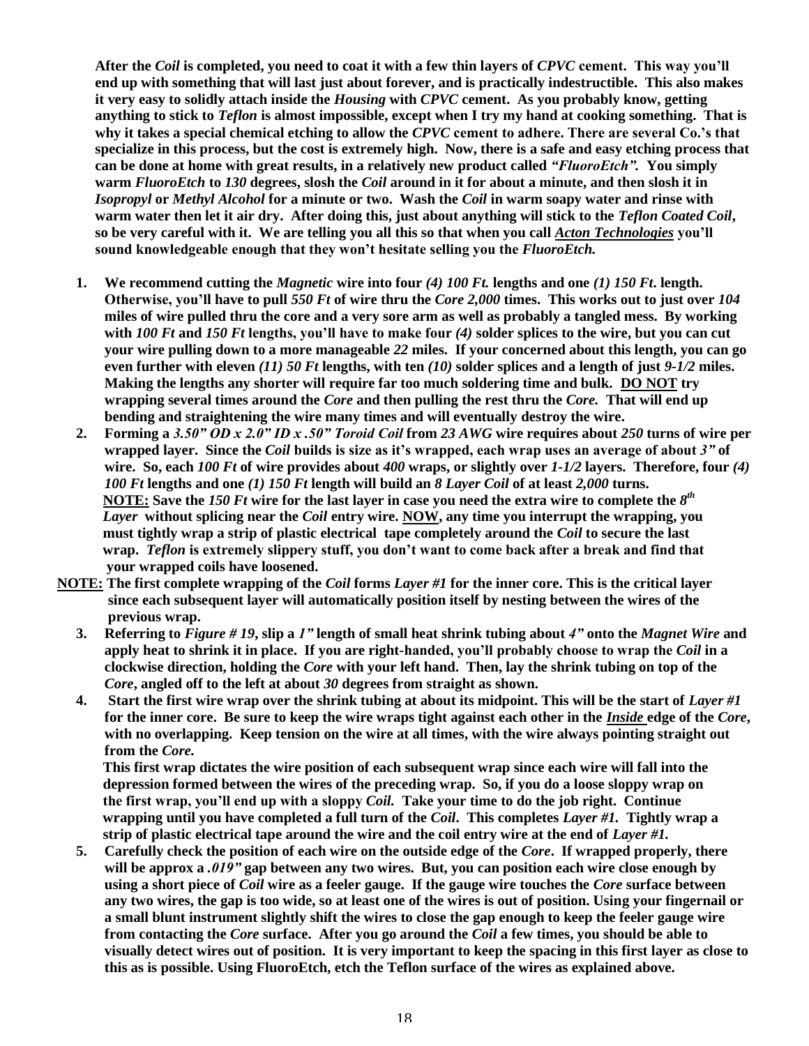**After the *Coil* is completed, you need to coat it with a few thin layers of *CPVC* cement. This way you'll end up with something that will last just about forever, and is practically indestructible. This also makes it very easy to solidly attach inside the *Housing* with *CPVC* cement. As you probably know, getting anything to stick to *Teflon* is almost impossible, except when I try my hand at cooking something. That is why it takes a special chemical etching to allow the *CPVC* cement to adhere. There are several Co.'s that specialize in this process, but the cost is extremely high. Now, there is a safe and easy etching process that can be done at home with great results, in a relatively new product called *"FluoroEtch".* You simply warm *FluoroEtch* to *130* degrees, slosh the *Coil* around in it for about a minute, and then slosh it in *Isopropyl* or *Methyl Alcohol* for a minute or two. Wash the *Coil* in warm soapy water and rinse with warm water then let it air dry. After doing this, just about anything will stick to the *Teflon Coated Coil*, so be very careful with it. We are telling you all this so that when you call *Acton Technologies* you'll sound knowledgeable enough that they won't hesitate selling you the *FluoroEtch.***

1. **We recommend cutting the *Magnetic* wire into four *(4) 100 Ft.* lengths and one *(1) 150 Ft*. length. Otherwise, you'll have to pull *550 Ft* of wire thru the *Core 2,000* times. This works out to just over *104* miles of wire pulled thru the core and a very sore arm as well as probably a tangled mess. By working with *100 Ft* and *150 Ft* lengths, you'll have to make four *(4)* solder splices to the wire, but you can cut your wire pulling down to a more manageable *22* miles. If your concerned about this length, you can go even further with eleven *(11) 50 Ft* lengths, with ten *(10)* solder splices and a length of just *9-1/2* miles. Making the lengths any shorter will require far too much soldering time and bulk. DO NOT try wrapping several times around the *Core* and then pulling the rest thru the *Core.* That will end up bending and straightening the wire many times and will eventually destroy the wire.**
2. **Forming a *3.50" OD x 2.0" ID x .50" Toroid Coil* from *23 AWG* wire requires about *250* turns of wire per wrapped layer. Since the *Coil* builds is size as it's wrapped, each wrap uses an average of about *3"* of wire. So, each *100 Ft* of wire provides about *400* wraps, or slightly over *1-1/2* layers. Therefore, four *(4) 100 Ft* lengths and one *(1) 150 Ft* length will build an *8 Layer Coil* of at least *2,000* turns.**
   **NOTE: Save the *150 Ft* wire for the last layer in case you need the extra wire to complete the *8th Layer* without splicing near the *Coil* entry wire. NOW, any time you interrupt the wrapping, you must tightly wrap a strip of plastic electrical tape completely around the *Coil* to secure the last wrap. *Teflon* is extremely slippery stuff, you don't want to come back after a break and find that your wrapped coils have loosened.**

**NOTE: The first complete wrapping of the *Coil* forms *Layer #1* for the inner core. This is the critical layer since each subsequent layer will automatically position itself by nesting between the wires of the previous wrap.**

3. **Referring to *Figure # 19*, slip a *1"* length of small heat shrink tubing about *4"* onto the *Magnet Wire* and apply heat to shrink it in place. If you are right-handed, you'll probably choose to wrap the *Coil* in a clockwise direction, holding the *Core* with your left hand. Then, lay the shrink tubing on top of the *Core*, angled off to the left at about *30* degrees from straight as shown.**
4. **Start the first wire wrap over the shrink tubing at about its midpoint. This will be the start of *Layer #1* for the inner core. Be sure to keep the wire wraps tight against each other in the *Inside* edge of the *Core*, with no overlapping. Keep tension on the wire at all times, with the wire always pointing straight out from the *Core.***
   **This first wrap dictates the wire position of each subsequent wrap since each wire will fall into the depression formed between the wires of the preceding wrap. So, if you do a loose sloppy wrap on the first wrap, you'll end up with a sloppy *Coil.* Take your time to do the job right. Continue wrapping until you have completed a full turn of the *Coil*. This completes *Layer #1.* Tightly wrap a strip of plastic electrical tape around the wire and the coil entry wire at the end of *Layer #1.***
5. **Carefully check the position of each wire on the outside edge of the *Core*. If wrapped properly, there will be approx a *.019"* gap between any two wires. But, you can position each wire close enough by using a short piece of *Coil* wire as a feeler gauge. If the gauge wire touches the *Core* surface between any two wires, the gap is too wide, so at least one of the wires is out of position. Using your fingernail or a small blunt instrument slightly shift the wires to close the gap enough to keep the feeler gauge wire from contacting the *Core* surface. After you go around the *Coil* a few times, you should be able to visually detect wires out of position. It is very important to keep the spacing in this first layer as close to this as is possible. Using FluoroEtch, etch the Teflon surface of the wires as explained above.**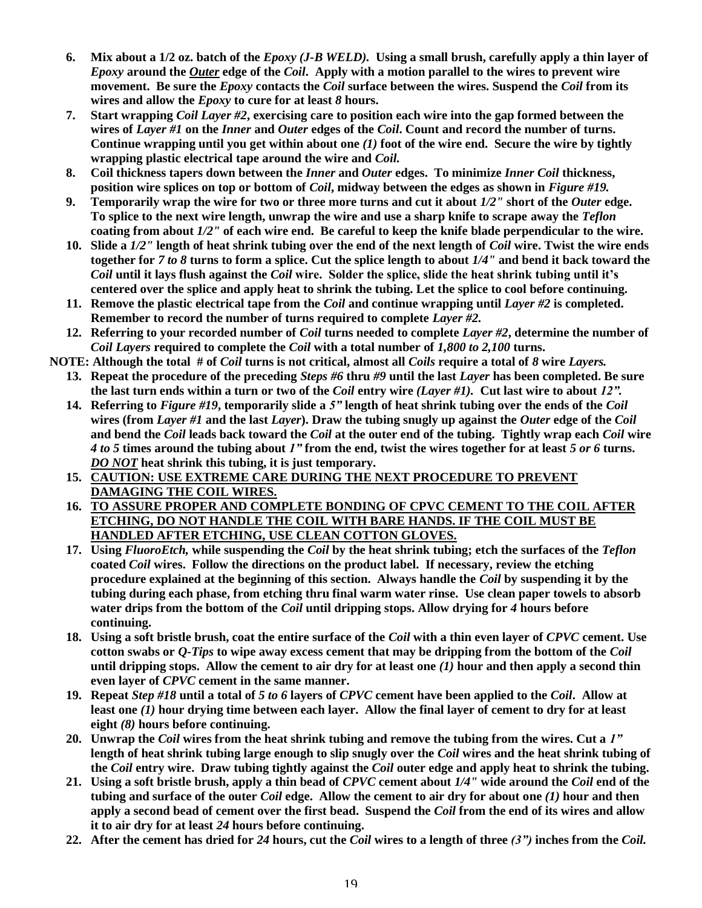6. **Mix about a 1/2 oz. batch of the *Epoxy (J-B WELD)*. Using a small brush, carefully apply a thin layer of *Epoxy* around the <u>*Outer*</u> edge of the *Coil*. Apply with a motion parallel to the wires to prevent wire movement. Be sure the *Epoxy* contacts the *Coil* surface between the wires. Suspend the *Coil* from its wires and allow the *Epoxy* to cure for at least *8* hours.**
7. **Start wrapping *Coil Layer #2*, exercising care to position each wire into the gap formed between the wires of *Layer #1* on the *Inner* and *Outer* edges of the *Coil*. Count and record the number of turns. Continue wrapping until you get within about one *(1)* foot of the wire end. Secure the wire by tightly wrapping plastic electrical tape around the wire and *Coil*.**
8. **Coil thickness tapers down between the *Inner* and *Outer* edges. To minimize *Inner Coil* thickness, position wire splices on top or bottom of *Coil*, midway between the edges as shown in *Figure #19*.**
9. **Temporarily wrap the wire for two or three more turns and cut it about *1/2"* short of the *Outer* edge. To splice to the next wire length, unwrap the wire and use a sharp knife to scrape away the *Teflon* coating from about *1/2"* of each wire end. Be careful to keep the knife blade perpendicular to the wire.**
10. **Slide a *1/2"* length of heat shrink tubing over the end of the next length of *Coil* wire. Twist the wire ends together for *7 to 8* turns to form a splice. Cut the splice length to about *1/4"* and bend it back toward the *Coil* until it lays flush against the *Coil* wire. Solder the splice, slide the heat shrink tubing until it's centered over the splice and apply heat to shrink the tubing. Let the splice to cool before continuing.**
11. **Remove the plastic electrical tape from the *Coil* and continue wrapping until *Layer #2* is completed. Remember to record the number of turns required to complete *Layer #2*.**
12. **Referring to your recorded number of *Coil* turns needed to complete *Layer #2*, determine the number of *Coil Layers* required to complete the *Coil* with a total number of *1,800 to 2,100* turns.**

**NOTE: Although the total # of *Coil* turns is not critical, almost all *Coils* require a total of *8* wire *Layers*.**

13. **Repeat the procedure of the preceding *Steps #6* thru *#9* until the last *Layer* has been completed. Be sure the last turn ends within a turn or two of the *Coil* entry wire *(Layer #1)*. Cut last wire to about *12"*.**
14. **Referring to *Figure #19*, temporarily slide a *5"* length of heat shrink tubing over the ends of the *Coil* wires (from *Layer #1* and the last *Layer*). Draw the tubing snugly up against the *Outer* edge of the *Coil* and bend the *Coil* leads back toward the *Coil* at the outer end of the tubing. Tightly wrap each *Coil* wire *4 to 5* times around the tubing about *1"* from the end, twist the wires together for at least *5 or 6* turns. <u>*DO NOT*</u> heat shrink this tubing, it is just temporary.**
15. **<u>CAUTION: USE EXTREME CARE DURING THE NEXT PROCEDURE TO PREVENT DAMAGING THE COIL WIRES.</u>**
16. **<u>TO ASSURE PROPER AND COMPLETE BONDING OF CPVC CEMENT TO THE COIL AFTER ETCHING, DO NOT HANDLE THE COIL WITH BARE HANDS. IF THE COIL MUST BE HANDLED AFTER ETCHING, USE CLEAN COTTON GLOVES.</u>**
17. **Using *FluoroEtch*, while suspending the *Coil* by the heat shrink tubing; etch the surfaces of the *Teflon* coated *Coil* wires. Follow the directions on the product label. If necessary, review the etching procedure explained at the beginning of this section. Always handle the *Coil* by suspending it by the tubing during each phase, from etching thru final warm water rinse. Use clean paper towels to absorb water drips from the bottom of the *Coil* until dripping stops. Allow drying for *4* hours before continuing.**
18. **Using a soft bristle brush, coat the entire surface of the *Coil* with a thin even layer of *CPVC* cement. Use cotton swabs or *Q-Tips* to wipe away excess cement that may be dripping from the bottom of the *Coil* until dripping stops. Allow the cement to air dry for at least one *(1)* hour and then apply a second thin even layer of *CPVC* cement in the same manner.**
19. **Repeat *Step #18* until a total of *5 to 6* layers of *CPVC* cement have been applied to the *Coil*. Allow at least one *(1)* hour drying time between each layer. Allow the final layer of cement to dry for at least eight *(8)* hours before continuing.**
20. **Unwrap the *Coil* wires from the heat shrink tubing and remove the tubing from the wires. Cut a *1"* length of heat shrink tubing large enough to slip snugly over the *Coil* wires and the heat shrink tubing of the *Coil* entry wire. Draw tubing tightly against the *Coil* outer edge and apply heat to shrink the tubing.**
21. **Using a soft bristle brush, apply a thin bead of *CPVC* cement about *1/4"* wide around the *Coil* end of the tubing and surface of the outer *Coil* edge. Allow the cement to air dry for about one *(1)* hour and then apply a second bead of cement over the first bead. Suspend the *Coil* from the end of its wires and allow it to air dry for at least *24* hours before continuing.**
22. **After the cement has dried for *24* hours, cut the *Coil* wires to a length of three *(3")* inches from the *Coil*.**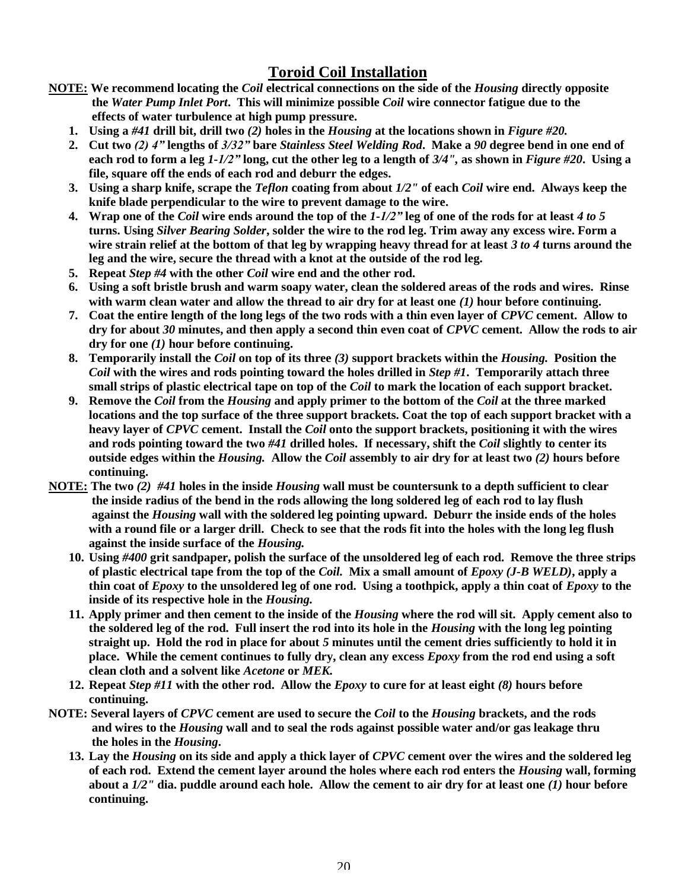## Toroid Coil Installation

**NOTE: We recommend locating the *Coil* electrical connections on the side of the *Housing* directly opposite the *Water Pump Inlet Port*. This will minimize possible *Coil* wire connector fatigue due to the effects of water turbulence at high pump pressure.**

1. **Using a *#41* drill bit, drill two *(2)* holes in the *Housing* at the locations shown in *Figure #20.***
2. **Cut two *(2) 4"* lengths of *3/32"* bare *Stainless Steel Welding Rod*. Make a *90* degree bend in one end of each rod to form a leg *1-1/2"* long, cut the other leg to a length of *3/4"*, as shown in *Figure #20*. Using a file, square off the ends of each rod and deburr the edges.**
3. **Using a sharp knife, scrape the *Teflon* coating from about *1/2"* of each *Coil* wire end. Always keep the knife blade perpendicular to the wire to prevent damage to the wire.**
4. **Wrap one of the *Coil* wire ends around the top of the *1-1/2"* leg of one of the rods for at least *4 to 5* turns. Using *Silver Bearing Solder*, solder the wire to the rod leg. Trim away any excess wire. Form a wire strain relief at the bottom of that leg by wrapping heavy thread for at least *3 to 4* turns around the leg and the wire, secure the thread with a knot at the outside of the rod leg.**
5. **Repeat *Step #4* with the other *Coil* wire end and the other rod.**
6. **Using a soft bristle brush and warm soapy water, clean the soldered areas of the rods and wires. Rinse with warm clean water and allow the thread to air dry for at least one *(1)* hour before continuing.**
7. **Coat the entire length of the long legs of the two rods with a thin even layer of *CPVC* cement. Allow to dry for about *30* minutes, and then apply a second thin even coat of *CPVC* cement. Allow the rods to air dry for one *(1)* hour before continuing.**
8. **Temporarily install the *Coil* on top of its three *(3)* support brackets within the *Housing.* Position the *Coil* with the wires and rods pointing toward the holes drilled in *Step #1*. Temporarily attach three small strips of plastic electrical tape on top of the *Coil* to mark the location of each support bracket.**
9. **Remove the *Coil* from the *Housing* and apply primer to the bottom of the *Coil* at the three marked locations and the top surface of the three support brackets. Coat the top of each support bracket with a heavy layer of *CPVC* cement. Install the *Coil* onto the support brackets, positioning it with the wires and rods pointing toward the two *#41* drilled holes. If necessary, shift the *Coil* slightly to center its outside edges within the *Housing.* Allow the *Coil* assembly to air dry for at least two *(2)* hours before continuing.**

**NOTE: The two *(2) #41* holes in the inside *Housing* wall must be countersunk to a depth sufficient to clear the inside radius of the bend in the rods allowing the long soldered leg of each rod to lay flush against the *Housing* wall with the soldered leg pointing upward. Deburr the inside ends of the holes with a round file or a larger drill. Check to see that the rods fit into the holes with the long leg flush against the inside surface of the *Housing.***

10. **Using *#400* grit sandpaper, polish the surface of the unsoldered leg of each rod. Remove the three strips of plastic electrical tape from the top of the *Coil.* Mix a small amount of *Epoxy (J-B WELD)*, apply a thin coat of *Epoxy* to the unsoldered leg of one rod. Using a toothpick, apply a thin coat of *Epoxy* to the inside of its respective hole in the *Housing.***
11. **Apply primer and then cement to the inside of the *Housing* where the rod will sit. Apply cement also to the soldered leg of the rod. Full insert the rod into its hole in the *Housing* with the long leg pointing straight up. Hold the rod in place for about *5* minutes until the cement dries sufficiently to hold it in place. While the cement continues to fully dry, clean any excess *Epoxy* from the rod end using a soft clean cloth and a solvent like *Acetone* or *MEK.***
12. **Repeat *Step #11* with the other rod. Allow the *Epoxy* to cure for at least eight *(8)* hours before continuing.**

**NOTE: Several layers of *CPVC* cement are used to secure the *Coil* to the *Housing* brackets, and the rods and wires to the *Housing* wall and to seal the rods against possible water and/or gas leakage thru the holes in the *Housing*.**

13. **Lay the *Housing* on its side and apply a thick layer of *CPVC* cement over the wires and the soldered leg of each rod. Extend the cement layer around the holes where each rod enters the *Housing* wall, forming about a *1/2"* dia. puddle around each hole. Allow the cement to air dry for at least one *(1)* hour before continuing.**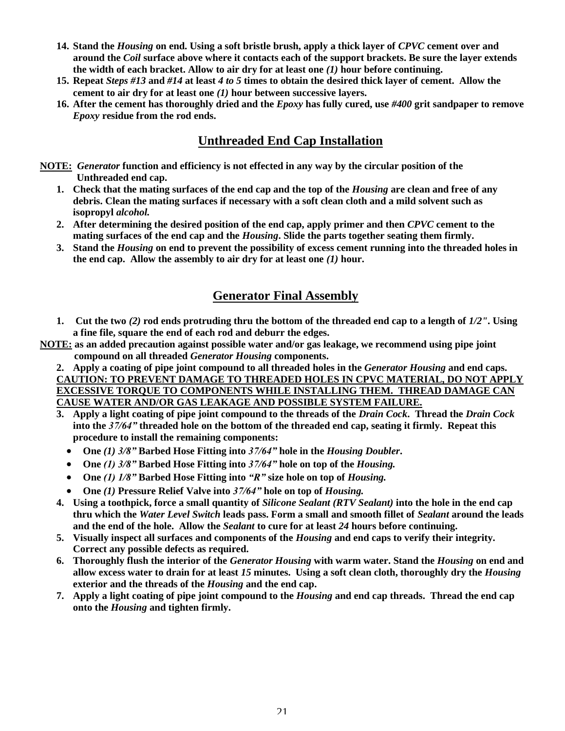14. **Stand the *Housing* on end. Using a soft bristle brush, apply a thick layer of *CPVC* cement over and around the *Coil* surface above where it contacts each of the support brackets. Be sure the layer extends the width of each bracket. Allow to air dry for at least one *(1)* hour before continuing.**
15. **Repeat *Steps #13* and *#14* at least *4 to 5* times to obtain the desired thick layer of cement. Allow the cement to air dry for at least one *(1)* hour between successive layers.**
16. **After the cement has thoroughly dried and the *Epoxy* has fully cured, use *#400* grit sandpaper to remove *Epoxy* residue from the rod ends.**

## Unthreaded End Cap Installation

**NOTE: *Generator* function and efficiency is not effected in any way by the circular position of the Unthreaded end cap.**

1. **Check that the mating surfaces of the end cap and the top of the *Housing* are clean and free of any debris. Clean the mating surfaces if necessary with a soft clean cloth and a mild solvent such as isopropyl *alcohol.***
2. **After determining the desired position of the end cap, apply primer and then *CPVC* cement to the mating surfaces of the end cap and the *Housing*. Slide the parts together seating them firmly.**
3. **Stand the *Housing* on end to prevent the possibility of excess cement running into the threaded holes in the end cap. Allow the assembly to air dry for at least one *(1)* hour.**

## Generator Final Assembly

1. **Cut the two *(2)* rod ends protruding thru the bottom of the threaded end cap to a length of *1/2"*. Using a fine file, square the end of each rod and deburr the edges.**

**NOTE: as an added precaution against possible water and/or gas leakage, we recommend using pipe joint compound on all threaded *Generator Housing* components.**

2. **Apply a coating of pipe joint compound to all threaded holes in the *Generator Housing* and end caps.**

**CAUTION: TO PREVENT DAMAGE TO THREADED HOLES IN CPVC MATERIAL, DO NOT APPLY EXCESSIVE TORQUE TO COMPONENTS WHILE INSTALLING THEM. THREAD DAMAGE CAN CAUSE WATER AND/OR GAS LEAKAGE AND POSSIBLE SYSTEM FAILURE.**

3. **Apply a light coating of pipe joint compound to the threads of the *Drain Cock*. Thread the *Drain Cock* into the *37/64"* threaded hole on the bottom of the threaded end cap, seating it firmly. Repeat this procedure to install the remaining components:**
   - **One *(1) 3/8"* Barbed Hose Fitting into *37/64"* hole in the *Housing Doubler*.**
   - **One *(1) 3/8"* Barbed Hose Fitting into *37/64"* hole on top of the *Housing.***
   - **One *(1) 1/8"* Barbed Hose Fitting into *"R"* size hole on top of *Housing.***
   - **One *(1)* Pressure Relief Valve into *37/64"* hole on top of *Housing.***
4. **Using a toothpick, force a small quantity of *Silicone Sealant (RTV Sealant)* into the hole in the end cap thru which the *Water Level Switch* leads pass. Form a small and smooth fillet of *Sealant* around the leads and the end of the hole. Allow the *Sealant* to cure for at least *24* hours before continuing.**
5. **Visually inspect all surfaces and components of the *Housing* and end caps to verify their integrity. Correct any possible defects as required.**
6. **Thoroughly flush the interior of the *Generator Housing* with warm water. Stand the *Housing* on end and allow excess water to drain for at least *15* minutes. Using a soft clean cloth, thoroughly dry the *Housing* exterior and the threads of the *Housing* and the end cap.**
7. **Apply a light coating of pipe joint compound to the *Housing* and end cap threads. Thread the end cap onto the *Housing* and tighten firmly.**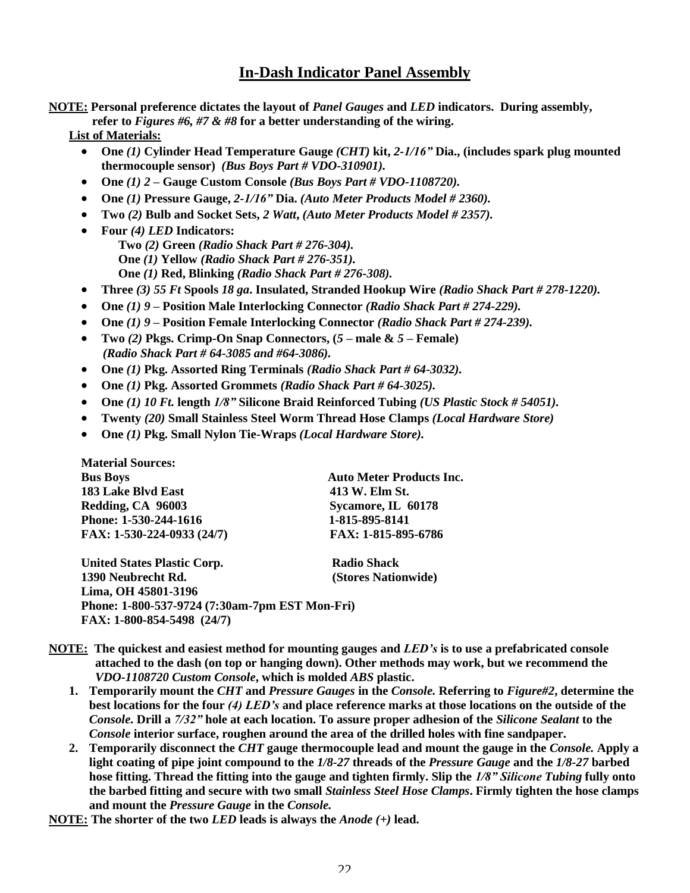## In-Dash Indicator Panel Assembly

**NOTE: Personal preference dictates the layout of *Panel Gauges* and *LED* indicators. During assembly, refer to *Figures #6, #7 & #8* for a better understanding of the wiring.**

**List of Materials:**

- **One *(1)* Cylinder Head Temperature Gauge *(CHT)* kit, *2-1/16"* Dia., (includes spark plug mounted thermocouple sensor) *(Bus Boys Part # VDO-310901).***
- **One *(1) 2* – Gauge Custom Console *(Bus Boys Part # VDO-1108720).***
- **One *(1)* Pressure Gauge, *2-1/16"* Dia. *(Auto Meter Products Model # 2360).***
- **Two *(2)* Bulb and Socket Sets, *2 Watt*, *(Auto Meter Products Model # 2357).***
- **Four *(4) LED* Indicators:**
  - **Two *(2)* Green *(Radio Shack Part # 276-304).***
  - **One *(1)* Yellow *(Radio Shack Part # 276-351).***
  - **One *(1)* Red, Blinking *(Radio Shack Part # 276-308).***
- **Three *(3) 55 Ft* Spools *18 ga*. Insulated, Stranded Hookup Wire *(Radio Shack Part # 278-1220).***
- **One *(1) 9* – Position Male Interlocking Connector *(Radio Shack Part # 274-229).***
- **One *(1) 9* – Position Female Interlocking Connector *(Radio Shack Part # 274-239).***
- **Two *(2)* Pkgs. Crimp-On Snap Connectors, (*5* – male & *5* – Female) *(Radio Shack Part # 64-3085 and #64-3086).***
- **One *(1)* Pkg. Assorted Ring Terminals *(Radio Shack Part # 64-3032).***
- **One *(1)* Pkg. Assorted Grommets *(Radio Shack Part # 64-3025).***
- **One *(1) 10 Ft.* length *1/8"* Silicone Braid Reinforced Tubing *(US Plastic Stock # 54051).***
- **Twenty *(20)* Small Stainless Steel Worm Thread Hose Clamps *(Local Hardware Store)***
- **One *(1)* Pkg. Small Nylon Tie-Wraps *(Local Hardware Store).***

**Material Sources:**

| | |
|---|---|
| **Bus Boys** | **Auto Meter Products Inc.** |
| **183 Lake Blvd East** | **413 W. Elm St.** |
| **Redding, CA 96003** | **Sycamore, IL 60178** |
| **Phone: 1-530-244-1616** | **1-815-895-8141** |
| **FAX: 1-530-224-0933 (24/7)** | **FAX: 1-815-895-6786** |
| | |
| **United States Plastic Corp.** | **Radio Shack** |
| **1390 Neubrecht Rd.** | **(Stores Nationwide)** |
| **Lima, OH 45801-3196** | |
| **Phone: 1-800-537-9724 (7:30am-7pm EST Mon-Fri)** | |
| **FAX: 1-800-854-5498 (24/7)** | |

**NOTE: The quickest and easiest method for mounting gauges and *LED's* is to use a prefabricated console attached to the dash (on top or hanging down). Other methods may work, but we recommend the *VDO-1108720 Custom Console*, which is molded *ABS* plastic.**

1. **Temporarily mount the *CHT* and *Pressure Gauges* in the *Console.* Referring to *Figure#2*, determine the best locations for the four *(4) LED's* and place reference marks at those locations on the outside of the *Console.* Drill a *7/32"* hole at each location. To assure proper adhesion of the *Silicone Sealant* to the *Console* interior surface, roughen around the area of the drilled holes with fine sandpaper.**
2. **Temporarily disconnect the *CHT* gauge thermocouple lead and mount the gauge in the *Console.* Apply a light coating of pipe joint compound to the *1/8-27* threads of the *Pressure Gauge* and the *1/8-27* barbed hose fitting. Thread the fitting into the gauge and tighten firmly. Slip the *1/8" Silicone Tubing* fully onto the barbed fitting and secure with two small *Stainless Steel Hose Clamps*. Firmly tighten the hose clamps and mount the *Pressure Gauge* in the *Console.***

**NOTE: The shorter of the two *LED* leads is always the *Anode (+)* lead.**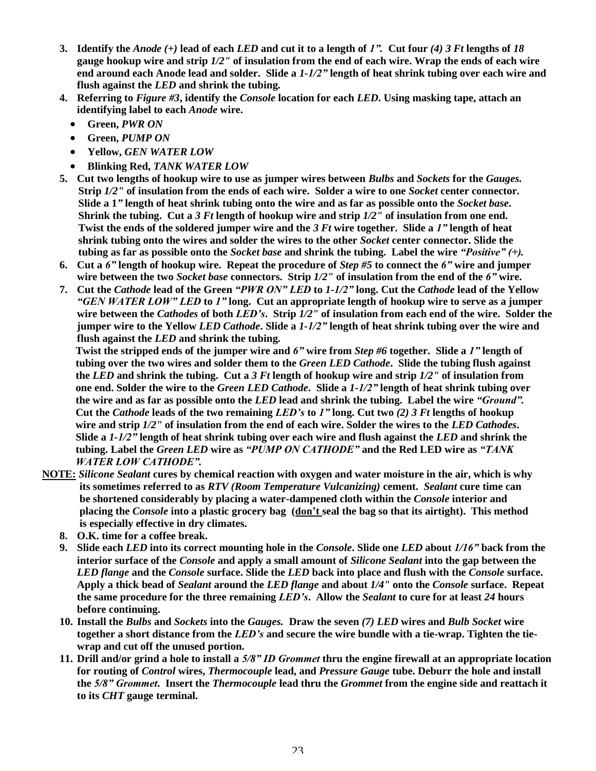3. **Identify the *Anode (+)* lead of each *LED* and cut it to a length of *1"*. Cut four *(4) 3 Ft* lengths of *18* gauge hookup wire and strip *1/2"* of insulation from the end of each wire. Wrap the ends of each wire end around each Anode lead and solder. Slide a *1-1/2"* length of heat shrink tubing over each wire and flush against the *LED* and shrink the tubing.**
4. **Referring to *Figure #3*, identify the *Console* location for each *LED*. Using masking tape, attach an identifying label to each *Anode* wire.**
   - **Green, *PWR ON***
   - **Green, *PUMP ON***
   - **Yellow, *GEN WATER LOW***
   - **Blinking Red, *TANK WATER LOW***
5. **Cut two lengths of hookup wire to use as jumper wires between *Bulbs* and *Sockets* for the *Gauges.* Strip *1/2"* of insulation from the ends of each wire. Solder a wire to one *Socket* center connector. Slide a 1*"* length of heat shrink tubing onto the wire and as far as possible onto the *Socket base*. Shrink the tubing. Cut a *3 Ft* length of hookup wire and strip *1/2"* of insulation from one end. Twist the ends of the soldered jumper wire and the *3 Ft* wire together. Slide a *1"* length of heat shrink tubing onto the wires and solder the wires to the other *Socket* center connector. Slide the tubing as far as possible onto the *Socket base* and shrink the tubing. Label the wire *"Positive" (+).***
6. **Cut a *6"* length of hookup wire. Repeat the procedure of *Step #5* to connect the *6"* wire and jumper wire between the two *Socket base* connectors. Strip *1/2"* of insulation from the end of the *6"* wire.**
7. **Cut the *Cathode* lead of the Green *"PWR ON" LED* to *1-1/2"* long. Cut the *Cathode* lead of the Yellow *"GEN WATER LOW" LED* to *1"* long. Cut an appropriate length of hookup wire to serve as a jumper wire between the *Cathodes* of both *LED's*. Strip *1/2"* of insulation from each end of the wire. Solder the jumper wire to the Yellow *LED Cathode*. Slide a *1-1/2"* length of heat shrink tubing over the wire and flush against the *LED* and shrink the tubing.**

   **Twist the stripped ends of the jumper wire and *6"* wire from *Step #6* together. Slide a *1"* length of tubing over the two wires and solder them to the *Green LED Cathode*. Slide the tubing flush against the *LED* and shrink the tubing. Cut a *3 Ft* length of hookup wire and strip *1/2"* of insulation from one end. Solder the wire to the *Green LED Cathode*. Slide a *1-1/2"* length of heat shrink tubing over the wire and as far as possible onto the *LED* lead and shrink the tubing. Label the wire *"Ground".* Cut the *Cathode* leads of the two remaining *LED's* to *1"* long. Cut two *(2) 3 Ft* lengths of hookup wire and strip *1/2"* of insulation from the end of each wire. Solder the wires to the *LED Cathodes*. Slide a *1-1/2"* length of heat shrink tubing over each wire and flush against the *LED* and shrink the tubing. Label the *Green LED* wire as *"PUMP ON CATHODE"* and the Red LED wire as *"TANK WATER LOW CATHODE".***

**<u>NOTE:</u> *Silicone Sealant* cures by chemical reaction with oxygen and water moisture in the air, which is why its sometimes referred to as *RTV (Room Temperature Vulcanizing)* cement. *Sealant* cure time can be shortened considerably by placing a water-dampened cloth within the *Console* interior and placing the *Console* into a plastic grocery bag (<u>don't</u> seal the bag so that its airtight). This method is especially effective in dry climates.**

8. **O.K. time for a coffee break.**
9. **Slide each *LED* into its correct mounting hole in the *Console*. Slide one *LED* about *1/16"* back from the interior surface of the *Console* and apply a small amount of *Silicone Sealant* into the gap between the *LED flange* and the *Console* surface. Slide the *LED* back into place and flush with the *Console* surface. Apply a thick bead of *Sealant* around the *LED flange* and about *1/4"* onto the *Console* surface. Repeat the same procedure for the three remaining *LED's*. Allow the *Sealant* to cure for at least *24* hours before continuing.**
10. **Install the *Bulbs* and *Sockets* into the *Gauges.* Draw the seven *(7) LED* wires and *Bulb Socket* wire together a short distance from the *LED's* and secure the wire bundle with a tie-wrap. Tighten the tie-wrap and cut off the unused portion.**
11. **Drill and/or grind a hole to install a *5/8" ID Grommet* thru the engine firewall at an appropriate location for routing of *Control* wires, *Thermocouple* lead, and *Pressure Gauge* tube. Deburr the hole and install the *5/8" Grommet*. Insert the *Thermocouple* lead thru the *Grommet* from the engine side and reattach it to its *CHT* gauge terminal.**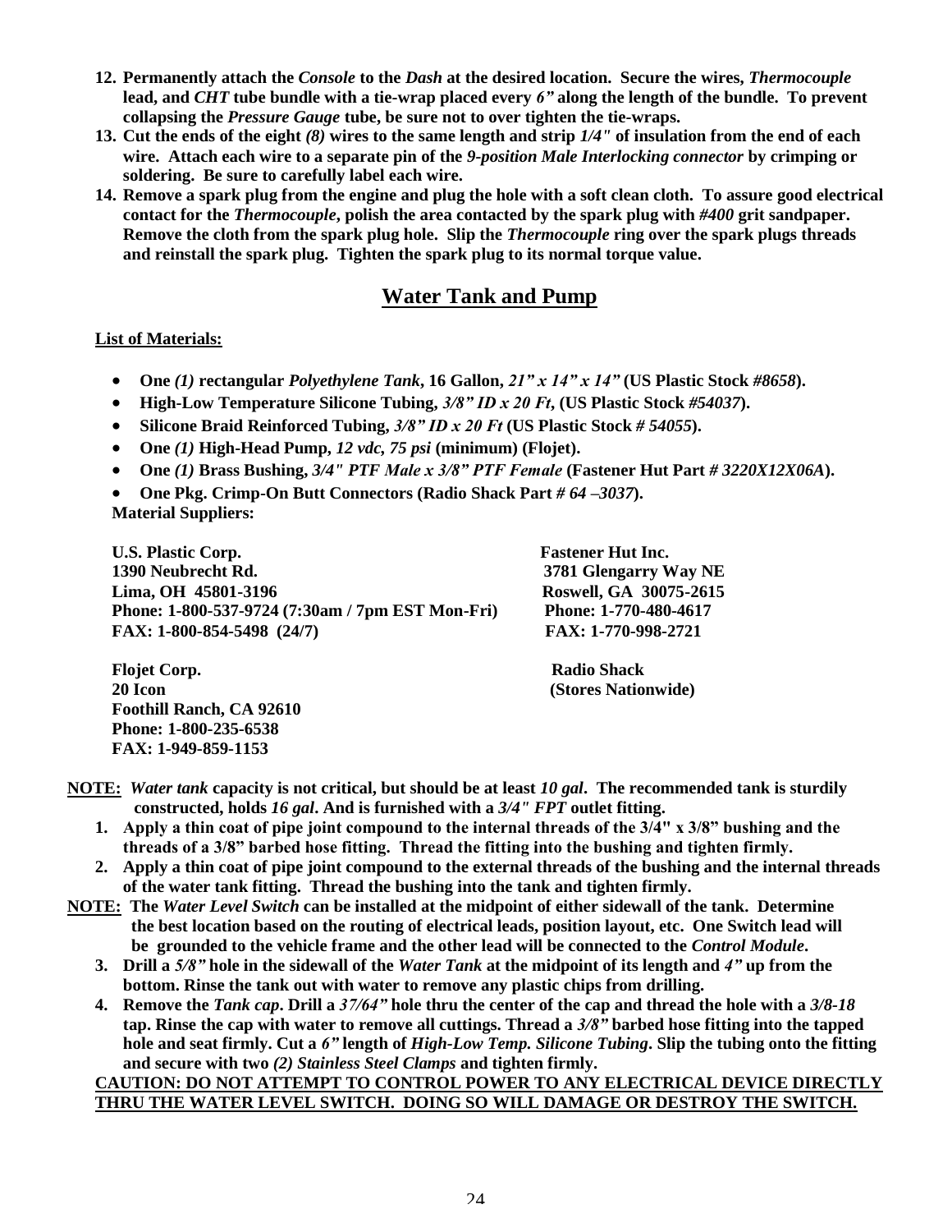12. **Permanently attach the *Console* to the *Dash* at the desired location. Secure the wires, *Thermocouple* lead, and *CHT* tube bundle with a tie-wrap placed every *6"* along the length of the bundle. To prevent collapsing the *Pressure Gauge* tube, be sure not to over tighten the tie-wraps.**
13. **Cut the ends of the eight *(8)* wires to the same length and strip *1/4"* of insulation from the end of each wire. Attach each wire to a separate pin of the *9-position Male Interlocking connector* by crimping or soldering. Be sure to carefully label each wire.**
14. **Remove a spark plug from the engine and plug the hole with a soft clean cloth. To assure good electrical contact for the *Thermocouple*, polish the area contacted by the spark plug with *#400* grit sandpaper. Remove the cloth from the spark plug hole. Slip the *Thermocouple* ring over the spark plugs threads and reinstall the spark plug. Tighten the spark plug to its normal torque value.**

## Water Tank and Pump

**List of Materials:**

- **One *(1)* rectangular *Polyethylene Tank*, 16 Gallon, *21" x 14" x 14"* (US Plastic Stock *#8658*).**
- **High-Low Temperature Silicone Tubing, *3/8" ID x 20 Ft*, (US Plastic Stock *#54037*).**
- **Silicone Braid Reinforced Tubing, *3/8" ID x 20 Ft* (US Plastic Stock *# 54055*).**
- **One *(1)* High-Head Pump, *12 vdc, 75 psi* (minimum) (Flojet).**
- **One *(1)* Brass Bushing, *3/4" PTF Male x 3/8" PTF Female* (Fastener Hut Part *# 3220X12X06A*).**
- **One Pkg. Crimp-On Butt Connectors (Radio Shack Part *# 64 –3037*).**

**Material Suppliers:**

**U.S. Plastic Corp.**
**1390 Neubrecht Rd.**
**Lima, OH 45801-3196**
**Phone: 1-800-537-9724 (7:30am / 7pm EST Mon-Fri)**
**FAX: 1-800-854-5498 (24/7)**

**Fastener Hut Inc.**
**3781 Glengarry Way NE**
**Roswell, GA 30075-2615**
**Phone: 1-770-480-4617**
**FAX: 1-770-998-2721**

**Flojet Corp.**
**20 Icon**
**Foothill Ranch, CA 92610**
**Phone: 1-800-235-6538**
**FAX: 1-949-859-1153**

**Radio Shack**
**(Stores Nationwide)**

**NOTE: *Water tank* capacity is not critical, but should be at least *10 gal*. The recommended tank is sturdily constructed, holds *16 gal*. And is furnished with a *3/4" FPT* outlet fitting.**

1. **Apply a thin coat of pipe joint compound to the internal threads of the 3/4" x 3/8" bushing and the threads of a 3/8" barbed hose fitting. Thread the fitting into the bushing and tighten firmly.**
2. **Apply a thin coat of pipe joint compound to the external threads of the bushing and the internal threads of the water tank fitting. Thread the bushing into the tank and tighten firmly.**

**NOTE: The *Water Level Switch* can be installed at the midpoint of either sidewall of the tank. Determine the best location based on the routing of electrical leads, position layout, etc. One Switch lead will be grounded to the vehicle frame and the other lead will be connected to the *Control Module*.**

3. **Drill a *5/8"* hole in the sidewall of the *Water Tank* at the midpoint of its length and *4"* up from the bottom. Rinse the tank out with water to remove any plastic chips from drilling.**
4. **Remove the *Tank cap*. Drill a *37/64"* hole thru the center of the cap and thread the hole with a *3/8-18* tap. Rinse the cap with water to remove all cuttings. Thread a *3/8"* barbed hose fitting into the tapped hole and seat firmly. Cut a *6"* length of *High-Low Temp. Silicone Tubing*. Slip the tubing onto the fitting and secure with two *(2) Stainless Steel Clamps* and tighten firmly.**

**CAUTION: DO NOT ATTEMPT TO CONTROL POWER TO ANY ELECTRICAL DEVICE DIRECTLY THRU THE WATER LEVEL SWITCH. DOING SO WILL DAMAGE OR DESTROY THE SWITCH.**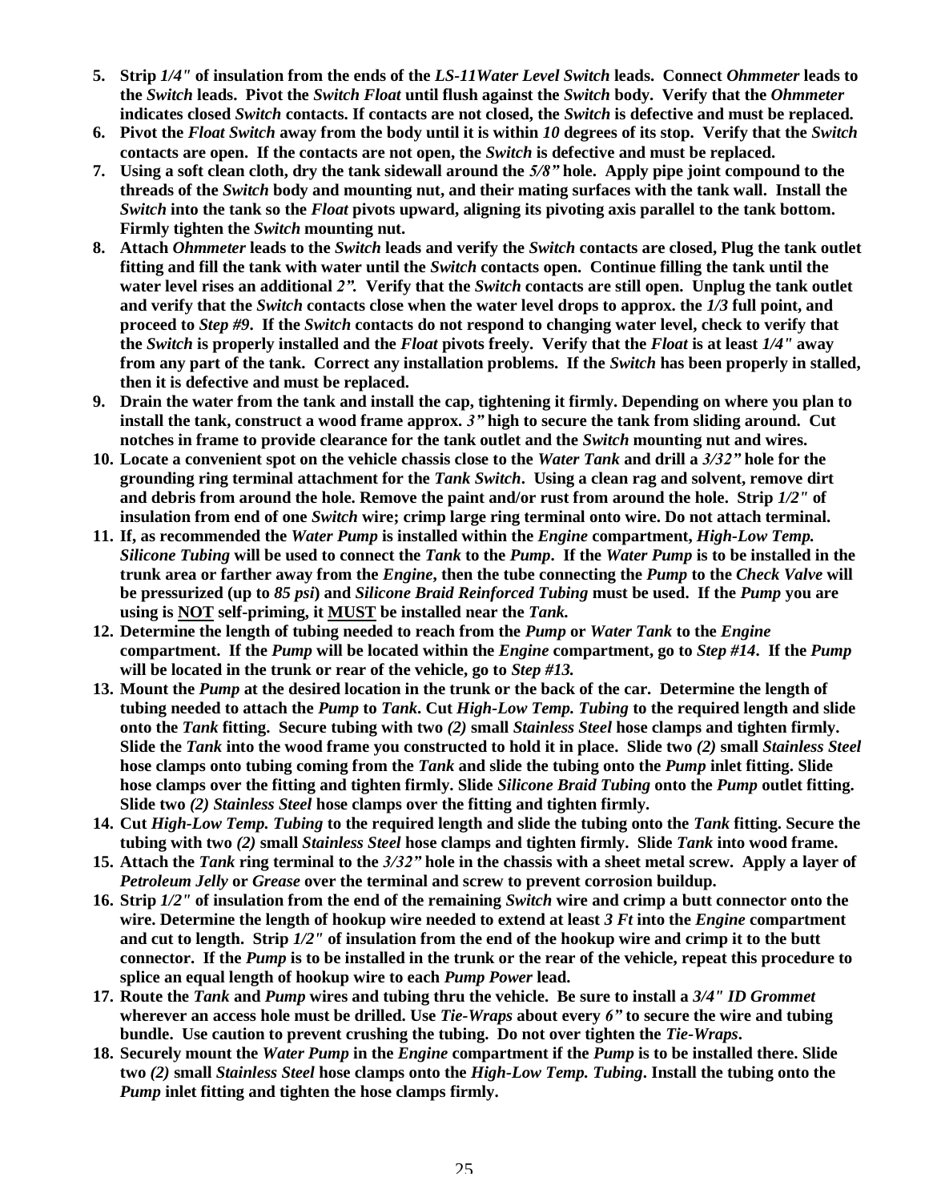5. **Strip *1/4"* of insulation from the ends of the *LS-11Water Level Switch* leads. Connect *Ohmmeter* leads to the *Switch* leads. Pivot the *Switch Float* until flush against the *Switch* body. Verify that the *Ohmmeter* indicates closed *Switch* contacts. If contacts are not closed, the *Switch* is defective and must be replaced.**
6. **Pivot the *Float Switch* away from the body until it is within *10* degrees of its stop. Verify that the *Switch* contacts are open. If the contacts are not open, the *Switch* is defective and must be replaced.**
7. **Using a soft clean cloth, dry the tank sidewall around the *5/8"* hole. Apply pipe joint compound to the threads of the *Switch* body and mounting nut, and their mating surfaces with the tank wall. Install the *Switch* into the tank so the *Float* pivots upward, aligning its pivoting axis parallel to the tank bottom. Firmly tighten the *Switch* mounting nut.**
8. **Attach *Ohmmeter* leads to the *Switch* leads and verify the *Switch* contacts are closed, Plug the tank outlet fitting and fill the tank with water until the *Switch* contacts open. Continue filling the tank until the water level rises an additional *2"*. Verify that the *Switch* contacts are still open. Unplug the tank outlet and verify that the *Switch* contacts close when the water level drops to approx. the *1/3* full point, and proceed to *Step #9*. If the *Switch* contacts do not respond to changing water level, check to verify that the *Switch* is properly installed and the *Float* pivots freely. Verify that the *Float* is at least *1/4"* away from any part of the tank. Correct any installation problems. If the *Switch* has been properly in stalled, then it is defective and must be replaced.**
9. **Drain the water from the tank and install the cap, tightening it firmly. Depending on where you plan to install the tank, construct a wood frame approx. *3"* high to secure the tank from sliding around. Cut notches in frame to provide clearance for the tank outlet and the *Switch* mounting nut and wires.**
10. **Locate a convenient spot on the vehicle chassis close to the *Water Tank* and drill a *3/32"* hole for the grounding ring terminal attachment for the *Tank Switch*. Using a clean rag and solvent, remove dirt and debris from around the hole. Remove the paint and/or rust from around the hole. Strip *1/2"* of insulation from end of one *Switch* wire; crimp large ring terminal onto wire. Do not attach terminal.**
11. **If, as recommended the *Water Pump* is installed within the *Engine* compartment, *High-Low Temp. Silicone Tubing* will be used to connect the *Tank* to the *Pump*. If the *Water Pump* is to be installed in the trunk area or farther away from the *Engine*, then the tube connecting the *Pump* to the *Check Valve* will be pressurized (up to *85 psi*) and *Silicone Braid Reinforced Tubing* must be used. If the *Pump* you are using is <u>NOT</u> self-priming, it <u>MUST</u> be installed near the *Tank.***
12. **Determine the length of tubing needed to reach from the *Pump* or *Water Tank* to the *Engine* compartment. If the *Pump* will be located within the *Engine* compartment, go to *Step #14*. If the *Pump* will be located in the trunk or rear of the vehicle, go to *Step #13.***
13. **Mount the *Pump* at the desired location in the trunk or the back of the car. Determine the length of tubing needed to attach the *Pump* to *Tank*. Cut *High-Low Temp. Tubing* to the required length and slide onto the *Tank* fitting. Secure tubing with two *(2)* small *Stainless Steel* hose clamps and tighten firmly. Slide the *Tank* into the wood frame you constructed to hold it in place. Slide two *(2)* small *Stainless Steel* hose clamps onto tubing coming from the *Tank* and slide the tubing onto the *Pump* inlet fitting. Slide hose clamps over the fitting and tighten firmly. Slide *Silicone Braid Tubing* onto the *Pump* outlet fitting. Slide two *(2) Stainless Steel* hose clamps over the fitting and tighten firmly.**
14. **Cut *High-Low Temp. Tubing* to the required length and slide the tubing onto the *Tank* fitting. Secure the tubing with two *(2)* small *Stainless Steel* hose clamps and tighten firmly. Slide *Tank* into wood frame.**
15. **Attach the *Tank* ring terminal to the *3/32"* hole in the chassis with a sheet metal screw. Apply a layer of *Petroleum Jelly* or *Grease* over the terminal and screw to prevent corrosion buildup.**
16. **Strip *1/2"* of insulation from the end of the remaining *Switch* wire and crimp a butt connector onto the wire. Determine the length of hookup wire needed to extend at least *3 Ft* into the *Engine* compartment and cut to length. Strip *1/2"* of insulation from the end of the hookup wire and crimp it to the butt connector. If the *Pump* is to be installed in the trunk or the rear of the vehicle, repeat this procedure to splice an equal length of hookup wire to each *Pump Power* lead.**
17. **Route the *Tank* and *Pump* wires and tubing thru the vehicle. Be sure to install a *3/4" ID Grommet* wherever an access hole must be drilled. Use *Tie-Wraps* about every *6"* to secure the wire and tubing bundle. Use caution to prevent crushing the tubing. Do not over tighten the *Tie-Wraps*.**
18. **Securely mount the *Water Pump* in the *Engine* compartment if the *Pump* is to be installed there. Slide two *(2)* small *Stainless Steel* hose clamps onto the *High-Low Temp. Tubing*. Install the tubing onto the *Pump* inlet fitting and tighten the hose clamps firmly.**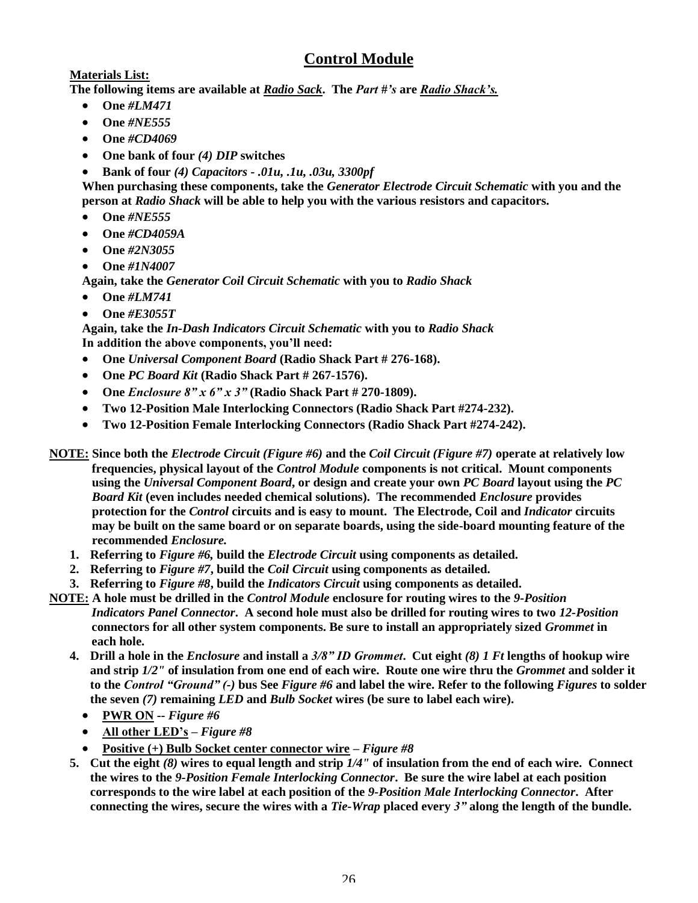# Control Module

**Materials List:**

**The following items are available at *Radio Sack*. The *Part #'s* are *Radio Shack's.***

- **One *#LM471***
- **One *#NE555***
- **One *#CD4069***
- **One bank of four *(4) DIP* switches**
- **Bank of four *(4) Capacitors - .01u, .1u, .03u, 3300pf***

**When purchasing these components, take the *Generator Electrode Circuit Schematic* with you and the person at *Radio Shack* will be able to help you with the various resistors and capacitors.**

- **One *#NE555***
- **One *#CD4059A***
- **One *#2N3055***
- **One *#1N4007***

**Again, take the *Generator Coil Circuit Schematic* with you to *Radio Shack***

- **One *#LM741***
- **One *#E3055T***

**Again, take the *In-Dash Indicators Circuit Schematic* with you to *Radio Shack***

**In addition the above components, you'll need:**

- **One *Universal Component Board* (Radio Shack Part # 276-168).**
- **One *PC Board Kit* (Radio Shack Part # 267-1576).**
- **One *Enclosure 8" x 6" x 3"* (Radio Shack Part # 270-1809).**
- **Two 12-Position Male Interlocking Connectors (Radio Shack Part #274-232).**
- **Two 12-Position Female Interlocking Connectors (Radio Shack Part #274-242).**

**NOTE: Since both the *Electrode Circuit (Figure #6)* and the *Coil Circuit (Figure #7)* operate at relatively low frequencies, physical layout of the *Control Module* components is not critical. Mount components using the *Universal Component Board*, or design and create your own *PC Board* layout using the *PC Board Kit* (even includes needed chemical solutions). The recommended *Enclosure* provides protection for the *Control* circuits and is easy to mount. The Electrode, Coil and *Indicator* circuits may be built on the same board or on separate boards, using the side-board mounting feature of the recommended *Enclosure.***

1. **Referring to *Figure #6,* build the *Electrode Circuit* using components as detailed.**
2. **Referring to *Figure #7*, build the *Coil Circuit* using components as detailed.**
3. **Referring to *Figure #8*, build the *Indicators Circuit* using components as detailed.**

**NOTE: A hole must be drilled in the *Control Module* enclosure for routing wires to the *9-Position Indicators Panel Connector*. A second hole must also be drilled for routing wires to two *12-Position* connectors for all other system components. Be sure to install an appropriately sized *Grommet* in each hole.**

4. **Drill a hole in the *Enclosure* and install a *3/8" ID Grommet*. Cut eight *(8) 1 Ft* lengths of hookup wire and strip *1/2"* of insulation from one end of each wire. Route one wire thru the *Grommet* and solder it to the *Control "Ground" (-)* bus See *Figure #6* and label the wire. Refer to the following *Figures* to solder the seven *(7)* remaining *LED* and *Bulb Socket* wires (be sure to label each wire).**
   - **PWR ON -- *Figure #6***
   - **All other LED's – *Figure #8***
   - **Positive (+) Bulb Socket center connector wire – *Figure #8***
5. **Cut the eight *(8)* wires to equal length and strip *1/4"* of insulation from the end of each wire. Connect the wires to the *9-Position Female Interlocking Connector*. Be sure the wire label at each position corresponds to the wire label at each position of the *9-Position Male Interlocking Connector*. After connecting the wires, secure the wires with a *Tie-Wrap* placed every *3"* along the length of the bundle.**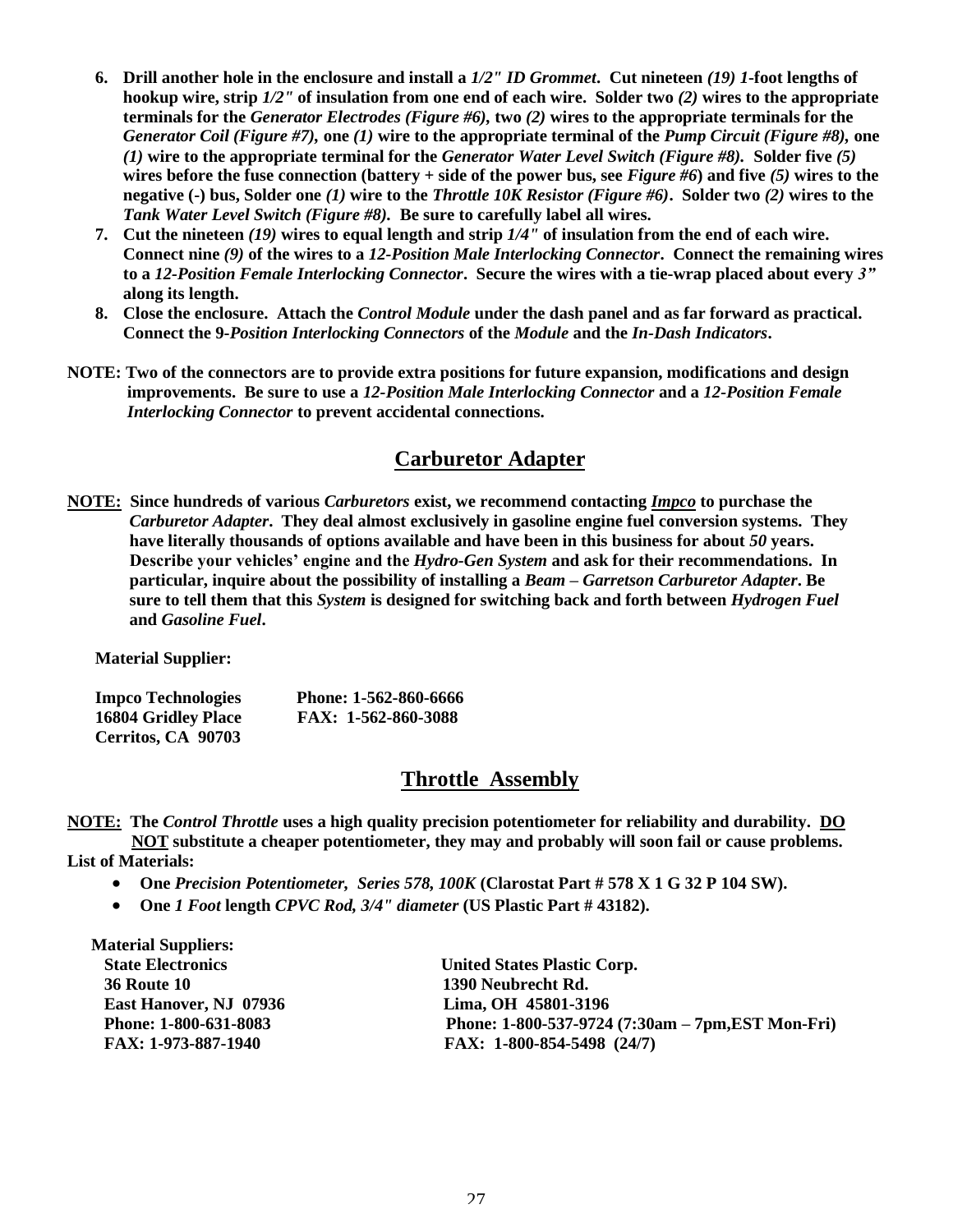6. **Drill another hole in the enclosure and install a *1/2" ID Grommet*. Cut nineteen *(19) 1*-foot lengths of hookup wire, strip *1/2"* of insulation from one end of each wire. Solder two *(2)* wires to the appropriate terminals for the *Generator Electrodes (Figure #6)*, two *(2)* wires to the appropriate terminals for the *Generator Coil (Figure #7)*, one *(1)* wire to the appropriate terminal of the *Pump Circuit (Figure #8)*, one *(1)* wire to the appropriate terminal for the *Generator Water Level Switch (Figure #8)*. Solder five *(5)* wires before the fuse connection (battery + side of the power bus, see *Figure #6*) and five *(5)* wires to the negative (-) bus, Solder one *(1)* wire to the *Throttle 10K Resistor (Figure #6)*. Solder two *(2)* wires to the *Tank Water Level Switch (Figure #8)*. Be sure to carefully label all wires.**
7. **Cut the nineteen *(19)* wires to equal length and strip *1/4"* of insulation from the end of each wire. Connect nine *(9)* of the wires to a *12-Position Male Interlocking Connector*. Connect the remaining wires to a *12-Position Female Interlocking Connector*. Secure the wires with a tie-wrap placed about every *3"* along its length.**
8. **Close the enclosure. Attach the *Control Module* under the dash panel and as far forward as practical. Connect the 9-*Position Interlocking Connectors* of the *Module* and the *In-Dash Indicators*.**

**NOTE: Two of the connectors are to provide extra positions for future expansion, modifications and design improvements. Be sure to use a *12-Position Male Interlocking Connector* and a *12-Position Female Interlocking Connector* to prevent accidental connections.**

## Carburetor Adapter

**NOTE: Since hundreds of various *Carburetors* exist, we recommend contacting *Impco* to purchase the *Carburetor Adapter*. They deal almost exclusively in gasoline engine fuel conversion systems. They have literally thousands of options available and have been in this business for about *50* years. Describe your vehicles' engine and the *Hydro-Gen System* and ask for their recommendations. In particular, inquire about the possibility of installing a *Beam – Garretson Carburetor Adapter*. Be sure to tell them that this *System* is designed for switching back and forth between *Hydrogen Fuel* and *Gasoline Fuel*.**

**Material Supplier:**

**Impco Technologies**
**16804 Gridley Place**
**Cerritos, CA 90703**
**Phone: 1-562-860-6666**
**FAX: 1-562-860-3088**

## Throttle Assembly

**NOTE: The *Control Throttle* uses a high quality precision potentiometer for reliability and durability. DO NOT substitute a cheaper potentiometer, they may and probably will soon fail or cause problems.**

**List of Materials:**

- **One *Precision Potentiometer, Series 578, 100K* (Clarostat Part # 578 X 1 G 32 P 104 SW).**
- **One *1 Foot* length *CPVC Rod, 3/4" diameter* (US Plastic Part # 43182).**

**Material Suppliers:**

**State Electronics**
**36 Route 10**
**East Hanover, NJ 07936**
**Phone: 1-800-631-8083**
**FAX: 1-973-887-1940**

**United States Plastic Corp.**
**1390 Neubrecht Rd.**
**Lima, OH 45801-3196**
**Phone: 1-800-537-9724 (7:30am – 7pm,EST Mon-Fri)**
**FAX: 1-800-854-5498 (24/7)**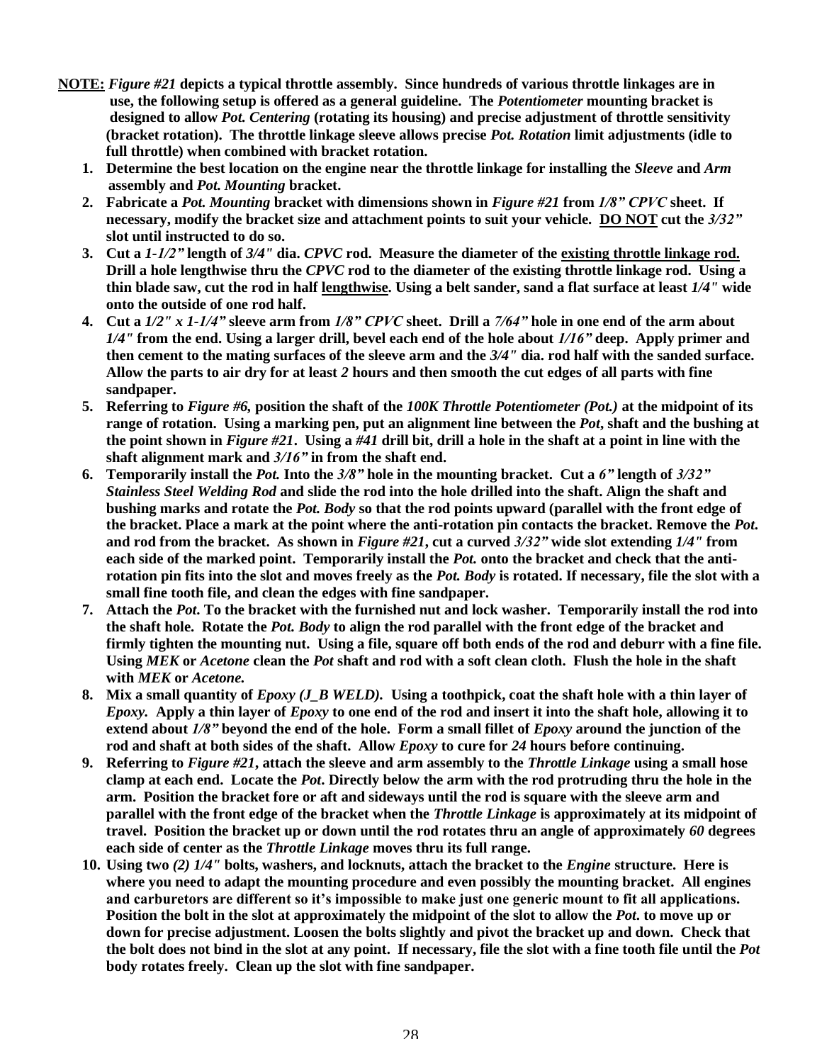**NOTE:** ***Figure #21*** **depicts a typical throttle assembly. Since hundreds of various throttle linkages are in use, the following setup is offered as a general guideline. The** ***Potentiometer*** **mounting bracket is designed to allow** ***Pot. Centering*** **(rotating its housing) and precise adjustment of throttle sensitivity (bracket rotation). The throttle linkage sleeve allows precise** ***Pot. Rotation*** **limit adjustments (idle to full throttle) when combined with bracket rotation.**

1. **Determine the best location on the engine near the throttle linkage for installing the** ***Sleeve*** **and** ***Arm*** **assembly and** ***Pot. Mounting*** **bracket.**
2. **Fabricate a** ***Pot. Mounting*** **bracket with dimensions shown in** ***Figure #21*** **from** ***1/8" CPVC*** **sheet. If necessary, modify the bracket size and attachment points to suit your vehicle. <u>DO NOT</u> cut the** ***3/32"*** **slot until instructed to do so.**
3. **Cut a** ***1-1/2"*** **length of** ***3/4"*** **dia.** ***CPVC*** **rod. Measure the diameter of the <u>existing throttle linkage rod.</u> Drill a hole lengthwise thru the** ***CPVC*** **rod to the diameter of the existing throttle linkage rod. Using a thin blade saw, cut the rod in half <u>lengthwise</u>. Using a belt sander, sand a flat surface at least** ***1/4"*** **wide onto the outside of one rod half.**
4. **Cut a** ***1/2" x 1-1/4"*** **sleeve arm from** ***1/8" CPVC*** **sheet. Drill a** ***7/64"*** **hole in one end of the arm about** ***1/4"*** **from the end. Using a larger drill, bevel each end of the hole about** ***1/16"*** **deep. Apply primer and then cement to the mating surfaces of the sleeve arm and the** ***3/4"*** **dia. rod half with the sanded surface. Allow the parts to air dry for at least** ***2*** **hours and then smooth the cut edges of all parts with fine sandpaper.**
5. **Referring to** ***Figure #6,*** **position the shaft of the** ***100K Throttle Potentiometer (Pot.)*** **at the midpoint of its range of rotation. Using a marking pen, put an alignment line between the** ***Pot*** **, shaft and the bushing at the point shown in** ***Figure #21*** **. Using a** ***#41*** **drill bit, drill a hole in the shaft at a point in line with the shaft alignment mark and** ***3/16"*** **in from the shaft end.**
6. **Temporarily install the** ***Pot.*** **Into the** ***3/8"*** **hole in the mounting bracket. Cut a** ***6"*** **length of** ***3/32" Stainless Steel Welding Rod*** **and slide the rod into the hole drilled into the shaft. Align the shaft and bushing marks and rotate the** ***Pot. Body*** **so that the rod points upward (parallel with the front edge of the bracket. Place a mark at the point where the anti-rotation pin contacts the bracket. Remove the** ***Pot.*** **and rod from the bracket. As shown in** ***Figure #21*** **, cut a curved** ***3/32"*** **wide slot extending** ***1/4"*** **from each side of the marked point. Temporarily install the** ***Pot.*** **onto the bracket and check that the anti-rotation pin fits into the slot and moves freely as the** ***Pot. Body*** **is rotated. If necessary, file the slot with a small fine tooth file, and clean the edges with fine sandpaper.**
7. **Attach the** ***Pot.*** **To the bracket with the furnished nut and lock washer. Temporarily install the rod into the shaft hole. Rotate the** ***Pot. Body*** **to align the rod parallel with the front edge of the bracket and firmly tighten the mounting nut. Using a file, square off both ends of the rod and deburr with a fine file. Using** ***MEK*** **or** ***Acetone*** **clean the** ***Pot*** **shaft and rod with a soft clean cloth. Flush the hole in the shaft with** ***MEK*** **or** ***Acetone.***
8. **Mix a small quantity of** ***Epoxy (J_B WELD).*** **Using a toothpick, coat the shaft hole with a thin layer of** ***Epoxy.*** **Apply a thin layer of** ***Epoxy*** **to one end of the rod and insert it into the shaft hole, allowing it to extend about** ***1/8"*** **beyond the end of the hole. Form a small fillet of** ***Epoxy*** **around the junction of the rod and shaft at both sides of the shaft. Allow** ***Epoxy*** **to cure for** ***24*** **hours before continuing.**
9. **Referring to** ***Figure #21*** **, attach the sleeve and arm assembly to the** ***Throttle Linkage*** **using a small hose clamp at each end. Locate the** ***Pot*** **. Directly below the arm with the rod protruding thru the hole in the arm. Position the bracket fore or aft and sideways until the rod is square with the sleeve arm and parallel with the front edge of the bracket when the** ***Throttle Linkage*** **is approximately at its midpoint of travel. Position the bracket up or down until the rod rotates thru an angle of approximately** ***60*** **degrees each side of center as the** ***Throttle Linkage*** **moves thru its full range.**
10. **Using two** ***(2) 1/4"*** **bolts, washers, and locknuts, attach the bracket to the** ***Engine*** **structure. Here is where you need to adapt the mounting procedure and even possibly the mounting bracket. All engines and carburetors are different so it's impossible to make just one generic mount to fit all applications. Position the bolt in the slot at approximately the midpoint of the slot to allow the** ***Pot*** **. to move up or down for precise adjustment. Loosen the bolts slightly and pivot the bracket up and down. Check that the bolt does not bind in the slot at any point. If necessary, file the slot with a fine tooth file until the** ***Pot*** **body rotates freely. Clean up the slot with fine sandpaper.**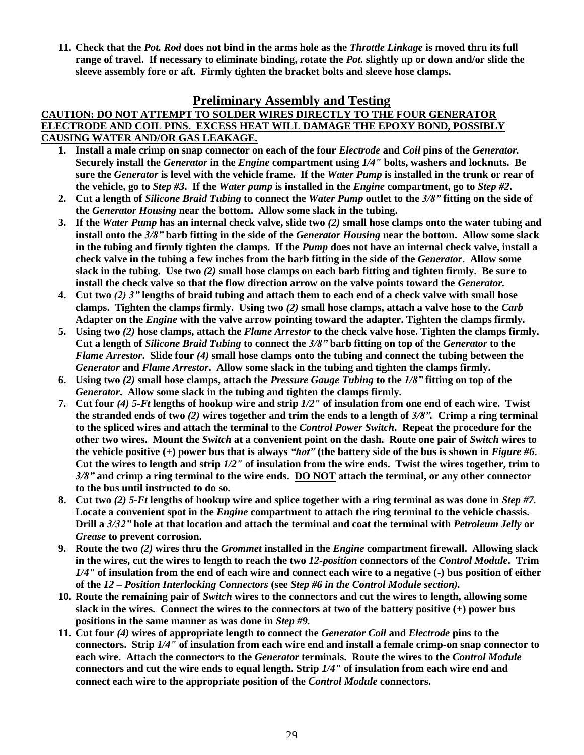11. **Check that the *Pot. Rod* does not bind in the arms hole as the *Throttle Linkage* is moved thru its full range of travel. If necessary to eliminate binding, rotate the *Pot.* slightly up or down and/or slide the sleeve assembly fore or aft. Firmly tighten the bracket bolts and sleeve hose clamps.**

## Preliminary Assembly and Testing

**CAUTION: DO NOT ATTEMPT TO SOLDER WIRES DIRECTLY TO THE FOUR GENERATOR ELECTRODE AND COIL PINS. EXCESS HEAT WILL DAMAGE THE EPOXY BOND, POSSIBLY CAUSING WATER AND/OR GAS LEAKAGE.**

1. **Install a male crimp on snap connector on each of the four *Electrode* and *Coil* pins of the *Generator.* Securely install the *Generator* in the *Engine* compartment using *1/4"* bolts, washers and locknuts. Be sure the *Generator* is level with the vehicle frame. If the *Water Pump* is installed in the trunk or rear of the vehicle, go to *Step #3*. If the *Water pump* is installed in the *Engine* compartment, go to *Step #2*.**
2. **Cut a length of *Silicone Braid Tubing* to connect the *Water Pump* outlet to the *3/8"* fitting on the side of the *Generator Housing* near the bottom. Allow some slack in the tubing.**
3. **If the *Water Pump* has an internal check valve, slide two *(2)* small hose clamps onto the water tubing and install onto the *3/8"* barb fitting in the side of the *Generator Housing* near the bottom. Allow some slack in the tubing and firmly tighten the clamps. If the *Pump* does not have an internal check valve, install a check valve in the tubing a few inches from the barb fitting in the side of the *Generator*. Allow some slack in the tubing. Use two *(2)* small hose clamps on each barb fitting and tighten firmly. Be sure to install the check valve so that the flow direction arrow on the valve points toward the *Generator.***
4. **Cut two *(2) 3"* lengths of braid tubing and attach them to each end of a check valve with small hose clamps. Tighten the clamps firmly. Using two *(2)* small hose clamps, attach a valve hose to the *Carb* Adapter on the *Engine* with the valve arrow pointing toward the adapter. Tighten the clamps firmly.**
5. **Using two *(2)* hose clamps, attach the *Flame Arrestor* to the check valve hose. Tighten the clamps firmly. Cut a length of *Silicone Braid Tubing* to connect the *3/8"* barb fitting on top of the *Generator* to the *Flame Arrestor*. Slide four *(4)* small hose clamps onto the tubing and connect the tubing between the *Generator* and *Flame Arrestor*. Allow some slack in the tubing and tighten the clamps firmly.**
6. **Using two *(2)* small hose clamps, attach the *Pressure Gauge Tubing* to the *1/8"* fitting on top of the *Generator*. Allow some slack in the tubing and tighten the clamps firmly.**
7. **Cut four *(4) 5-Ft* lengths of hookup wire and strip *1/2"* of insulation from one end of each wire. Twist the stranded ends of two *(2)* wires together and trim the ends to a length of *3/8".* Crimp a ring terminal to the spliced wires and attach the terminal to the *Control Power Switch*. Repeat the procedure for the other two wires. Mount the *Switch* at a convenient point on the dash. Route one pair of *Switch* wires to the vehicle positive (+) power bus that is always *"hot"* (the battery side of the bus is shown in *Figure #6*. Cut the wires to length and strip *1/2"* of insulation from the wire ends. Twist the wires together, trim to *3/8"* and crimp a ring terminal to the wire ends. <u>DO NOT</u> attach the terminal, or any other connector to the bus until instructed to do so.**
8. **Cut two *(2) 5-Ft* lengths of hookup wire and splice together with a ring terminal as was done in *Step #7.* Locate a convenient spot in the *Engine* compartment to attach the ring terminal to the vehicle chassis. Drill a *3/32"* hole at that location and attach the terminal and coat the terminal with *Petroleum Jelly* or *Grease* to prevent corrosion.**
9. **Route the two *(2)* wires thru the *Grommet* installed in the *Engine* compartment firewall. Allowing slack in the wires, cut the wires to length to reach the two *12-position* connectors of the *Control Module*. Trim *1/4"* of insulation from the end of each wire and connect each wire to a negative (-) bus position of either of the *12 – Position Interlocking Connectors* (see *Step #6 in the Control Module section).***
10. **Route the remaining pair of *Switch* wires to the connectors and cut the wires to length, allowing some slack in the wires. Connect the wires to the connectors at two of the battery positive (+) power bus positions in the same manner as was done in *Step #9.***
11. **Cut four *(4)* wires of appropriate length to connect the *Generator Coil* and *Electrode* pins to the connectors. Strip *1/4"* of insulation from each wire end and install a female crimp-on snap connector to each wire. Attach the connectors to the *Generator* terminals. Route the wires to the *Control Module* connectors and cut the wire ends to equal length. Strip *1/4"* of insulation from each wire end and connect each wire to the appropriate position of the *Control Module* connectors.**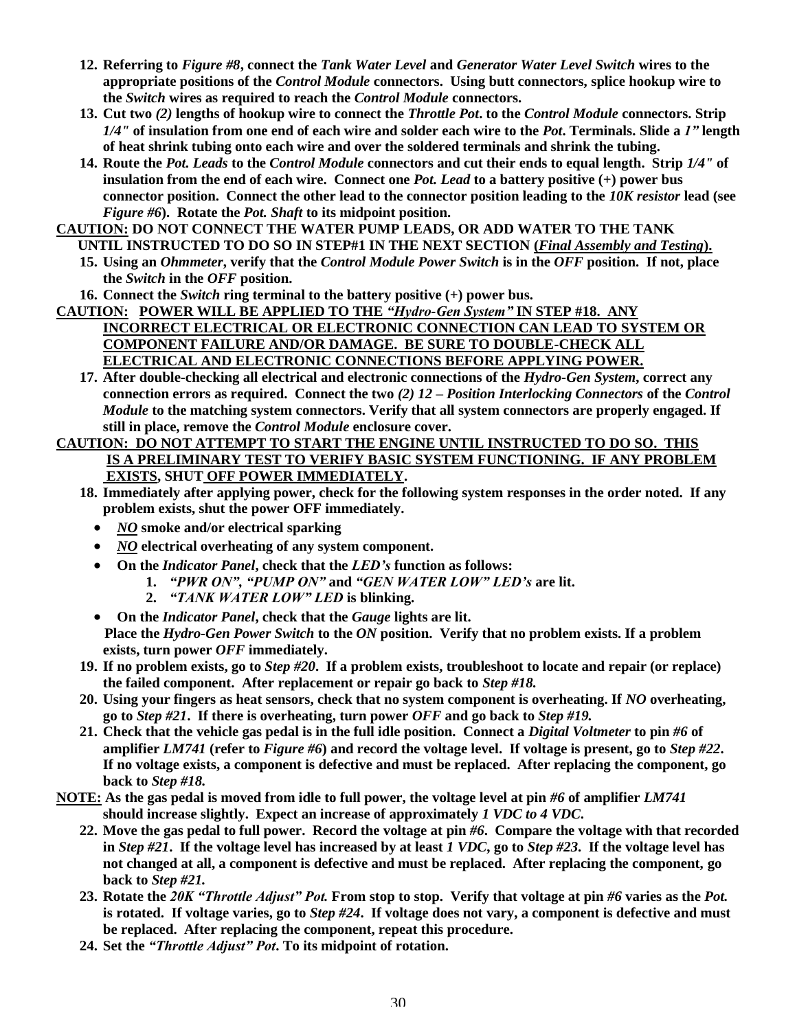12. **Referring to *Figure #8*, connect the *Tank Water Level* and *Generator Water Level Switch* wires to the appropriate positions of the *Control Module* connectors. Using butt connectors, splice hookup wire to the *Switch* wires as required to reach the *Control Module* connectors.**
13. **Cut two *(2)* lengths of hookup wire to connect the *Throttle Pot*. to the *Control Module* connectors. Strip *1/4"* of insulation from one end of each wire and solder each wire to the *Pot*. Terminals. Slide a *1"* length of heat shrink tubing onto each wire and over the soldered terminals and shrink the tubing.**
14. **Route the *Pot. Leads* to the *Control Module* connectors and cut their ends to equal length. Strip *1/4"* of insulation from the end of each wire. Connect one *Pot. Lead* to a battery positive (+) power bus connector position. Connect the other lead to the connector position leading to the *10K resistor* lead (see *Figure #6*). Rotate the *Pot. Shaft* to its midpoint position.**

**CAUTION: DO NOT CONNECT THE WATER PUMP LEADS, OR ADD WATER TO THE TANK UNTIL INSTRUCTED TO DO SO IN STEP#1 IN THE NEXT SECTION (*Final Assembly and Testing*).**

15. **Using an *Ohmmeter*, verify that the *Control Module Power Switch* is in the *OFF* position. If not, place the *Switch* in the *OFF* position.**
16. **Connect the *Switch* ring terminal to the battery positive (+) power bus.**

**CAUTION: POWER WILL BE APPLIED TO THE *"Hydro-Gen System"* IN STEP #18. ANY INCORRECT ELECTRICAL OR ELECTRONIC CONNECTION CAN LEAD TO SYSTEM OR COMPONENT FAILURE AND/OR DAMAGE. BE SURE TO DOUBLE-CHECK ALL ELECTRICAL AND ELECTRONIC CONNECTIONS BEFORE APPLYING POWER.**

17. **After double-checking all electrical and electronic connections of the *Hydro-Gen System*, correct any connection errors as required. Connect the two *(2) 12 – Position Interlocking Connectors* of the *Control Module* to the matching system connectors. Verify that all system connectors are properly engaged. If still in place, remove the *Control Module* enclosure cover.**

**CAUTION: DO NOT ATTEMPT TO START THE ENGINE UNTIL INSTRUCTED TO DO SO. THIS IS A PRELIMINARY TEST TO VERIFY BASIC SYSTEM FUNCTIONING. IF ANY PROBLEM EXISTS, SHUT OFF POWER IMMEDIATELY.**

18. **Immediately after applying power, check for the following system responses in the order noted. If any problem exists, shut the power OFF immediately.**
    - ***NO* smoke and/or electrical sparking**
    - ***NO* electrical overheating of any system component.**
    - **On the *Indicator Panel*, check that the *LED's* function as follows:**
        1. ***"PWR ON", "PUMP ON"* and *"GEN WATER LOW" LED's* are lit.**
        2. ***"TANK WATER LOW" LED* is blinking.**
    - **On the *Indicator Panel*, check that the *Gauge* lights are lit.**

    **Place the *Hydro-Gen Power Switch* to the *ON* position. Verify that no problem exists. If a problem exists, turn power *OFF* immediately.**
19. **If no problem exists, go to *Step #20*. If a problem exists, troubleshoot to locate and repair (or replace) the failed component. After replacement or repair go back to *Step #18.***
20. **Using your fingers as heat sensors, check that no system component is overheating. If *NO* overheating, go to *Step #21*. If there is overheating, turn power *OFF* and go back to *Step #19.***
21. **Check that the vehicle gas pedal is in the full idle position. Connect a *Digital Voltmeter* to pin *#6* of amplifier *LM741* (refer to *Figure #6*) and record the voltage level. If voltage is present, go to *Step #22*. If no voltage exists, a component is defective and must be replaced. After replacing the component, go back to *Step #18.***

**NOTE: As the gas pedal is moved from idle to full power, the voltage level at pin *#6* of amplifier *LM741* should increase slightly. Expect an increase of approximately *1 VDC to 4 VDC*.**

22. **Move the gas pedal to full power. Record the voltage at pin *#6*. Compare the voltage with that recorded in *Step #21*. If the voltage level has increased by at least *1 VDC*, go to *Step #23*. If the voltage level has not changed at all, a component is defective and must be replaced. After replacing the component, go back to *Step #21.***
23. **Rotate the *20K "Throttle Adjust" Pot.* From stop to stop. Verify that voltage at pin *#6* varies as the *Pot.* is rotated. If voltage varies, go to *Step #24*. If voltage does not vary, a component is defective and must be replaced. After replacing the component, repeat this procedure.**
24. **Set the *"Throttle Adjust" Pot*. To its midpoint of rotation.**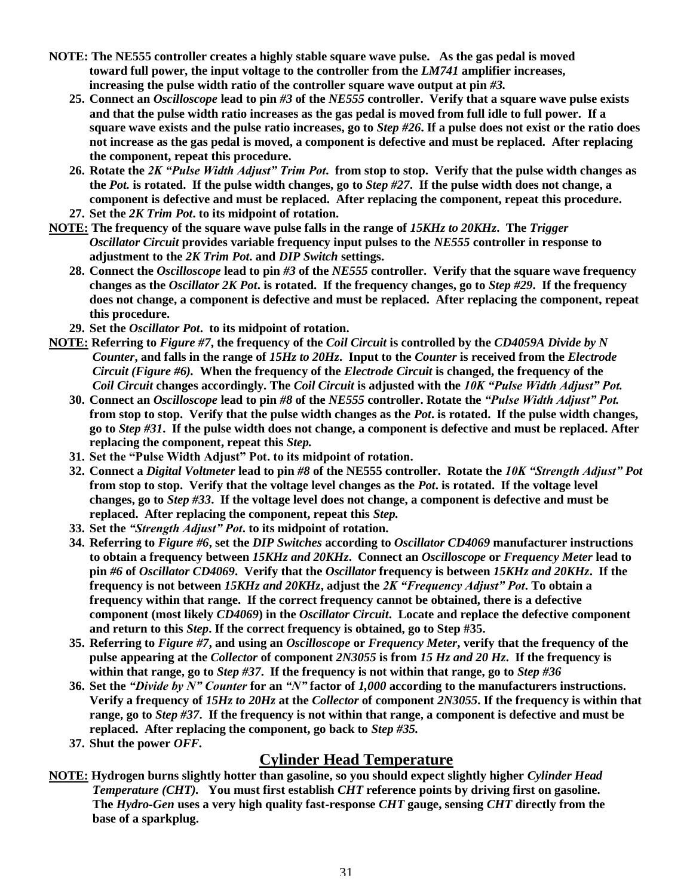**NOTE: The NE555 controller creates a highly stable square wave pulse. As the gas pedal is moved toward full power, the input voltage to the controller from the *LM741* amplifier increases, increasing the pulse width ratio of the controller square wave output at pin *#3.***

25. **Connect an *Oscilloscope* lead to pin *#3* of the *NE555* controller. Verify that a square wave pulse exists and that the pulse width ratio increases as the gas pedal is moved from full idle to full power. If a square wave exists and the pulse ratio increases, go to *Step #26*. If a pulse does not exist or the ratio does not increase as the gas pedal is moved, a component is defective and must be replaced. After replacing the component, repeat this procedure.**
26. **Rotate the *2K "Pulse Width Adjust" Trim Pot*. from stop to stop. Verify that the pulse width changes as the *Pot.* is rotated. If the pulse width changes, go to *Step #27*. If the pulse width does not change, a component is defective and must be replaced. After replacing the component, repeat this procedure.**
27. **Set the *2K Trim Pot*. to its midpoint of rotation.**

**NOTE: The frequency of the square wave pulse falls in the range of *15KHz to 20KHz*. The *Trigger Oscillator Circuit* provides variable frequency input pulses to the *NE555* controller in response to adjustment to the *2K Trim Pot*. and *DIP Switch* settings.**

28. **Connect the *Oscilloscope* lead to pin *#3* of the *NE555* controller. Verify that the square wave frequency changes as the *Oscillator 2K Pot*. is rotated. If the frequency changes, go to *Step #29*. If the frequency does not change, a component is defective and must be replaced. After replacing the component, repeat this procedure.**
29. **Set the *Oscillator Pot*. to its midpoint of rotation.**

**NOTE: Referring to *Figure #7*, the frequency of the *Coil Circuit* is controlled by the *CD4059A Divide by N Counter*, and falls in the range of *15Hz to 20Hz*. Input to the *Counter* is received from the *Electrode Circuit (Figure #6)*. When the frequency of the *Electrode Circuit* is changed, the frequency of the *Coil Circuit* changes accordingly. The *Coil Circuit* is adjusted with the *10K "Pulse Width Adjust" Pot.***

30. **Connect an *Oscilloscope* lead to pin *#8* of the *NE555* controller. Rotate the *"Pulse Width Adjust" Pot.* from stop to stop. Verify that the pulse width changes as the *Pot*. is rotated. If the pulse width changes, go to *Step #31*. If the pulse width does not change, a component is defective and must be replaced. After replacing the component, repeat this *Step.***
31. **Set the "Pulse Width Adjust" Pot. to its midpoint of rotation.**
32. **Connect a *Digital Voltmeter* lead to pin *#8* of the NE555 controller. Rotate the *10K "Strength Adjust" Pot* from stop to stop. Verify that the voltage level changes as the *Pot*. is rotated. If the voltage level changes, go to *Step #33*. If the voltage level does not change, a component is defective and must be replaced. After replacing the component, repeat this *Step.***
33. **Set the *"Strength Adjust" Pot*. to its midpoint of rotation.**
34. **Referring to *Figure #6*, set the *DIP Switches* according to *Oscillator CD4069* manufacturer instructions to obtain a frequency between *15KHz and 20KHz*. Connect an *Oscilloscope* or *Frequency Meter* lead to pin *#6* of *Oscillator CD4069*. Verify that the *Oscillator* frequency is between *15KHz and 20KHz*. If the frequency is not between *15KHz and 20KHz*, adjust the *2K "Frequency Adjust" Pot*. To obtain a frequency within that range. If the correct frequency cannot be obtained, there is a defective component (most likely *CD4069*) in the *Oscillator Circuit*. Locate and replace the defective component and return to this *Step*. If the correct frequency is obtained, go to Step #35.**
35. **Referring to *Figure #7*, and using an *Oscilloscope* or *Frequency Meter*, verify that the frequency of the pulse appearing at the *Collector* of component *2N3055* is from *15 Hz and 20 Hz*. If the frequency is within that range, go to *Step #37*. If the frequency is not within that range, go to *Step #36***
36. **Set the *"Divide by N" Counter* for an *"N"* factor of *1,000* according to the manufacturers instructions. Verify a frequency of *15Hz to 20Hz* at the *Collector* of component *2N3055*. If the frequency is within that range, go to *Step #37*. If the frequency is not within that range, a component is defective and must be replaced. After replacing the component, go back to *Step #35.***
37. **Shut the power *OFF*.**

## Cylinder Head Temperature

**NOTE: Hydrogen burns slightly hotter than gasoline, so you should expect slightly higher *Cylinder Head Temperature (CHT)*. You must first establish *CHT* reference points by driving first on gasoline. The *Hydro-Gen* uses a very high quality fast-response *CHT* gauge, sensing *CHT* directly from the base of a sparkplug.**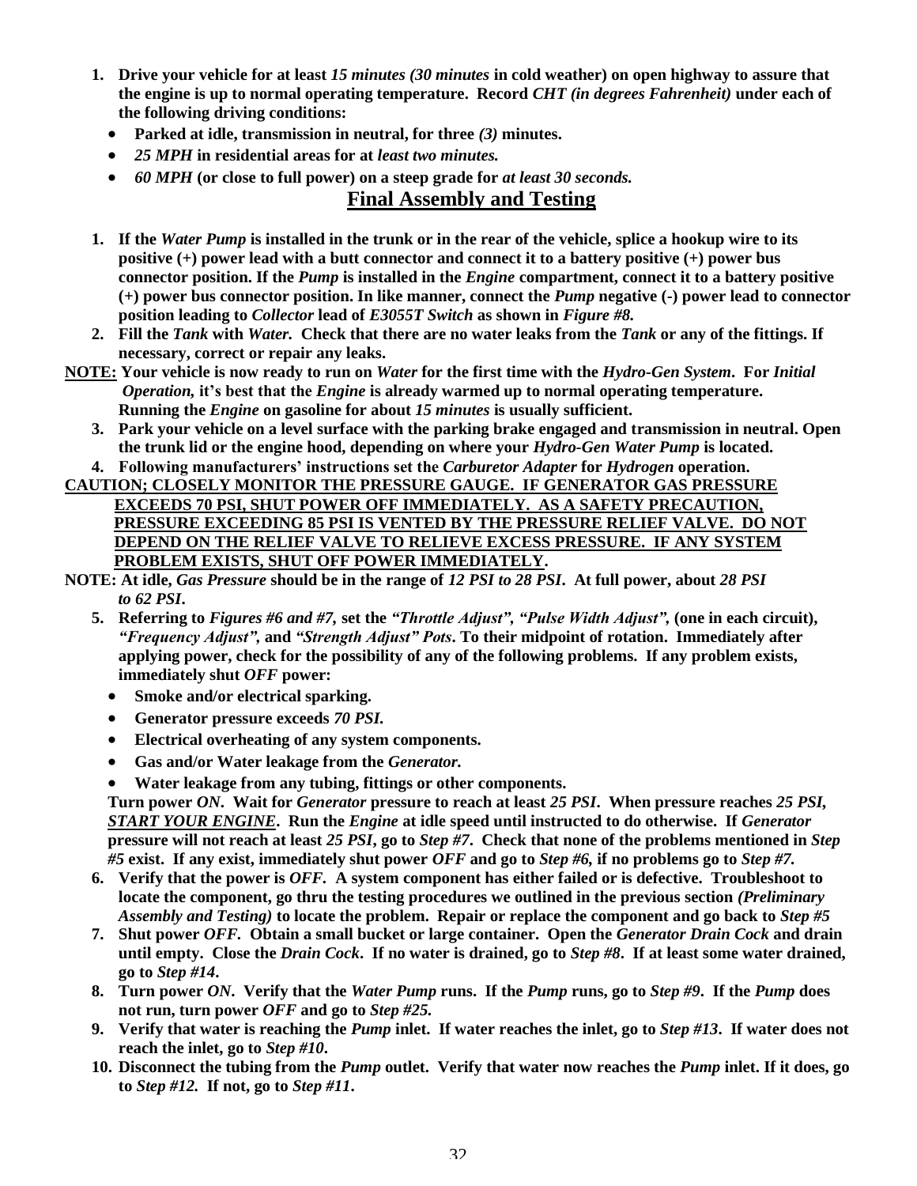1. **Drive your vehicle for at least *15 minutes (30 minutes* in cold weather) on open highway to assure that the engine is up to normal operating temperature. Record *CHT (in degrees Fahrenheit)* under each of the following driving conditions:**
   - **Parked at idle, transmission in neutral, for three *(3)* minutes.**
   - ***25 MPH* in residential areas for at *least two minutes.***
   - ***60 MPH* (or close to full power) on a steep grade for *at least 30 seconds.***

## Final Assembly and Testing

1. **If the *Water Pump* is installed in the trunk or in the rear of the vehicle, splice a hookup wire to its positive (+) power lead with a butt connector and connect it to a battery positive (+) power bus connector position. If the *Pump* is installed in the *Engine* compartment, connect it to a battery positive (+) power bus connector position. In like manner, connect the *Pump* negative (-) power lead to connector position leading to *Collector* lead of *E3055T Switch* as shown in *Figure #8.***
2. **Fill the *Tank* with *Water.* Check that there are no water leaks from the *Tank* or any of the fittings. If necessary, correct or repair any leaks.**

**<u>NOTE:</u> Your vehicle is now ready to run on *Water* for the first time with the *Hydro-Gen System*. For *Initial Operation,* it's best that the *Engine* is already warmed up to normal operating temperature. Running the *Engine* on gasoline for about *15 minutes* is usually sufficient.**

3. **Park your vehicle on a level surface with the parking brake engaged and transmission in neutral. Open the trunk lid or the engine hood, depending on where your *Hydro-Gen Water Pump* is located.**
4. **Following manufacturers' instructions set the *Carburetor Adapter* for *Hydrogen* operation.**

**<u>CAUTION; CLOSELY MONITOR THE PRESSURE GAUGE. IF GENERATOR GAS PRESSURE EXCEEDS 70 PSI, SHUT POWER OFF IMMEDIATELY. AS A SAFETY PRECAUTION, PRESSURE EXCEEDING 85 PSI IS VENTED BY THE PRESSURE RELIEF VALVE. DO NOT DEPEND ON THE RELIEF VALVE TO RELIEVE EXCESS PRESSURE. IF ANY SYSTEM PROBLEM EXISTS, SHUT OFF POWER IMMEDIATELY</u>.**

**NOTE: At idle, *Gas Pressure* should be in the range of *12 PSI to 28 PSI*. At full power, about *28 PSI to 62 PSI*.**

5. **Referring to *Figures #6 and #7,* set the *"Throttle Adjust", "Pulse Width Adjust",* (one in each circuit), *"Frequency Adjust",* and *"Strength Adjust" Pots*. To their midpoint of rotation. Immediately after applying power, check for the possibility of any of the following problems. If any problem exists, immediately shut *OFF* power:**
   - **Smoke and/or electrical sparking.**
   - **Generator pressure exceeds *70 PSI.***
   - **Electrical overheating of any system components.**
   - **Gas and/or Water leakage from the *Generator.***
   - **Water leakage from any tubing, fittings or other components.**

   **Turn power *ON*. Wait for *Generator* pressure to reach at least *25 PSI*. When pressure reaches *25 PSI*, <u>*START YOUR ENGINE*</u>. Run the *Engine* at idle speed until instructed to do otherwise. If *Generator* pressure will not reach at least *25 PSI*, go to *Step #7*. Check that none of the problems mentioned in *Step #5* exist. If any exist, immediately shut power *OFF* and go to *Step #6,* if no problems go to *Step #7.***
6. **Verify that the power is *OFF.* A system component has either failed or is defective. Troubleshoot to locate the component, go thru the testing procedures we outlined in the previous section *(Preliminary Assembly and Testing)* to locate the problem. Repair or replace the component and go back to *Step #5***
7. **Shut power *OFF.* Obtain a small bucket or large container. Open the *Generator Drain Cock* and drain until empty. Close the *Drain Cock*. If no water is drained, go to *Step #8*. If at least some water drained, go to *Step #14*.**
8. **Turn power *ON.* Verify that the *Water Pump* runs. If the *Pump* runs, go to *Step #9*. If the *Pump* does not run, turn power *OFF* and go to *Step #25.***
9. **Verify that water is reaching the *Pump* inlet. If water reaches the inlet, go to *Step #13*. If water does not reach the inlet, go to *Step #10*.**
10. **Disconnect the tubing from the *Pump* outlet. Verify that water now reaches the *Pump* inlet. If it does, go to *Step #12.* If not, go to *Step #11*.**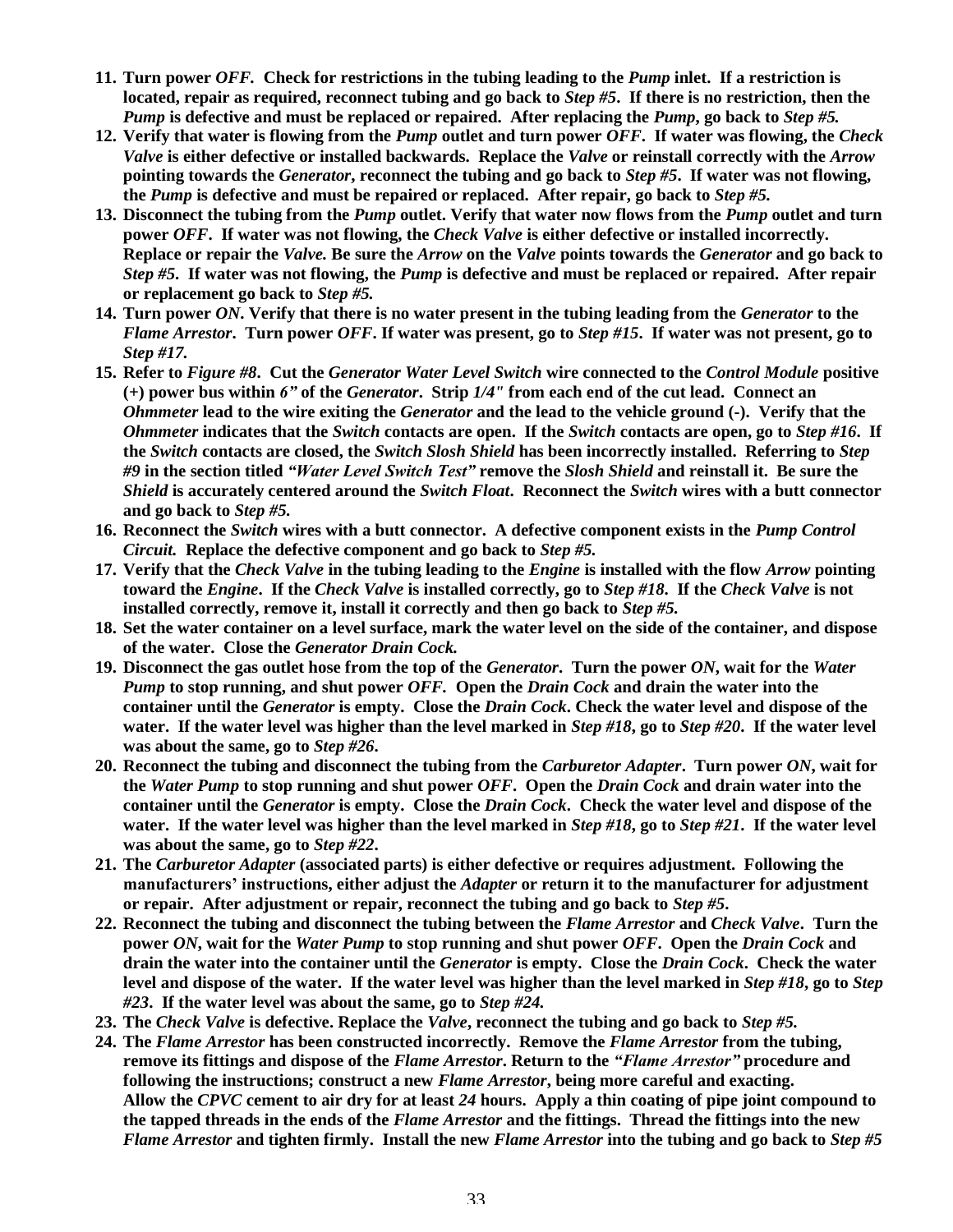11. **Turn power *OFF*. Check for restrictions in the tubing leading to the *Pump* inlet. If a restriction is located, repair as required, reconnect tubing and go back to *Step #5*. If there is no restriction, then the *Pump* is defective and must be replaced or repaired. After replacing the *Pump*, go back to *Step #5.***
12. **Verify that water is flowing from the *Pump* outlet and turn power *OFF*. If water was flowing, the *Check Valve* is either defective or installed backwards. Replace the *Valve* or reinstall correctly with the *Arrow* pointing towards the *Generator*, reconnect the tubing and go back to *Step #5*. If water was not flowing, the *Pump* is defective and must be repaired or replaced. After repair, go back to *Step #5.***
13. **Disconnect the tubing from the *Pump* outlet. Verify that water now flows from the *Pump* outlet and turn power *OFF*. If water was not flowing, the *Check Valve* is either defective or installed incorrectly. Replace or repair the *Valve.* Be sure the *Arrow* on the *Valve* points towards the *Generator* and go back to *Step #5*. If water was not flowing, the *Pump* is defective and must be replaced or repaired. After repair or replacement go back to *Step #5.***
14. **Turn power *ON*. Verify that there is no water present in the tubing leading from the *Generator* to the *Flame Arrestor*. Turn power *OFF*. If water was present, go to *Step #15*. If water was not present, go to *Step #17.***
15. **Refer to *Figure #8*. Cut the *Generator Water Level Switch* wire connected to the *Control Module* positive (+) power bus within *6"* of the *Generator*. Strip *1/4"* from each end of the cut lead. Connect an *Ohmmeter* lead to the wire exiting the *Generator* and the lead to the vehicle ground (-). Verify that the *Ohmmeter* indicates that the *Switch* contacts are open. If the *Switch* contacts are open, go to *Step #16*. If the *Switch* contacts are closed, the *Switch Slosh Shield* has been incorrectly installed. Referring to *Step #9* in the section titled *"Water Level Switch Test"* remove the *Slosh Shield* and reinstall it. Be sure the *Shield* is accurately centered around the *Switch Float*. Reconnect the *Switch* wires with a butt connector and go back to *Step #5.***
16. **Reconnect the *Switch* wires with a butt connector. A defective component exists in the *Pump Control Circuit.* Replace the defective component and go back to *Step #5.***
17. **Verify that the *Check Valve* in the tubing leading to the *Engine* is installed with the flow *Arrow* pointing toward the *Engine*. If the *Check Valve* is installed correctly, go to *Step #18*. If the *Check Valve* is not installed correctly, remove it, install it correctly and then go back to *Step #5.***
18. **Set the water container on a level surface, mark the water level on the side of the container, and dispose of the water. Close the *Generator Drain Cock.***
19. **Disconnect the gas outlet hose from the top of the *Generator*. Turn the power *ON*, wait for the *Water Pump* to stop running, and shut power *OFF*. Open the *Drain Cock* and drain the water into the container until the *Generator* is empty. Close the *Drain Cock*. Check the water level and dispose of the water. If the water level was higher than the level marked in *Step #18*, go to *Step #20*. If the water level was about the same, go to *Step #26*.**
20. **Reconnect the tubing and disconnect the tubing from the *Carburetor Adapter*. Turn power *ON*, wait for the *Water Pump* to stop running and shut power *OFF*. Open the *Drain Cock* and drain water into the container until the *Generator* is empty. Close the *Drain Cock*. Check the water level and dispose of the water. If the water level was higher than the level marked in *Step #18*, go to *Step #21*. If the water level was about the same, go to *Step #22*.**
21. **The *Carburetor Adapter* (associated parts) is either defective or requires adjustment. Following the manufacturers' instructions, either adjust the *Adapter* or return it to the manufacturer for adjustment or repair. After adjustment or repair, reconnect the tubing and go back to *Step #5*.**
22. **Reconnect the tubing and disconnect the tubing between the *Flame Arrestor* and *Check Valve*. Turn the power *ON*, wait for the *Water Pump* to stop running and shut power *OFF*. Open the *Drain Cock* and drain the water into the container until the *Generator* is empty. Close the *Drain Cock*. Check the water level and dispose of the water. If the water level was higher than the level marked in *Step #18*, go to *Step #23*. If the water level was about the same, go to *Step #24.***
23. **The *Check Valve* is defective. Replace the *Valve*, reconnect the tubing and go back to *Step #5.***
24. **The *Flame Arrestor* has been constructed incorrectly. Remove the *Flame Arrestor* from the tubing, remove its fittings and dispose of the *Flame Arrestor*. Return to the *"Flame Arrestor"* procedure and following the instructions; construct a new *Flame Arrestor*, being more careful and exacting. Allow the *CPVC* cement to air dry for at least *24* hours. Apply a thin coating of pipe joint compound to the tapped threads in the ends of the *Flame Arrestor* and the fittings. Thread the fittings into the new *Flame Arrestor* and tighten firmly. Install the new *Flame Arrestor* into the tubing and go back to *Step #5***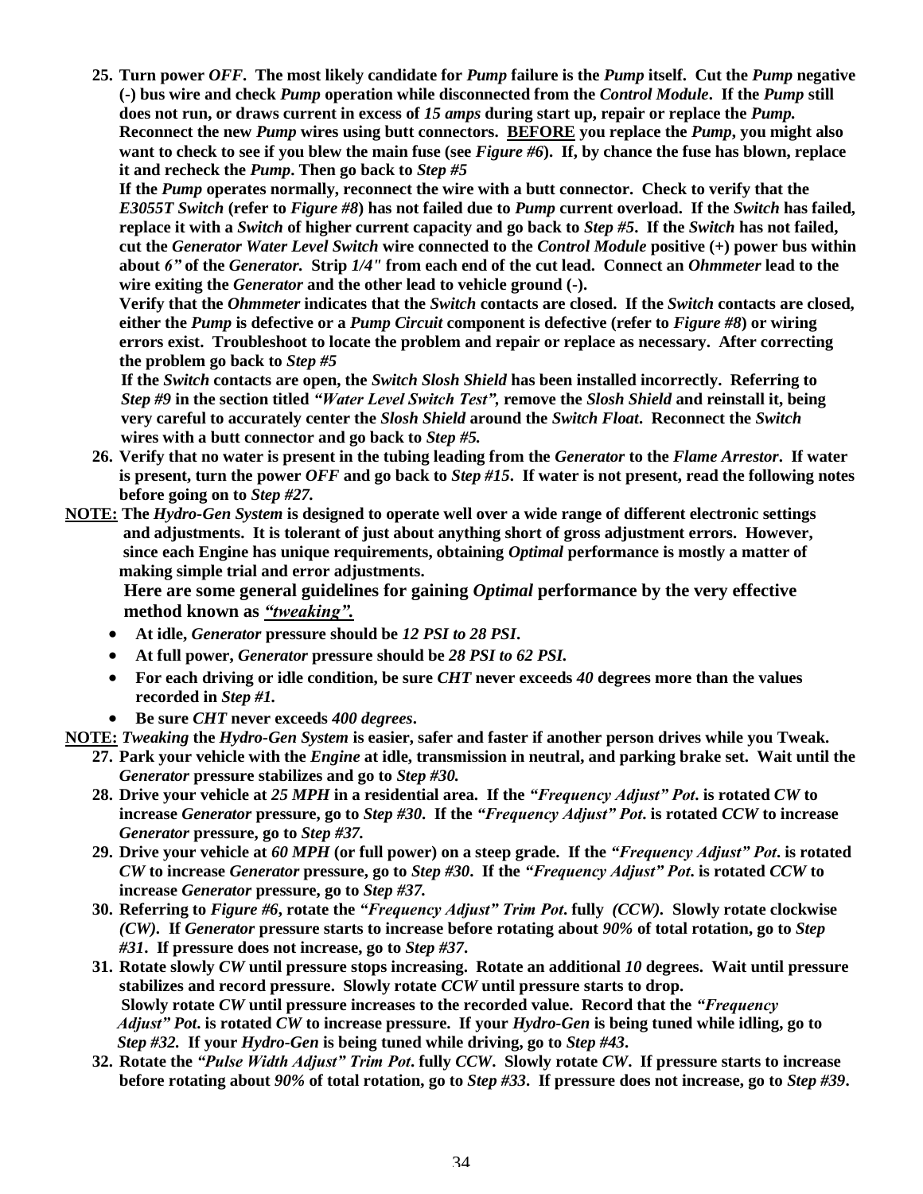25. **Turn power *OFF*. The most likely candidate for *Pump* failure is the *Pump* itself. Cut the *Pump* negative (-) bus wire and check *Pump* operation while disconnected from the *Control Module*. If the *Pump* still does not run, or draws current in excess of *15 amps* during start up, repair or replace the *Pump.* Reconnect the new *Pump* wires using butt connectors. <u>BEFORE</u> you replace the *Pump*, you might also want to check to see if you blew the main fuse (see *Figure #6*). If, by chance the fuse has blown, replace it and recheck the *Pump*. Then go back to *Step #5***

    **If the *Pump* operates normally, reconnect the wire with a butt connector. Check to verify that the *E3055T Switch* (refer to *Figure #8*) has not failed due to *Pump* current overload. If the *Switch* has failed, replace it with a *Switch* of higher current capacity and go back to *Step #5*. If the *Switch* has not failed, cut the *Generator Water Level Switch* wire connected to the *Control Module* positive (+) power bus within about *6"* of the *Generator.* Strip *1/4"* from each end of the cut lead. Connect an *Ohmmeter* lead to the wire exiting the *Generator* and the other lead to vehicle ground (-).**

    **Verify that the *Ohmmeter* indicates that the *Switch* contacts are closed. If the *Switch* contacts are closed, either the *Pump* is defective or a *Pump Circuit* component is defective (refer to *Figure #8*) or wiring errors exist. Troubleshoot to locate the problem and repair or replace as necessary. After correcting the problem go back to *Step #5***

    **If the *Switch* contacts are open, the *Switch Slosh Shield* has been installed incorrectly. Referring to *Step #9* in the section titled *"Water Level Switch Test"*, remove the *Slosh Shield* and reinstall it, being very careful to accurately center the *Slosh Shield* around the *Switch Float*. Reconnect the *Switch* wires with a butt connector and go back to *Step #5.***

26. **Verify that no water is present in the tubing leading from the *Generator* to the *Flame Arrestor*. If water is present, turn the power *OFF* and go back to *Step #15*. If water is not present, read the following notes before going on to *Step #27.***

**<u>NOTE:</u> The *Hydro-Gen System* is designed to operate well over a wide range of different electronic settings and adjustments. It is tolerant of just about anything short of gross adjustment errors. However, since each Engine has unique requirements, obtaining *Optimal* performance is mostly a matter of making simple trial and error adjustments.**

**Here are some general guidelines for gaining *Optimal* performance by the very effective method known as <u>*"tweaking".*</u>**

- **At idle, *Generator* pressure should be *12 PSI to 28 PSI*.**
- **At full power, *Generator* pressure should be *28 PSI to 62 PSI.***
- **For each driving or idle condition, be sure *CHT* never exceeds *40* degrees more than the values recorded in *Step #1.***
- **Be sure *CHT* never exceeds *400 degrees*.**

**<u>NOTE:</u> *Tweaking* the *Hydro-Gen System* is easier, safer and faster if another person drives while you Tweak.**

27. **Park your vehicle with the *Engine* at idle, transmission in neutral, and parking brake set. Wait until the *Generator* pressure stabilizes and go to *Step #30.***
28. **Drive your vehicle at *25 MPH* in a residential area. If the *"Frequency Adjust" Pot*. is rotated *CW* to increase *Generator* pressure, go to *Step #30*. If the *"Frequency Adjust" Pot*. is rotated *CCW* to increase *Generator* pressure, go to *Step #37.***
29. **Drive your vehicle at *60 MPH* (or full power) on a steep grade. If the *"Frequency Adjust" Pot*. is rotated *CW* to increase *Generator* pressure, go to *Step #30*. If the *"Frequency Adjust" Pot*. is rotated *CCW* to increase *Generator* pressure, go to *Step #37.***
30. **Referring to *Figure #6*, rotate the *"Frequency Adjust" Trim Pot*. fully *(CCW)*. Slowly rotate clockwise *(CW)*. If *Generator* pressure starts to increase before rotating about *90%* of total rotation, go to *Step #31*. If pressure does not increase, go to *Step #37*.**
31. **Rotate slowly *CW* until pressure stops increasing. Rotate an additional *10* degrees. Wait until pressure stabilizes and record pressure. Slowly rotate *CCW* until pressure starts to drop.**
    **Slowly rotate *CW* until pressure increases to the recorded value. Record that the *"Frequency Adjust" Pot*. is rotated *CW* to increase pressure. If your *Hydro-Gen* is being tuned while idling, go to *Step #32*. If your *Hydro-Gen* is being tuned while driving, go to *Step #43*.**
32. **Rotate the *"Pulse Width Adjust" Trim Pot*. fully *CCW*. Slowly rotate *CW*. If pressure starts to increase before rotating about *90%* of total rotation, go to *Step #33*. If pressure does not increase, go to *Step #39*.**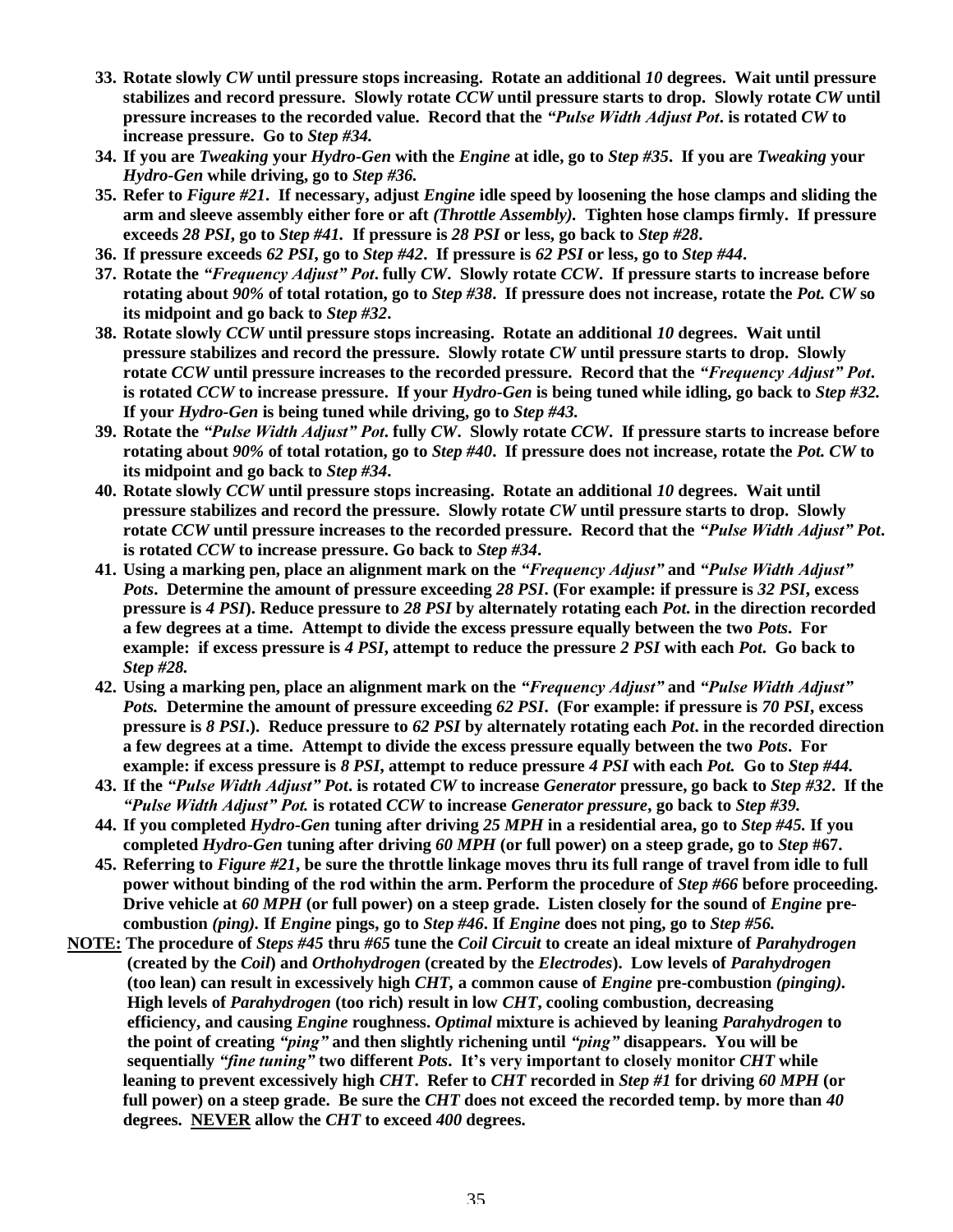33. **Rotate slowly *CW* until pressure stops increasing. Rotate an additional *10* degrees. Wait until pressure stabilizes and record pressure. Slowly rotate *CCW* until pressure starts to drop. Slowly rotate *CW* until pressure increases to the recorded value. Record that the *"Pulse Width Adjust Pot*. is rotated *CW* to increase pressure. Go to *Step #34.***
34. **If you are *Tweaking* your *Hydro-Gen* with the *Engine* at idle, go to *Step #35*. If you are *Tweaking* your *Hydro-Gen* while driving, go to *Step #36.***
35. **Refer to *Figure #21*. If necessary, adjust *Engine* idle speed by loosening the hose clamps and sliding the arm and sleeve assembly either fore or aft *(Throttle Assembly)*. Tighten hose clamps firmly. If pressure exceeds *28 PSI*, go to *Step #41.* If pressure is *28 PSI* or less, go back to *Step #28*.**
36. **If pressure exceeds *62 PSI*, go to *Step #42*. If pressure is *62 PSI* or less, go to *Step #44*.**
37. **Rotate the *"Frequency Adjust" Pot*. fully *CW*. Slowly rotate *CCW*. If pressure starts to increase before rotating about *90%* of total rotation, go to *Step #38*. If pressure does not increase, rotate the *Pot. CW* so its midpoint and go back to *Step #32*.**
38. **Rotate slowly *CCW* until pressure stops increasing. Rotate an additional *10* degrees. Wait until pressure stabilizes and record the pressure. Slowly rotate *CW* until pressure starts to drop. Slowly rotate *CCW* until pressure increases to the recorded pressure. Record that the *"Frequency Adjust" Pot*. is rotated *CCW* to increase pressure. If your *Hydro-Gen* is being tuned while idling, go back to *Step #32.* If your *Hydro-Gen* is being tuned while driving, go to *Step #43.***
39. **Rotate the *"Pulse Width Adjust" Pot*. fully *CW*. Slowly rotate *CCW*. If pressure starts to increase before rotating about *90%* of total rotation, go to *Step #40*. If pressure does not increase, rotate the *Pot. CW* to its midpoint and go back to *Step #34*.**
40. **Rotate slowly *CCW* until pressure stops increasing. Rotate an additional *10* degrees. Wait until pressure stabilizes and record the pressure. Slowly rotate *CW* until pressure starts to drop. Slowly rotate *CCW* until pressure increases to the recorded pressure. Record that the *"Pulse Width Adjust" Pot*. is rotated *CCW* to increase pressure. Go back to *Step #34*.**
41. **Using a marking pen, place an alignment mark on the *"Frequency Adjust"* and *"Pulse Width Adjust" Pots*. Determine the amount of pressure exceeding *28 PSI*. (For example: if pressure is *32 PSI*, excess pressure is *4 PSI*). Reduce pressure to *28 PSI* by alternately rotating each *Pot.* in the direction recorded a few degrees at a time. Attempt to divide the excess pressure equally between the two *Pots*. For example: if excess pressure is *4 PSI*, attempt to reduce the pressure *2 PSI* with each *Pot*. Go back to *Step #28.***
42. **Using a marking pen, place an alignment mark on the *"Frequency Adjust"* and *"Pulse Width Adjust" Pots.* Determine the amount of pressure exceeding *62 PSI*. (For example: if pressure is *70 PSI*, excess pressure is *8 PSI*.). Reduce pressure to *62 PSI* by alternately rotating each *Pot*. in the recorded direction a few degrees at a time. Attempt to divide the excess pressure equally between the two *Pots*. For example: if excess pressure is *8 PSI*, attempt to reduce pressure *4 PSI* with each *Pot.* Go to *Step #44.***
43. **If the *"Pulse Width Adjust" Pot*. is rotated *CW* to increase *Generator* pressure, go back to *Step #32*. If the *"Pulse Width Adjust" Pot.* is rotated *CCW* to increase *Generator pressure*, go back to *Step #39.***
44. **If you completed *Hydro-Gen* tuning after driving *25 MPH* in a residential area, go to *Step #45.* If you completed *Hydro-Gen* tuning after driving *60 MPH* (or full power) on a steep grade, go to *Step* #67.**
45. **Referring to *Figure #21*, be sure the throttle linkage moves thru its full range of travel from idle to full power without binding of the rod within the arm. Perform the procedure of *Step #66* before proceeding. Drive vehicle at *60 MPH* (or full power) on a steep grade. Listen closely for the sound of *Engine* pre-combustion *(ping)*. If *Engine* pings, go to *Step #46*. If *Engine* does not ping, go to *Step #56.***

**<u>NOTE:</u> The procedure of *Steps #45* thru *#65* tune the *Coil Circuit* to create an ideal mixture of *Parahydrogen* (created by the *Coil*) and *Orthohydrogen* (created by the *Electrodes*). Low levels of *Parahydrogen* (too lean) can result in excessively high *CHT,* a common cause of *Engine* pre-combustion *(pinging)*. High levels of *Parahydrogen* (too rich) result in low *CHT*, cooling combustion, decreasing efficiency, and causing *Engine* roughness. *Optimal* mixture is achieved by leaning *Parahydrogen* to the point of creating *"ping"* and then slightly richening until *"ping"* disappears. You will be sequentially *"fine tuning"* two different *Pots*. It's very important to closely monitor *CHT* while leaning to prevent excessively high *CHT*. Refer to *CHT* recorded in *Step #1* for driving *60 MPH* (or full power) on a steep grade. Be sure the *CHT* does not exceed the recorded temp. by more than *40* degrees. <u>NEVER</u> allow the *CHT* to exceed *400* degrees.**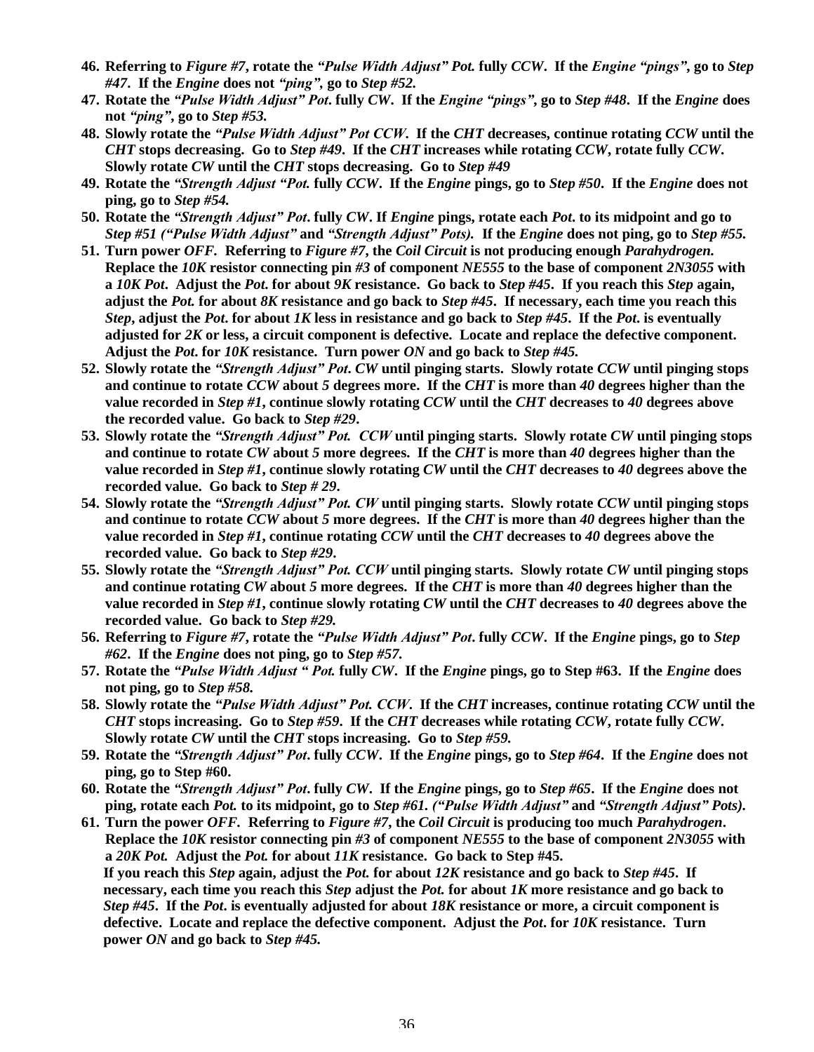46. **Referring to *Figure #7*, rotate the *"Pulse Width Adjust" Pot.* fully *CCW*. If the *Engine "pings"*, go to *Step #47*. If the *Engine* does not *"ping"*, go to *Step #52.***
47. **Rotate the *"Pulse Width Adjust" Pot*. fully *CW*. If the *Engine "pings"*, go to *Step #48*. If the *Engine* does not *"ping"*, go to *Step #53.***
48. **Slowly rotate the *"Pulse Width Adjust" Pot CCW*. If the *CHT* decreases, continue rotating *CCW* until the *CHT* stops decreasing. Go to *Step #49*. If the *CHT* increases while rotating *CCW*, rotate fully *CCW*. Slowly rotate *CW* until the *CHT* stops decreasing. Go to *Step #49***
49. **Rotate the *"Strength Adjust "Pot.* fully *CCW*. If the *Engine* pings, go to *Step #50*. If the *Engine* does not ping, go to *Step #54.***
50. **Rotate the *"Strength Adjust" Pot*. fully *CW*. If *Engine* pings, rotate each *Pot*. to its midpoint and go to *Step #51 ("Pulse Width Adjust"* and *"Strength Adjust" Pots).* If the *Engine* does not ping, go to *Step #55.***
51. **Turn power *OFF*. Referring to *Figure #7*, the *Coil Circuit* is not producing enough *Parahydrogen.* Replace the *10K* resistor connecting pin *#3* of component *NE555* to the base of component *2N3055* with a *10K Pot*. Adjust the *Pot.* for about *9K* resistance. Go back to *Step #45*. If you reach this *Step* again, adjust the *Pot.* for about *8K* resistance and go back to *Step #45*. If necessary, each time you reach this *Step*, adjust the *Pot*. for about *1K* less in resistance and go back to *Step #45*. If the *Pot*. is eventually adjusted for *2K* or less, a circuit component is defective. Locate and replace the defective component. Adjust the *Pot*. for *10K* resistance. Turn power *ON* and go back to *Step #45.***
52. **Slowly rotate the *"Strength Adjust" Pot*. *CW* until pinging starts. Slowly rotate *CCW* until pinging stops and continue to rotate *CCW* about *5* degrees more. If the *CHT* is more than *40* degrees higher than the value recorded in *Step #1*, continue slowly rotating *CCW* until the *CHT* decreases to *40* degrees above the recorded value. Go back to *Step #29*.**
53. **Slowly rotate the *"Strength Adjust" Pot. CCW* until pinging starts. Slowly rotate *CW* until pinging stops and continue to rotate *CW* about *5* more degrees. If the *CHT* is more than *40* degrees higher than the value recorded in *Step #1*, continue slowly rotating *CW* until the *CHT* decreases to *40* degrees above the recorded value. Go back to *Step # 29*.**
54. **Slowly rotate the *"Strength Adjust" Pot. CW* until pinging starts. Slowly rotate *CCW* until pinging stops and continue to rotate *CCW* about *5* more degrees. If the *CHT* is more than *40* degrees higher than the value recorded in *Step #1*, continue rotating *CCW* until the *CHT* decreases to *40* degrees above the recorded value. Go back to *Step #29*.**
55. **Slowly rotate the *"Strength Adjust" Pot. CCW* until pinging starts. Slowly rotate *CW* until pinging stops and continue rotating *CW* about *5* more degrees. If the *CHT* is more than *40* degrees higher than the value recorded in *Step #1*, continue slowly rotating *CW* until the *CHT* decreases to *40* degrees above the recorded value. Go back to *Step #29.***
56. **Referring to *Figure #7*, rotate the *"Pulse Width Adjust" Pot*. fully *CCW*. If the *Engine* pings, go to *Step #62*. If the *Engine* does not ping, go to *Step #57.***
57. **Rotate the *"Pulse Width Adjust " Pot.* fully *CW*. If the *Engine* pings, go to Step #63. If the *Engine* does not ping, go to *Step #58.***
58. **Slowly rotate the *"Pulse Width Adjust" Pot. CCW*. If the *CHT* increases, continue rotating *CCW* until the *CHT* stops increasing. Go to *Step #59*. If the *CHT* decreases while rotating *CCW*, rotate fully *CCW*. Slowly rotate *CW* until the *CHT* stops increasing. Go to *Step #59.***
59. **Rotate the *"Strength Adjust" Pot*. fully *CCW*. If the *Engine* pings, go to *Step #64*. If the *Engine* does not ping, go to Step #60.**
60. **Rotate the *"Strength Adjust" Pot*. fully *CW*. If the *Engine* pings, go to *Step #65*. If the *Engine* does not ping, rotate each *Pot.* to its midpoint, go to *Step #61. ("Pulse Width Adjust"* and *"Strength Adjust" Pots).***
61. **Turn the power *OFF*. Referring to *Figure #7*, the *Coil Circuit* is producing too much *Parahydrogen*. Replace the *10K* resistor connecting pin *#3* of component *NE555* to the base of component *2N3055* with a *20K Pot.* Adjust the *Pot.* for about *11K* resistance. Go back to Step #45.**
    **If you reach this *Step* again, adjust the *Pot.* for about *12K* resistance and go back to *Step #45*. If necessary, each time you reach this *Step* adjust the *Pot.* for about *1K* more resistance and go back to *Step #45*. If the *Pot*. is eventually adjusted for about *18K* resistance or more, a circuit component is defective. Locate and replace the defective component. Adjust the *Pot*. for *10K* resistance. Turn power *ON* and go back to *Step #45.***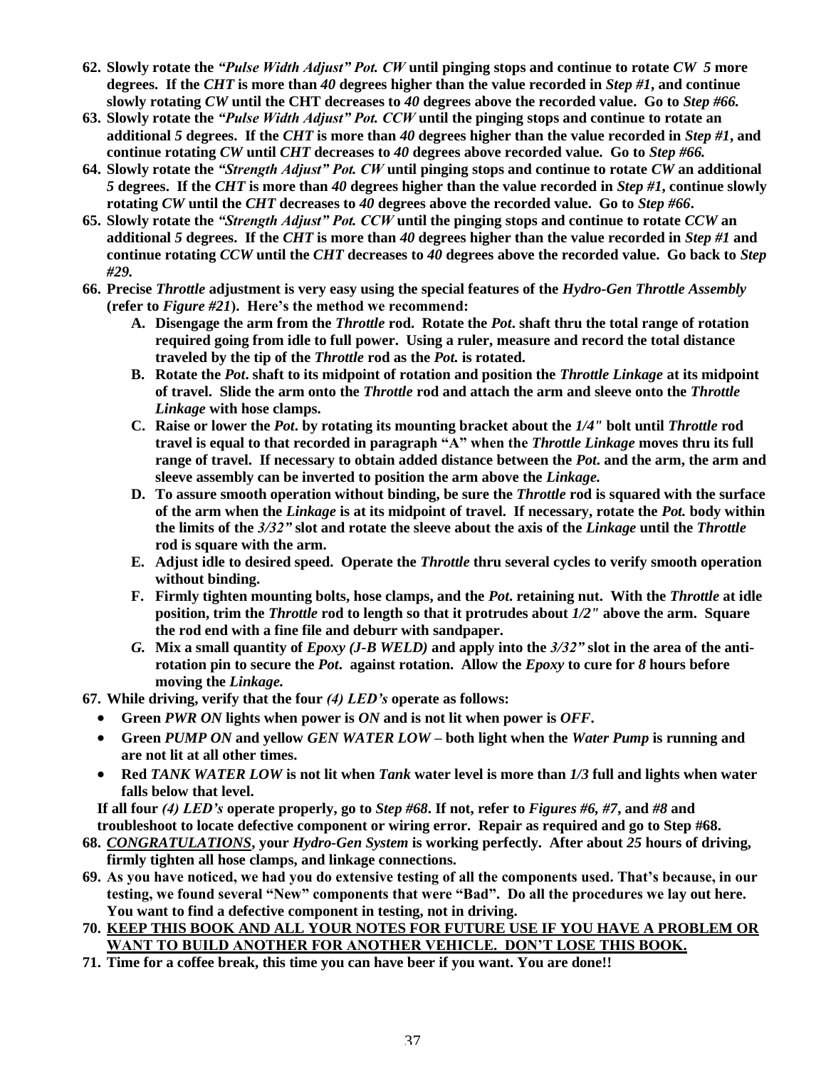62. **Slowly rotate the *"Pulse Width Adjust" Pot. CW* until pinging stops and continue to rotate *CW 5* more degrees. If the *CHT* is more than *40* degrees higher than the value recorded in *Step #1*, and continue slowly rotating *CW* until the CHT decreases to *40* degrees above the recorded value. Go to *Step #66.***
63. **Slowly rotate the *"Pulse Width Adjust" Pot. CCW* until the pinging stops and continue to rotate an additional *5* degrees. If the *CHT* is more than *40* degrees higher than the value recorded in *Step #1*, and continue rotating *CW* until *CHT* decreases to *40* degrees above recorded value. Go to *Step #66.***
64. **Slowly rotate the *"Strength Adjust" Pot. CW* until pinging stops and continue to rotate *CW* an additional *5* degrees. If the *CHT* is more than *40* degrees higher than the value recorded in *Step #1*, continue slowly rotating *CW* until the *CHT* decreases to *40* degrees above the recorded value. Go to *Step #66*.**
65. **Slowly rotate the *"Strength Adjust" Pot. CCW* until the pinging stops and continue to rotate *CCW* an additional *5* degrees. If the *CHT* is more than *40* degrees higher than the value recorded in *Step #1* and continue rotating *CCW* until the *CHT* decreases to *40* degrees above the recorded value. Go back to *Step #29.***
66. **Precise *Throttle* adjustment is very easy using the special features of the *Hydro-Gen Throttle Assembly* (refer to *Figure #21*). Here's the method we recommend:**
    - **A. Disengage the arm from the *Throttle* rod. Rotate the *Pot*. shaft thru the total range of rotation required going from idle to full power. Using a ruler, measure and record the total distance traveled by the tip of the *Throttle* rod as the *Pot.* is rotated.**
    - **B. Rotate the *Pot*. shaft to its midpoint of rotation and position the *Throttle Linkage* at its midpoint of travel. Slide the arm onto the *Throttle* rod and attach the arm and sleeve onto the *Throttle Linkage* with hose clamps.**
    - **C. Raise or lower the *Pot*. by rotating its mounting bracket about the *1/4"* bolt until *Throttle* rod travel is equal to that recorded in paragraph "A" when the *Throttle Linkage* moves thru its full range of travel. If necessary to obtain added distance between the *Pot*. and the arm, the arm and sleeve assembly can be inverted to position the arm above the *Linkage.***
    - **D. To assure smooth operation without binding, be sure the *Throttle* rod is squared with the surface of the arm when the *Linkage* is at its midpoint of travel. If necessary, rotate the *Pot.* body within the limits of the *3/32"* slot and rotate the sleeve about the axis of the *Linkage* until the *Throttle* rod is square with the arm.**
    - **E. Adjust idle to desired speed. Operate the *Throttle* thru several cycles to verify smooth operation without binding.**
    - **F. Firmly tighten mounting bolts, hose clamps, and the *Pot*. retaining nut. With the *Throttle* at idle position, trim the *Throttle* rod to length so that it protrudes about *1/2"* above the arm. Square the rod end with a fine file and deburr with sandpaper.**
    - ***G.* Mix a small quantity of *Epoxy (J-B WELD)* and apply into the *3/32"* slot in the area of the anti-rotation pin to secure the *Pot*. against rotation. Allow the *Epoxy* to cure for *8* hours before moving the *Linkage.***
67. **While driving, verify that the four *(4) LED's* operate as follows:**
    - **Green *PWR ON* lights when power is *ON* and is not lit when power is *OFF*.**
    - **Green *PUMP ON* and yellow *GEN WATER LOW* – both light when the *Water Pump* is running and are not lit at all other times.**
    - **Red *TANK WATER LOW* is not lit when *Tank* water level is more than *1/3* full and lights when water falls below that level.**

    **If all four *(4) LED's* operate properly, go to *Step #68*. If not, refer to *Figures #6, #7*, and *#8* and troubleshoot to locate defective component or wiring error. Repair as required and go to Step #68.**
68. ***CONGRATULATIONS*, your *Hydro-Gen System* is working perfectly. After about *25* hours of driving, firmly tighten all hose clamps, and linkage connections.**
69. **As you have noticed, we had you do extensive testing of all the components used. That's because, in our testing, we found several "New" components that were "Bad". Do all the procedures we lay out here. You want to find a defective component in testing, not in driving.**
70. **KEEP THIS BOOK AND ALL YOUR NOTES FOR FUTURE USE IF YOU HAVE A PROBLEM OR WANT TO BUILD ANOTHER FOR ANOTHER VEHICLE. DON'T LOSE THIS BOOK.**
71. **Time for a coffee break, this time you can have beer if you want. You are done!!**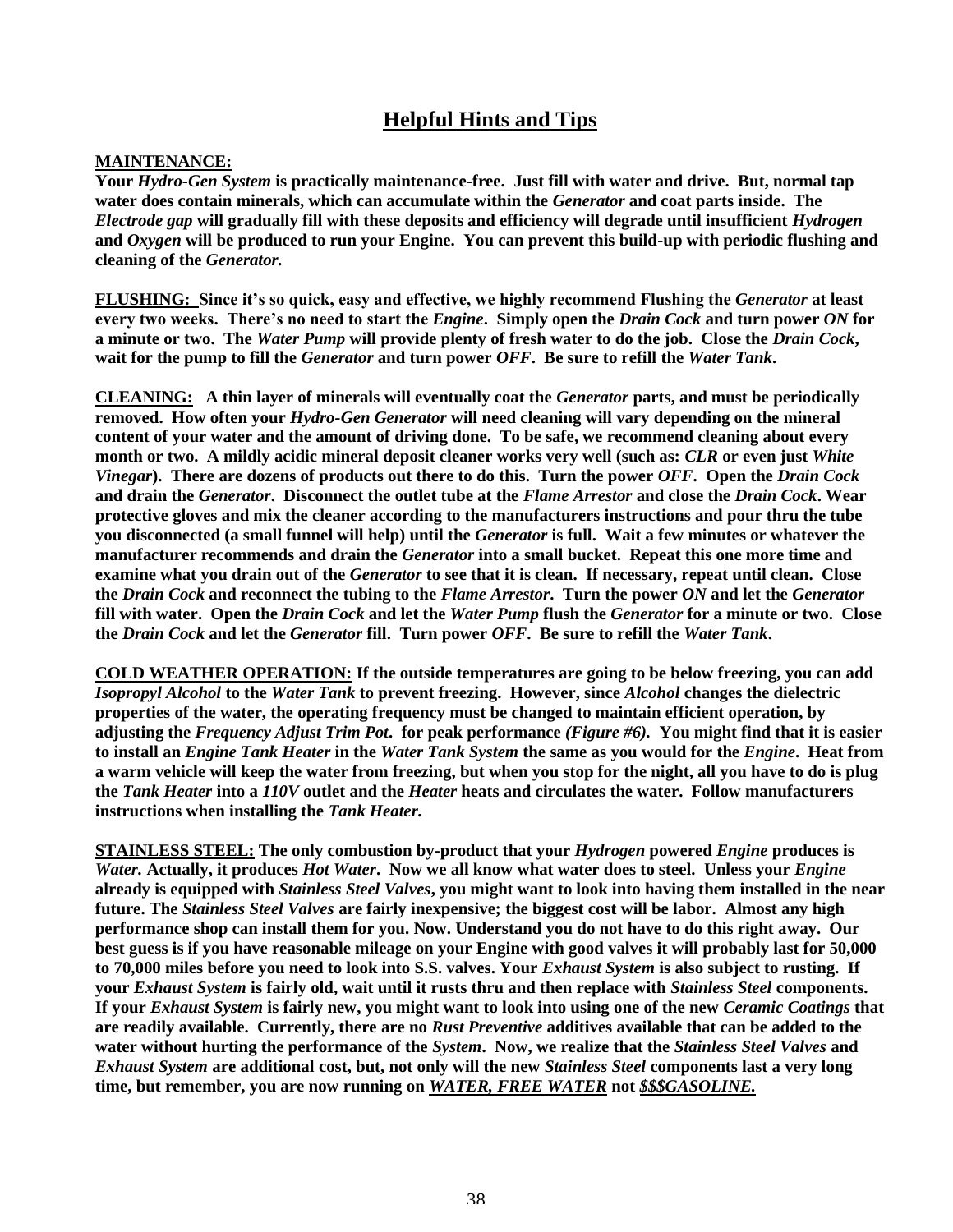# Helpful Hints and Tips

**MAINTENANCE:**
**Your *Hydro-Gen System* is practically maintenance-free. Just fill with water and drive. But, normal tap water does contain minerals, which can accumulate within the *Generator* and coat parts inside. The *Electrode gap* will gradually fill with these deposits and efficiency will degrade until insufficient *Hydrogen* and *Oxygen* will be produced to run your Engine. You can prevent this build-up with periodic flushing and cleaning of the *Generator.***

**FLUSHING: Since it's so quick, easy and effective, we highly recommend Flushing the *Generator* at least every two weeks. There's no need to start the *Engine*. Simply open the *Drain Cock* and turn power *ON* for a minute or two. The *Water Pump* will provide plenty of fresh water to do the job. Close the *Drain Cock*, wait for the pump to fill the *Generator* and turn power *OFF*. Be sure to refill the *Water Tank*.**

**CLEANING: A thin layer of minerals will eventually coat the *Generator* parts, and must be periodically removed. How often your *Hydro-Gen Generator* will need cleaning will vary depending on the mineral content of your water and the amount of driving done. To be safe, we recommend cleaning about every month or two. A mildly acidic mineral deposit cleaner works very well (such as: *CLR* or even just *White Vinegar*). There are dozens of products out there to do this. Turn the power *OFF*. Open the *Drain Cock* and drain the *Generator*. Disconnect the outlet tube at the *Flame Arrestor* and close the *Drain Cock*. Wear protective gloves and mix the cleaner according to the manufacturers instructions and pour thru the tube you disconnected (a small funnel will help) until the *Generator* is full. Wait a few minutes or whatever the manufacturer recommends and drain the *Generator* into a small bucket. Repeat this one more time and examine what you drain out of the *Generator* to see that it is clean. If necessary, repeat until clean. Close the *Drain Cock* and reconnect the tubing to the *Flame Arrestor*. Turn the power *ON* and let the *Generator* fill with water. Open the *Drain Cock* and let the *Water Pump* flush the *Generator* for a minute or two. Close the *Drain Cock* and let the *Generator* fill. Turn power *OFF*. Be sure to refill the *Water Tank*.**

**COLD WEATHER OPERATION: If the outside temperatures are going to be below freezing, you can add *Isopropyl Alcohol* to the *Water Tank* to prevent freezing. However, since *Alcohol* changes the dielectric properties of the water, the operating frequency must be changed to maintain efficient operation, by adjusting the *Frequency Adjust Trim Pot*. for peak performance *(Figure #6)*. You might find that it is easier to install an *Engine Tank Heater* in the *Water Tank System* the same as you would for the *Engine*. Heat from a warm vehicle will keep the water from freezing, but when you stop for the night, all you have to do is plug the *Tank Heater* into a *110V* outlet and the *Heater* heats and circulates the water. Follow manufacturers instructions when installing the *Tank Heater.***

**STAINLESS STEEL: The only combustion by-product that your *Hydrogen* powered *Engine* produces is *Water.* Actually, it produces *Hot Water*. Now we all know what water does to steel. Unless your *Engine* already is equipped with *Stainless Steel Valves*, you might want to look into having them installed in the near future. The *Stainless Steel Valves* are fairly inexpensive; the biggest cost will be labor. Almost any high performance shop can install them for you. Now. Understand you do not have to do this right away. Our best guess is if you have reasonable mileage on your Engine with good valves it will probably last for 50,000 to 70,000 miles before you need to look into S.S. valves. Your *Exhaust System* is also subject to rusting. If your *Exhaust System* is fairly old, wait until it rusts thru and then replace with *Stainless Steel* components. If your *Exhaust System* is fairly new, you might want to look into using one of the new *Ceramic Coatings* that are readily available. Currently, there are no *Rust Preventive* additives available that can be added to the water without hurting the performance of the *System*. Now, we realize that the *Stainless Steel Valves* and *Exhaust System* are additional cost, but, not only will the new *Stainless Steel* components last a very long time, but remember, you are now running on *WATER, FREE WATER* not *$$$GASOLINE.***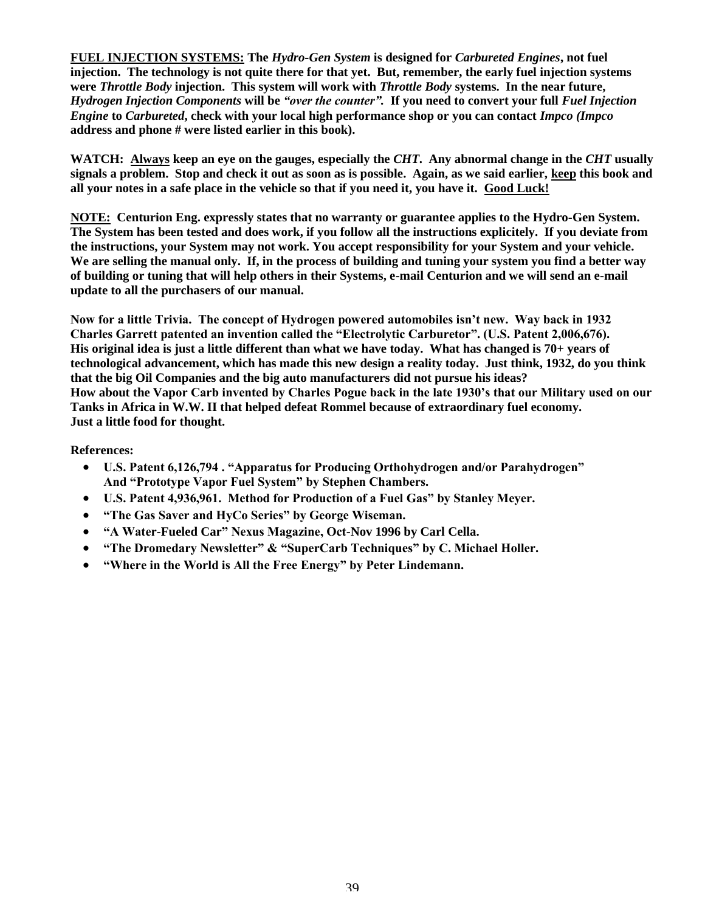**<u>FUEL INJECTION SYSTEMS:</u> The *Hydro-Gen System* is designed for *Carbureted Engines*, not fuel injection. The technology is not quite there for that yet. But, remember, the early fuel injection systems were *Throttle Body* injection. This system will work with *Throttle Body* systems. In the near future, *Hydrogen Injection Components* will be *"over the counter".* If you need to convert your full *Fuel Injection Engine* to *Carbureted*, check with your local high performance shop or you can contact *Impco (Impco* address and phone # were listed earlier in this book).**

**WATCH: <u>Always</u> keep an eye on the gauges, especially the *CHT*. Any abnormal change in the *CHT* usually signals a problem. Stop and check it out as soon as is possible. Again, as we said earlier, <u>keep</u> this book and all your notes in a safe place in the vehicle so that if you need it, you have it. <u>Good Luck!</u>**

**<u>NOTE:</u> Centurion Eng. expressly states that no warranty or guarantee applies to the Hydro-Gen System. The System has been tested and does work, if you follow all the instructions explicitely. If you deviate from the instructions, your System may not work. You accept responsibility for your System and your vehicle. We are selling the manual only. If, in the process of building and tuning your system you find a better way of building or tuning that will help others in their Systems, e-mail Centurion and we will send an e-mail update to all the purchasers of our manual.**

**Now for a little Trivia. The concept of Hydrogen powered automobiles isn't new. Way back in 1932 Charles Garrett patented an invention called the "Electrolytic Carburetor". (U.S. Patent 2,006,676). His original idea is just a little different than what we have today. What has changed is 70+ years of technological advancement, which has made this new design a reality today. Just think, 1932, do you think that the big Oil Companies and the big auto manufacturers did not pursue his ideas?
How about the Vapor Carb invented by Charles Pogue back in the late 1930's that our Military used on our Tanks in Africa in W.W. II that helped defeat Rommel because of extraordinary fuel economy.
Just a little food for thought.**

**References:**

- **U.S. Patent 6,126,794 . "Apparatus for Producing Orthohydrogen and/or Parahydrogen" And "Prototype Vapor Fuel System" by Stephen Chambers.**
- **U.S. Patent 4,936,961. Method for Production of a Fuel Gas" by Stanley Meyer.**
- **"The Gas Saver and HyCo Series" by George Wiseman.**
- **"A Water-Fueled Car" Nexus Magazine, Oct-Nov 1996 by Carl Cella.**
- **"The Dromedary Newsletter" & "SuperCarb Techniques" by C. Michael Holler.**
- **"Where in the World is All the Free Energy" by Peter Lindemann.**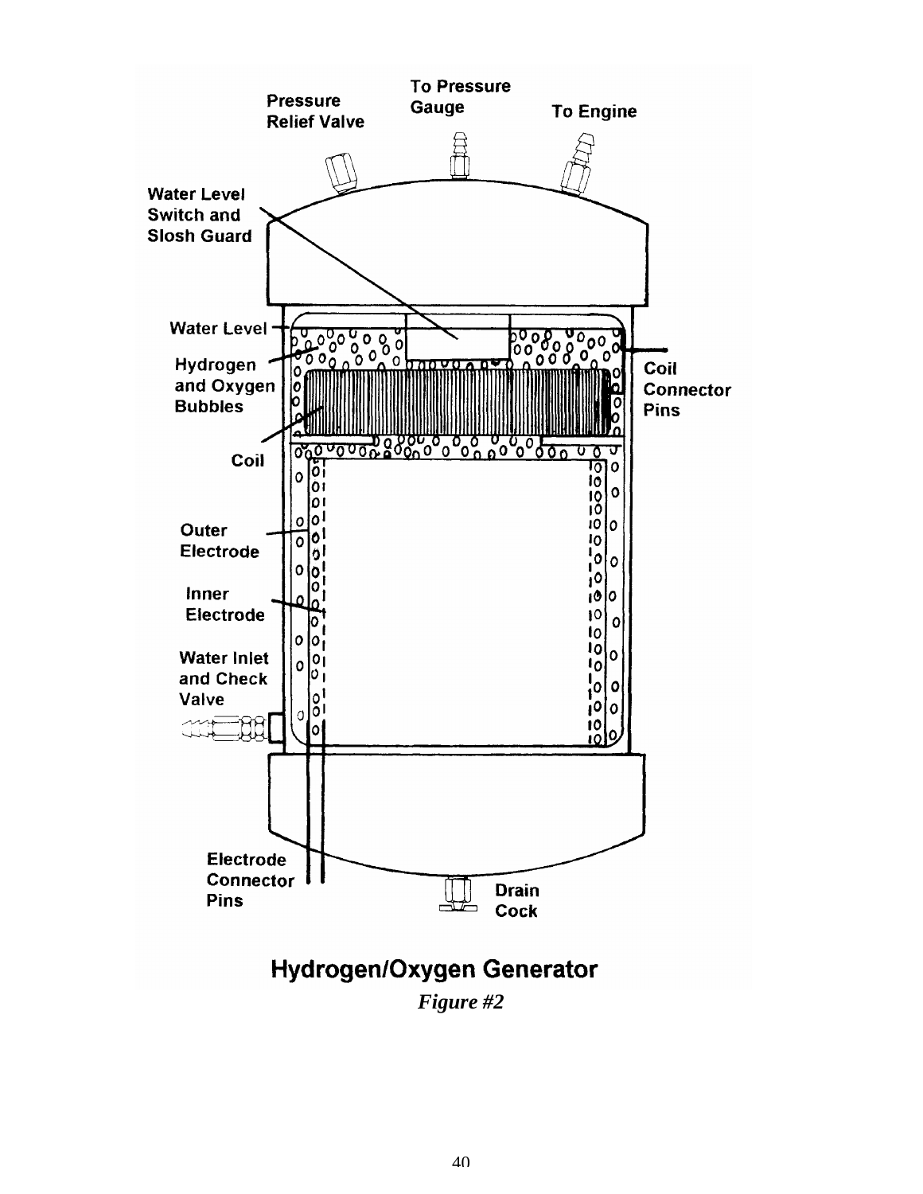**Hydrogen/Oxygen Generator**

*Figure #2*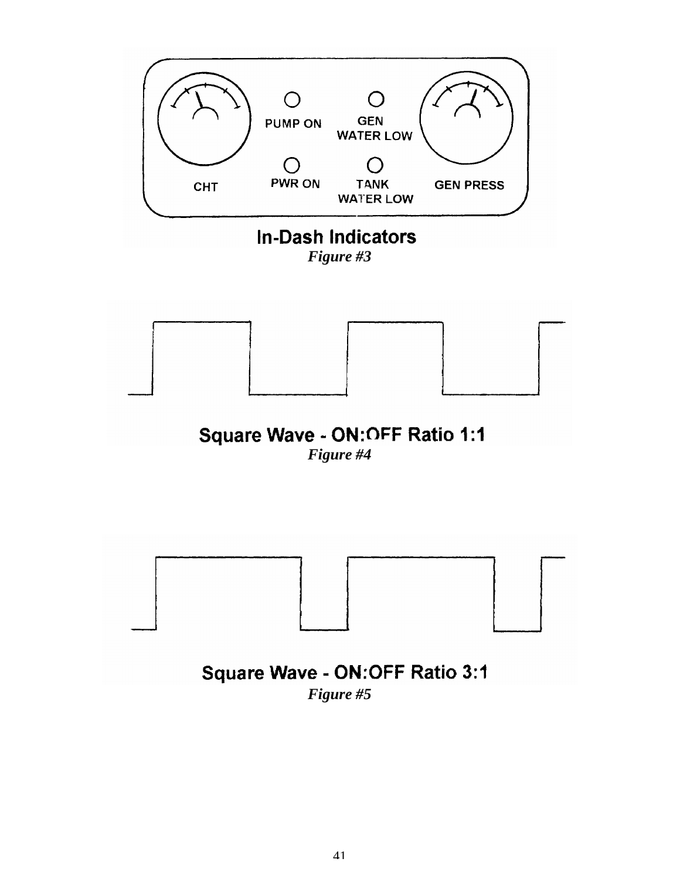CHT

PUMP ON

PWR ON

GEN WATER LOW

TANK WATER LOW

GEN PRESS

**In-Dash Indicators**

*Figure #3*

**Square Wave - ON:OFF Ratio 1:1**

*Figure #4*

**Square Wave - ON:OFF Ratio 3:1**

*Figure #5*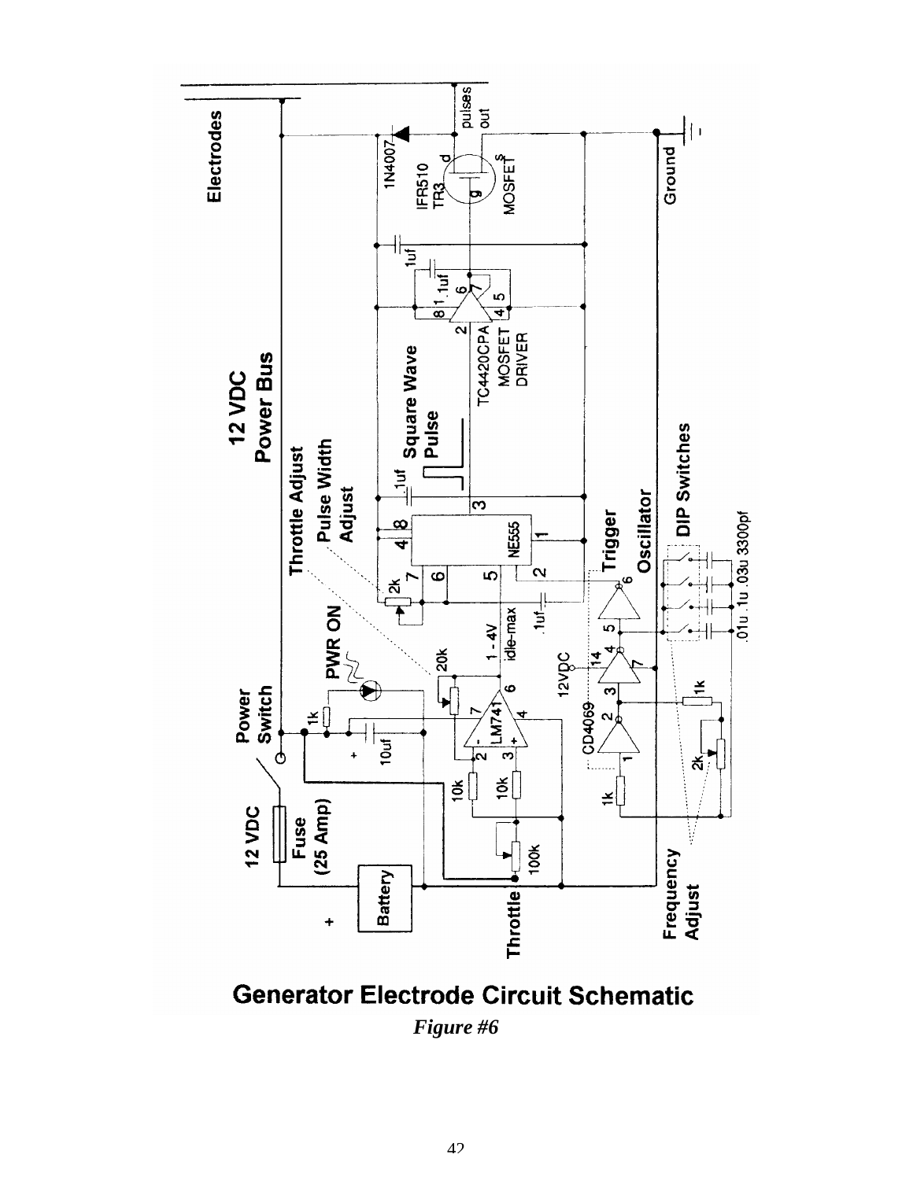## Generator Electrode Circuit Schematic

*Figure #6*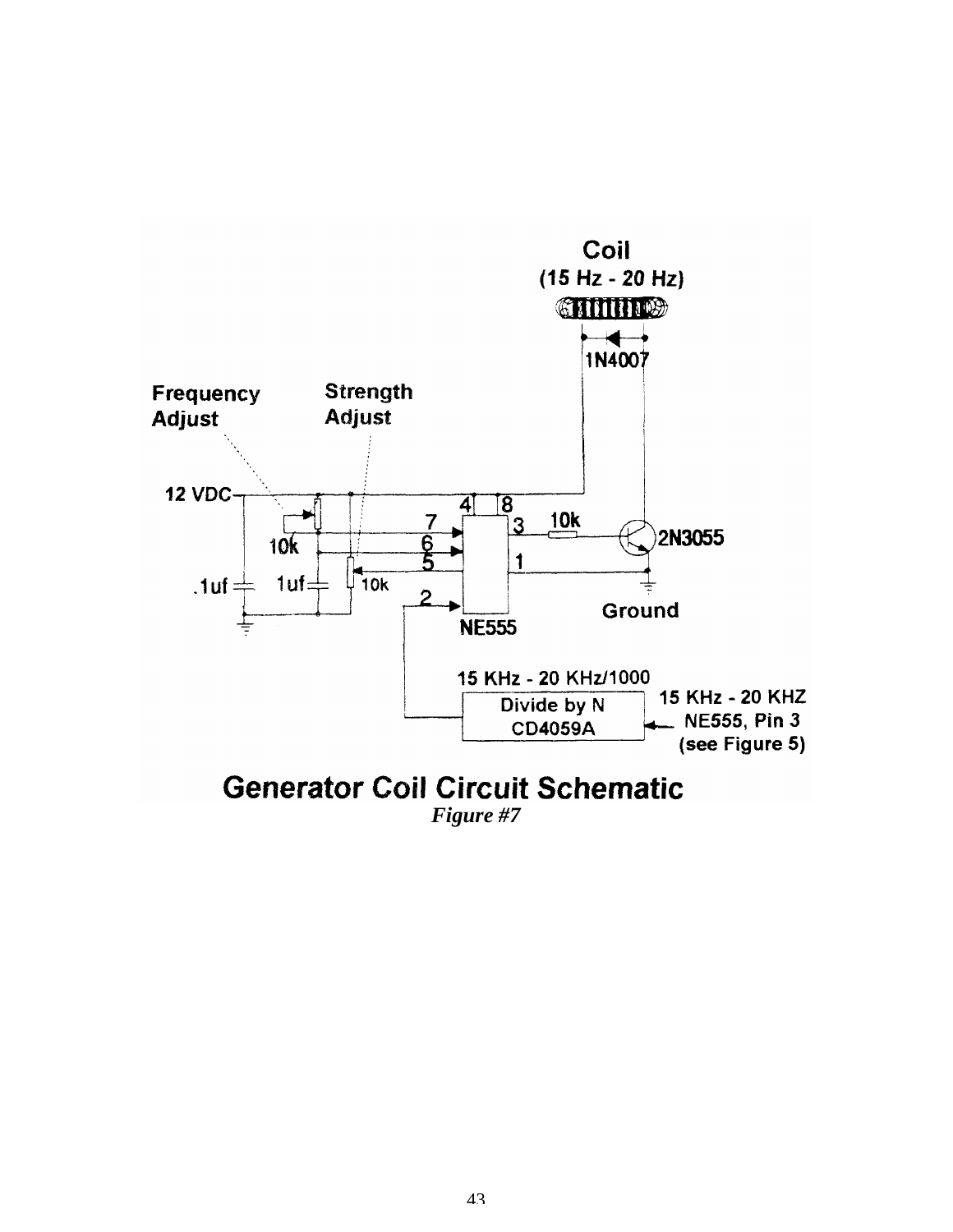Coil
(15 Hz - 20 Hz)

1N4007

Frequency Adjust

Strength Adjust

12 VDC

10k

.1uf

1uf

10k

4 8

7

6

5

3 10k

2N3055

1

2

NE555

Ground

15 KHz - 20 KHz/1000

Divide by N
CD4059A

15 KHz - 20 KHZ
NE555, Pin 3
(see Figure 5)

**Generator Coil Circuit Schematic**

*Figure #7*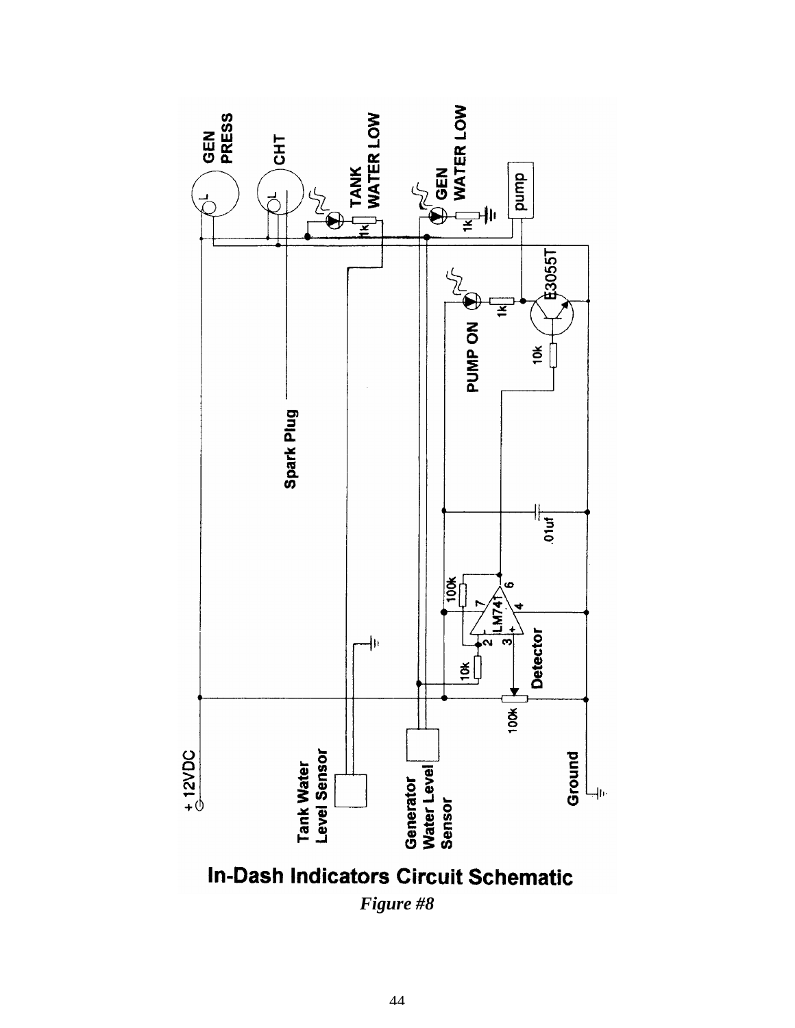In-Dash Indicators Circuit Schematic

*Figure #8*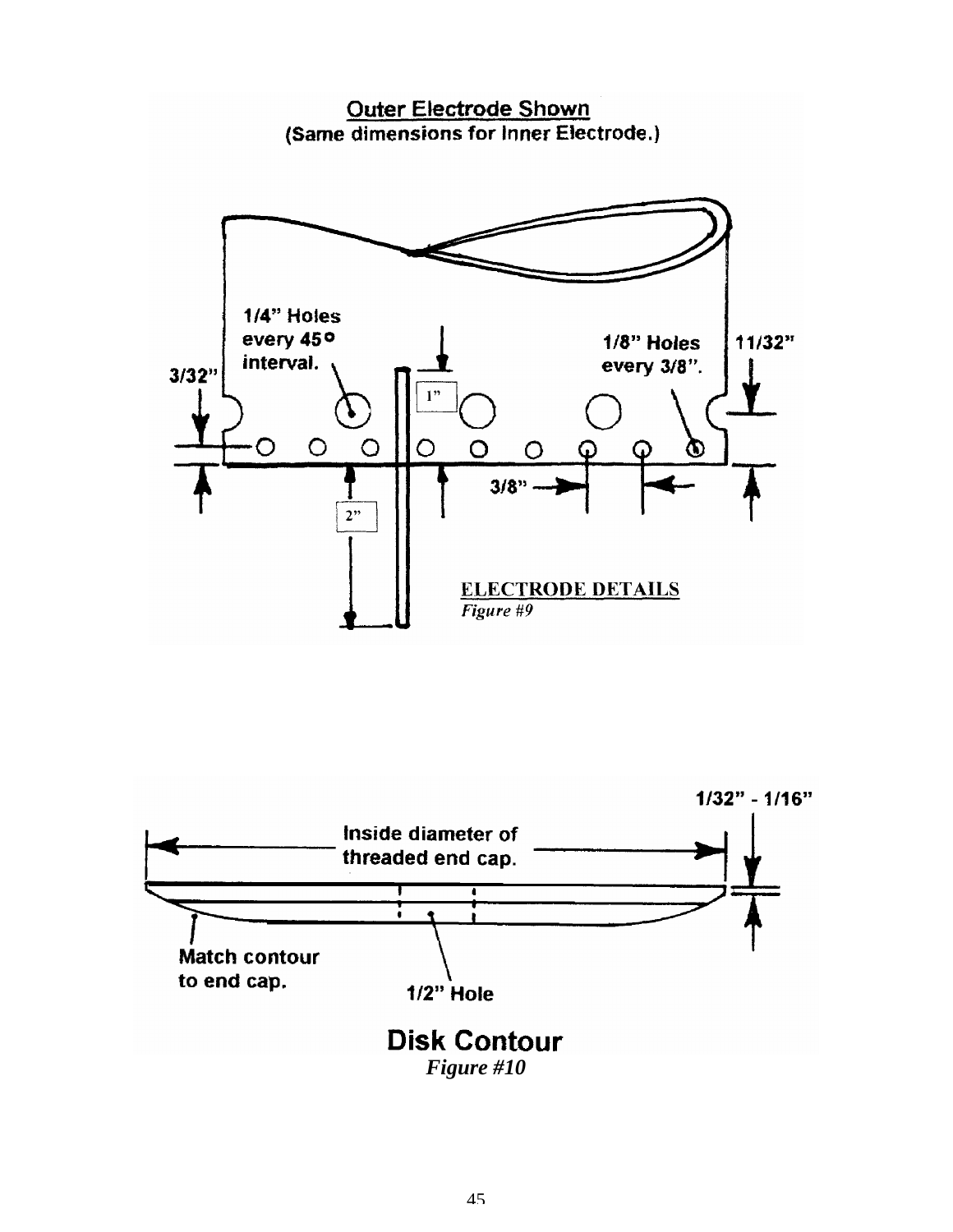**Outer Electrode Shown**
**(Same dimensions for Inner Electrode.)**

1/4" Holes every 45° interval.

1/8" Holes every 3/8".

3/32"

11/32"

1"

2"

3/8"

ELECTRODE DETAILS
*Figure #9*

1/32" - 1/16"

Inside diameter of threaded end cap.

Match contour to end cap.

1/2" Hole

**Disk Contour**
*Figure #10*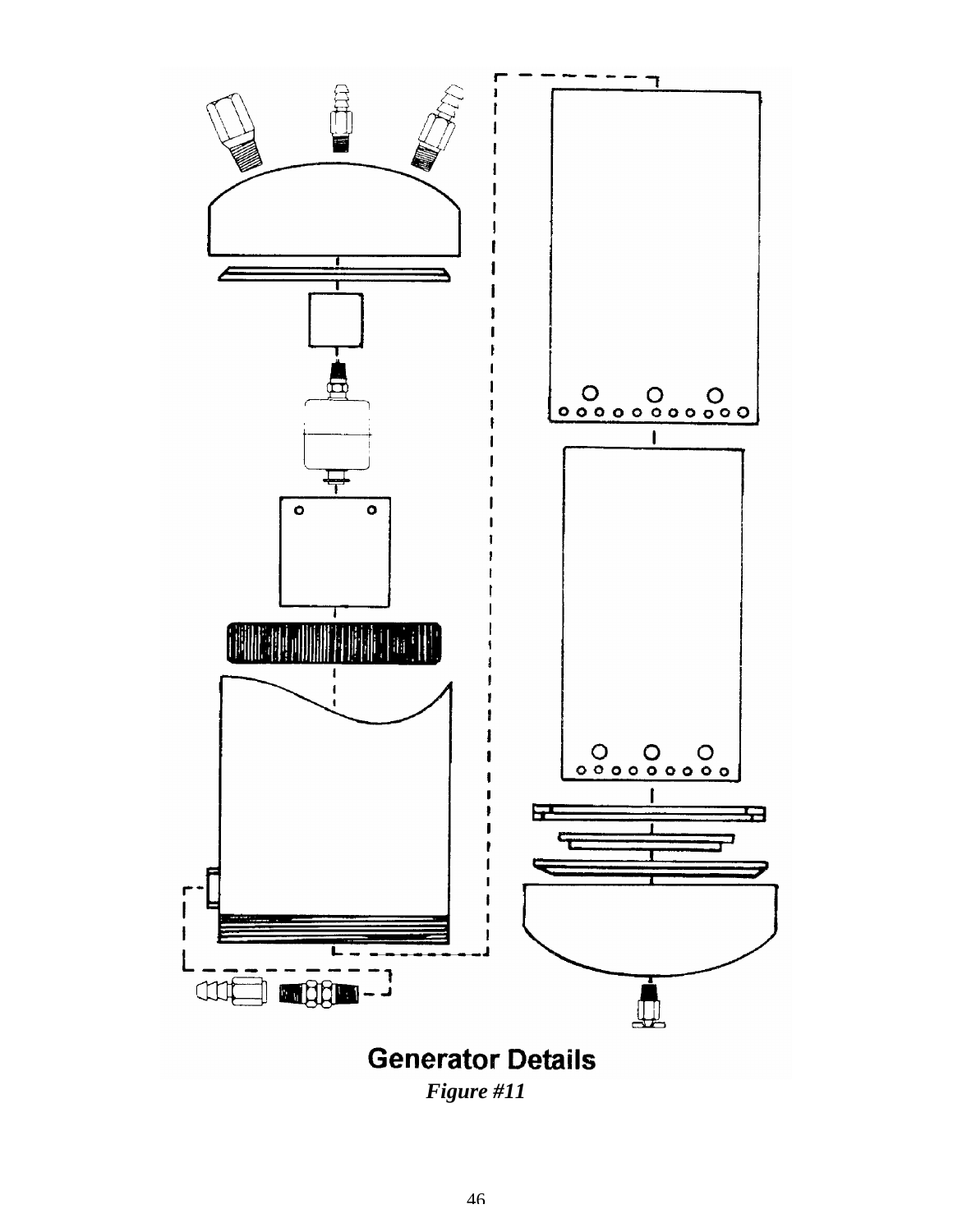**Generator Details**

*Figure #11*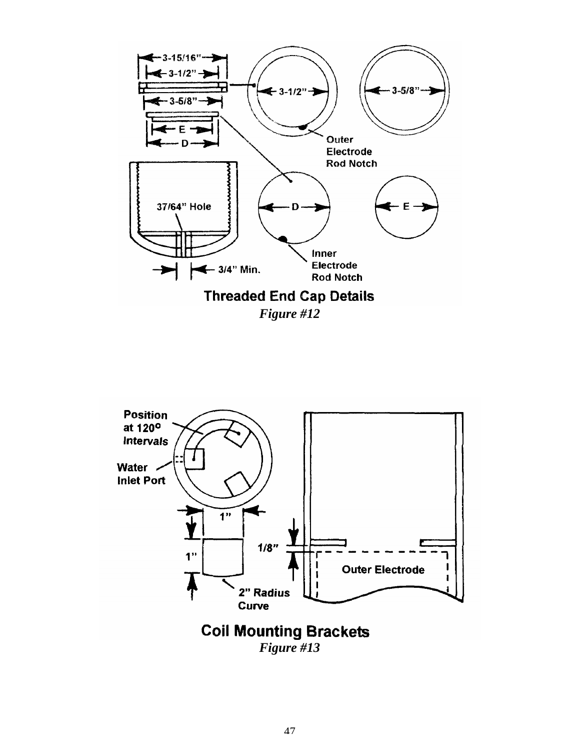Threaded End Cap Details

*Figure #12*

Coil Mounting Brackets

*Figure #13*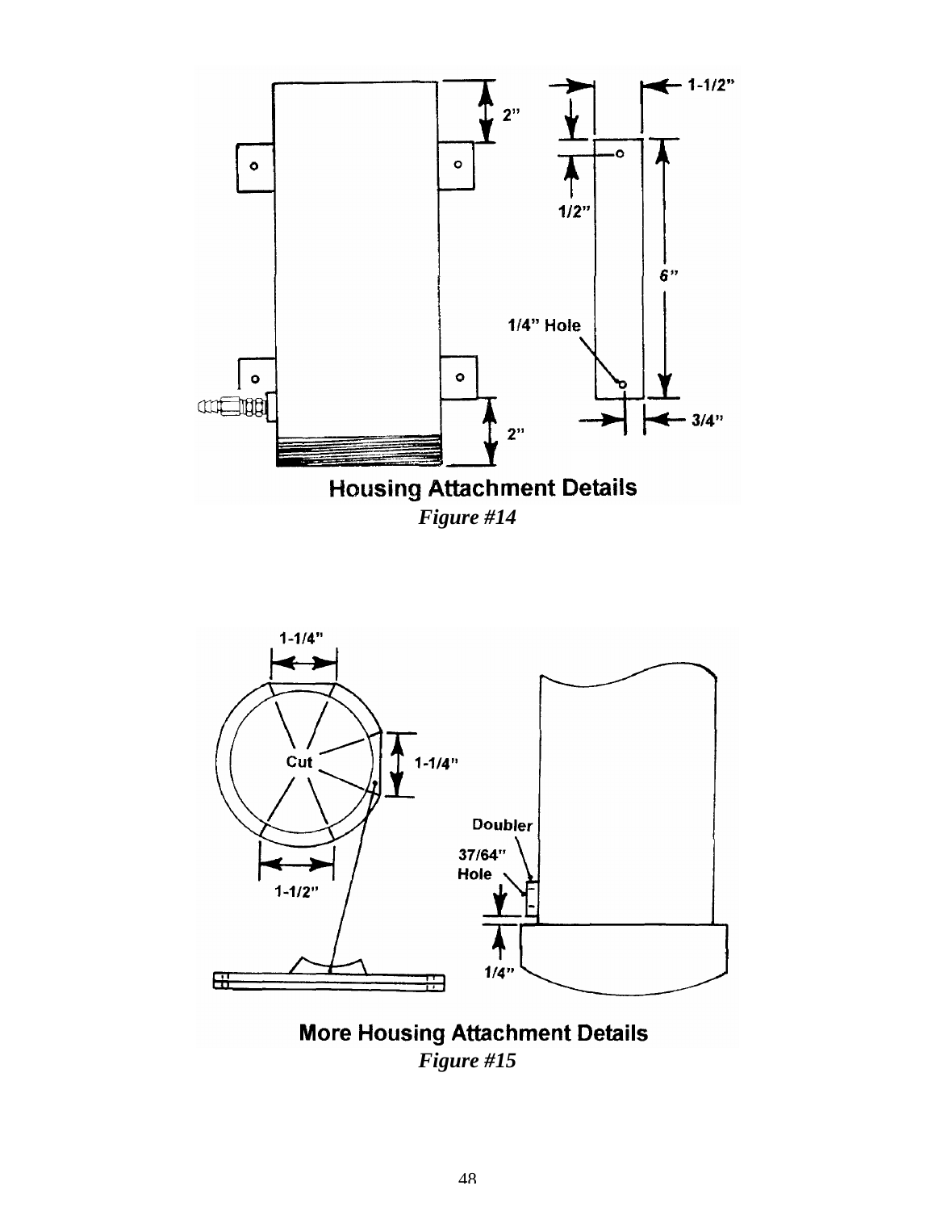2"

1-1/2"

1/2"

6"

1/4" Hole

2"

3/4"

**Housing Attachment Details**

*Figure #14*

1-1/4"

Cut

1-1/4"

Doubler

37/64" Hole

1-1/2"

1/4"

**More Housing Attachment Details**

*Figure #15*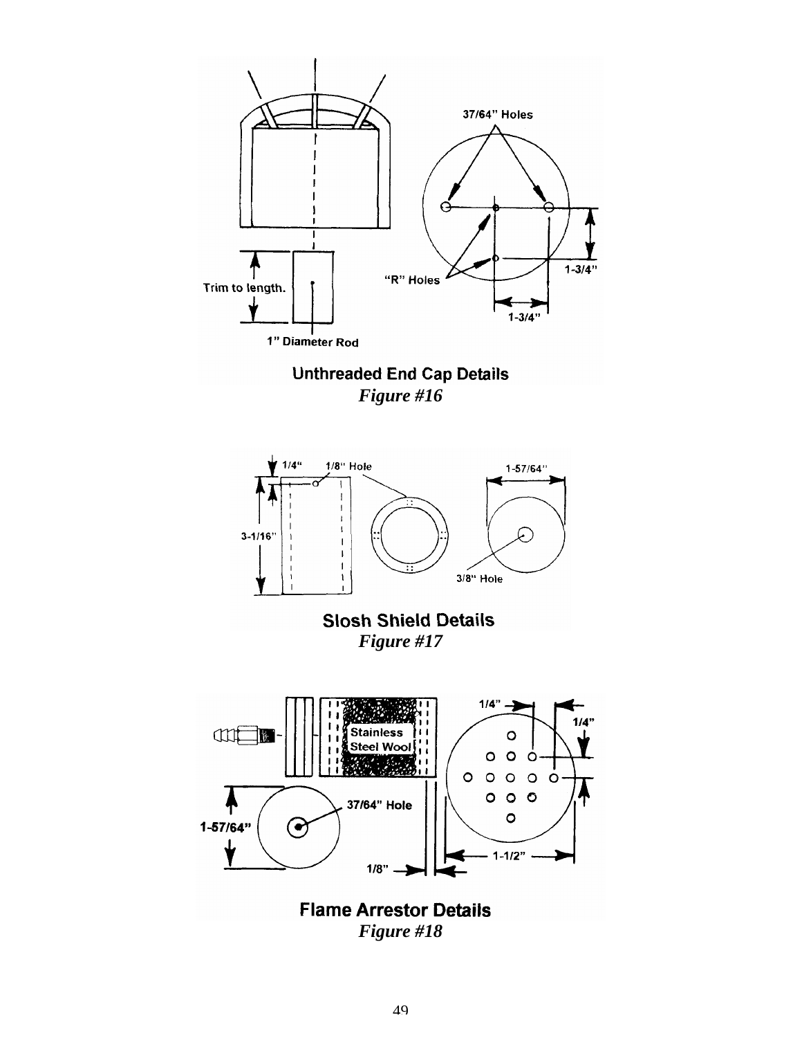37/64" Holes

"R" Holes

1-3/4"

1-3/4"

Trim to length.

1" Diameter Rod

**Unthreaded End Cap Details**

*Figure #16*

1/4"

1/8" Hole

1-57/64"

3-1/16"

3/8" Hole

**Slosh Shield Details**

*Figure #17*

Stainless Steel Wool

1/4"

1/4"

1-57/64"

37/64" Hole

1-1/2"

1/8"

**Flame Arrestor Details**

*Figure #18*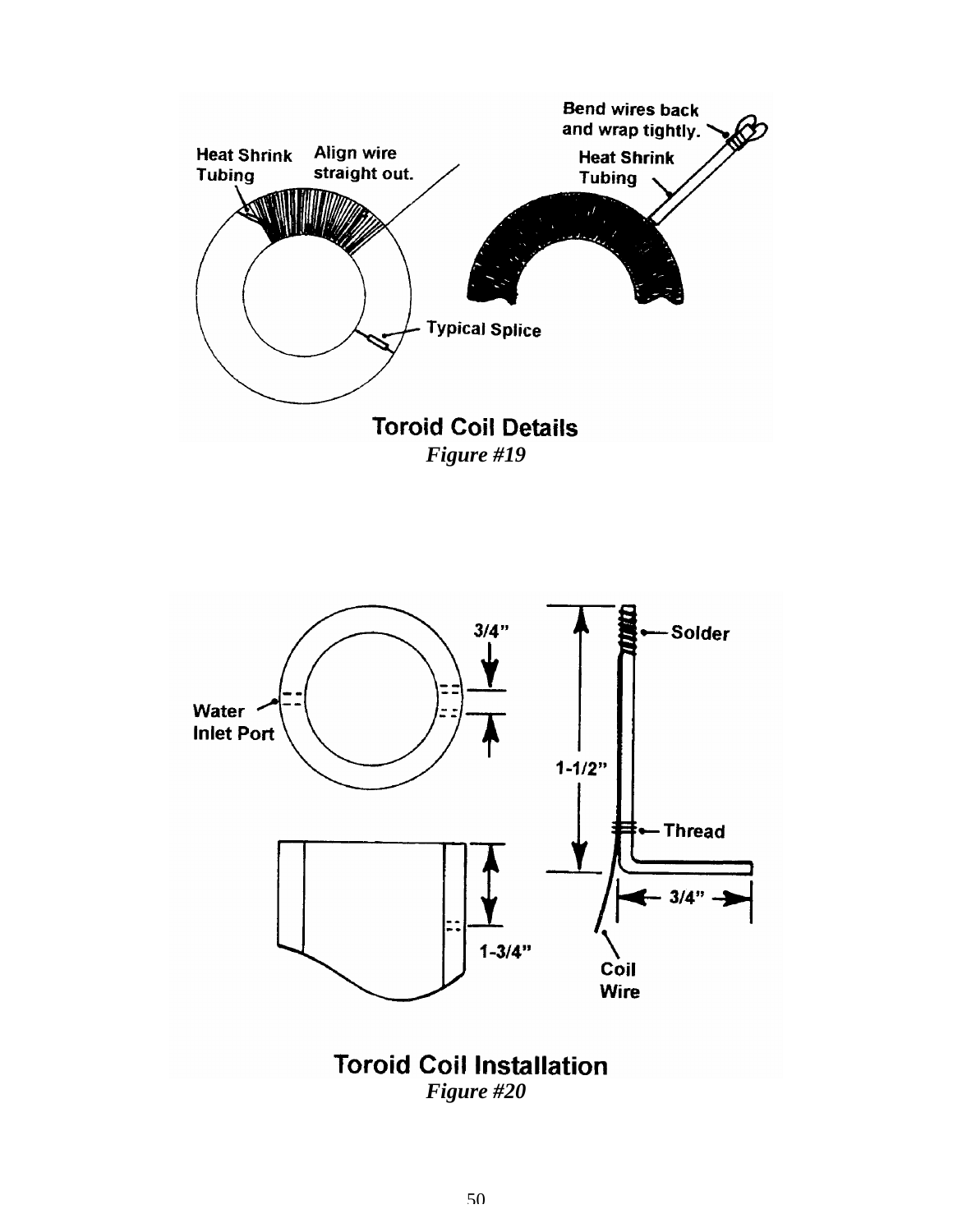Heat Shrink Tubing

Align wire straight out.

Typical Splice

Bend wires back and wrap tightly.

Heat Shrink Tubing

**Toroid Coil Details**

*Figure #19*

3/4"

Water Inlet Port

1-3/4"

Solder

1-1/2"

Thread

3/4"

Coil Wire

**Toroid Coil Installation**

*Figure #20*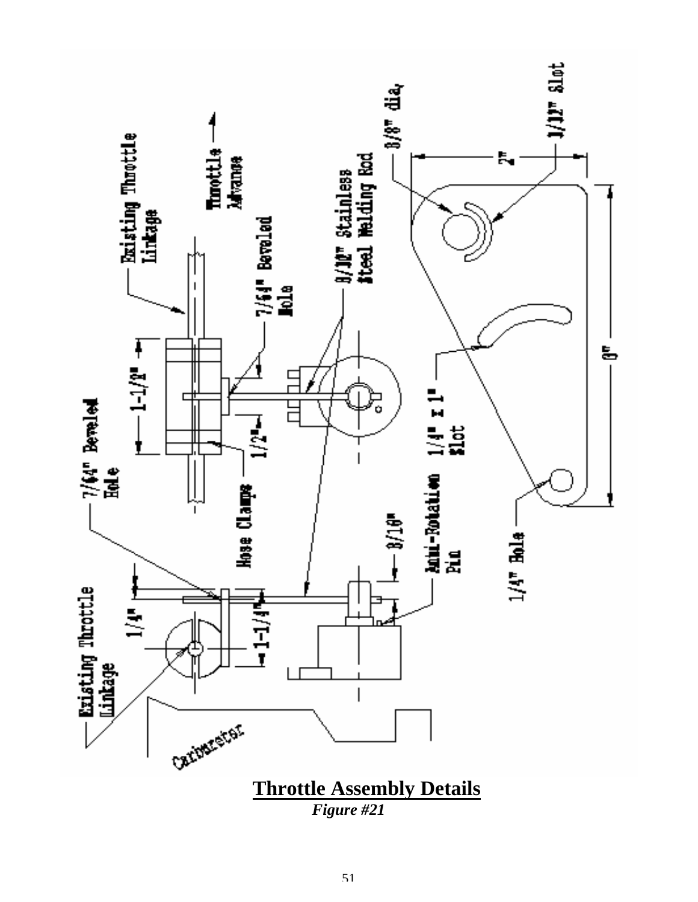Existing Throttle Linkage

Throttle Advance

7/64" Beveled Hole

3/32" Stainless Steel Welding Rod

3/8" dia.

1/32" Slot

2"

1-1/2"

1/2"

Hose Clamps

1/4" x 1" Slot

3"

1/4" Hole

7/64" Beveled Hole

1/4"

1-1/4"

3/16"

Anti-Rotation Pin

Existing Throttle Linkage

Carburetor

**Throttle Assembly Details**

***Figure #21***